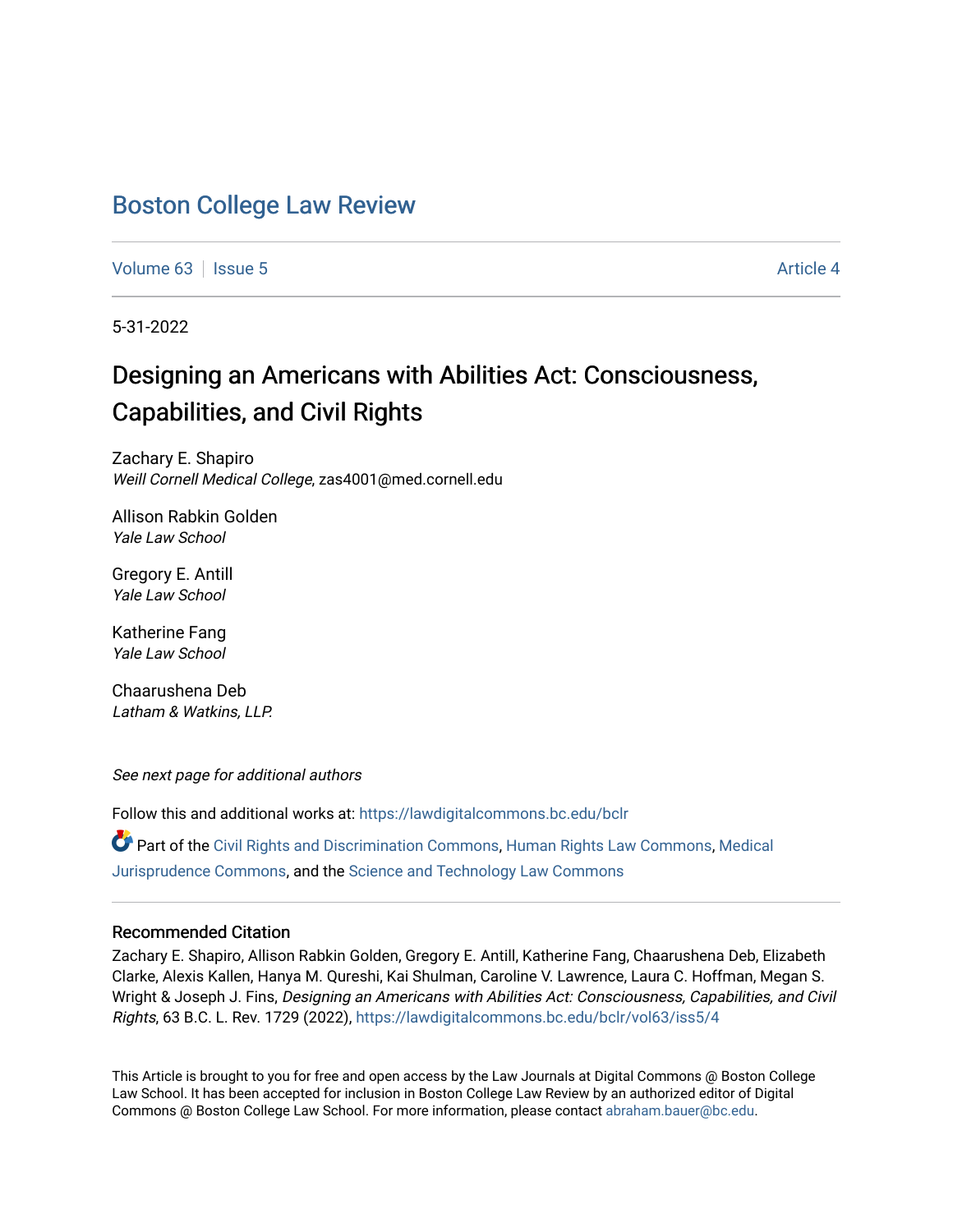# Boston College Law Review

Volume 63 | Issue 5 | Article 4

5-31-2022

## Designing an Americans with Abilities Act: Consciousness, Capabilities, and Civil Rights

Zachary E. Shapiro
*Weill Cornell Medical College*, zas4001@med.cornell.edu

Allison Rabkin Golden
*Yale Law School*

Gregory E. Antill
*Yale Law School*

Katherine Fang
*Yale Law School*

Chaarushena Deb
*Latham & Watkins, LLP.*

*See next page for additional authors*

Follow this and additional works at: https://lawdigitalcommons.bc.edu/bclr

Part of the Civil Rights and Discrimination Commons, Human Rights Law Commons, Medical Jurisprudence Commons, and the Science and Technology Law Commons

### Recommended Citation

Zachary E. Shapiro, Allison Rabkin Golden, Gregory E. Antill, Katherine Fang, Chaarushena Deb, Elizabeth Clarke, Alexis Kallen, Hanya M. Qureshi, Kai Shulman, Caroline V. Lawrence, Laura C. Hoffman, Megan S. Wright & Joseph J. Fins, *Designing an Americans with Abilities Act: Consciousness, Capabilities, and Civil Rights*, 63 B.C. L. Rev. 1729 (2022), https://lawdigitalcommons.bc.edu/bclr/vol63/iss5/4

This Article is brought to you for free and open access by the Law Journals at Digital Commons @ Boston College Law School. It has been accepted for inclusion in Boston College Law Review by an authorized editor of Digital Commons @ Boston College Law School. For more information, please contact abraham.bauer@bc.edu.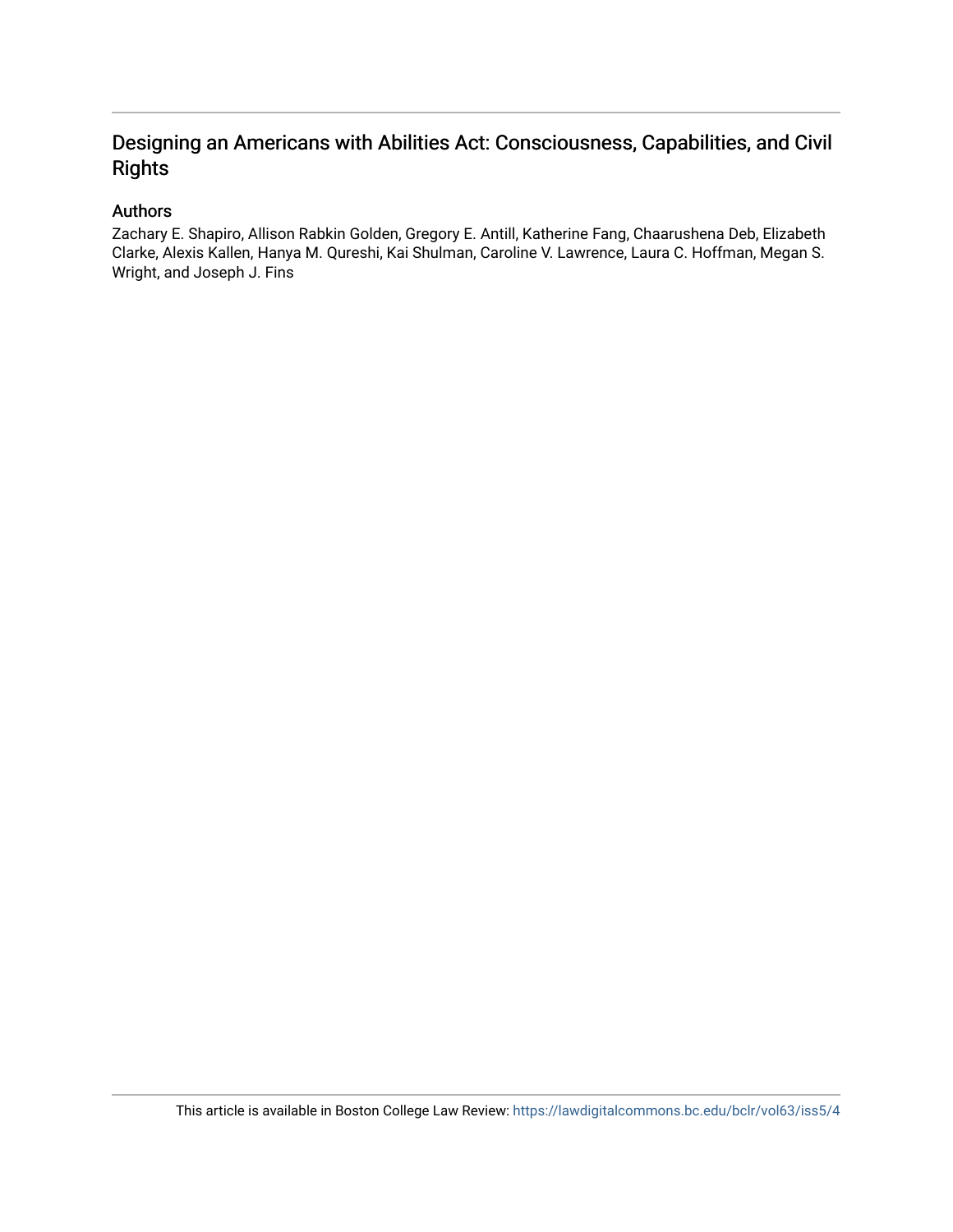# Designing an Americans with Abilities Act: Consciousness, Capabilities, and Civil Rights

## Authors

Zachary E. Shapiro, Allison Rabkin Golden, Gregory E. Antill, Katherine Fang, Chaarushena Deb, Elizabeth Clarke, Alexis Kallen, Hanya M. Qureshi, Kai Shulman, Caroline V. Lawrence, Laura C. Hoffman, Megan S. Wright, and Joseph J. Fins

This article is available in Boston College Law Review: https://lawdigitalcommons.bc.edu/bclr/vol63/iss5/4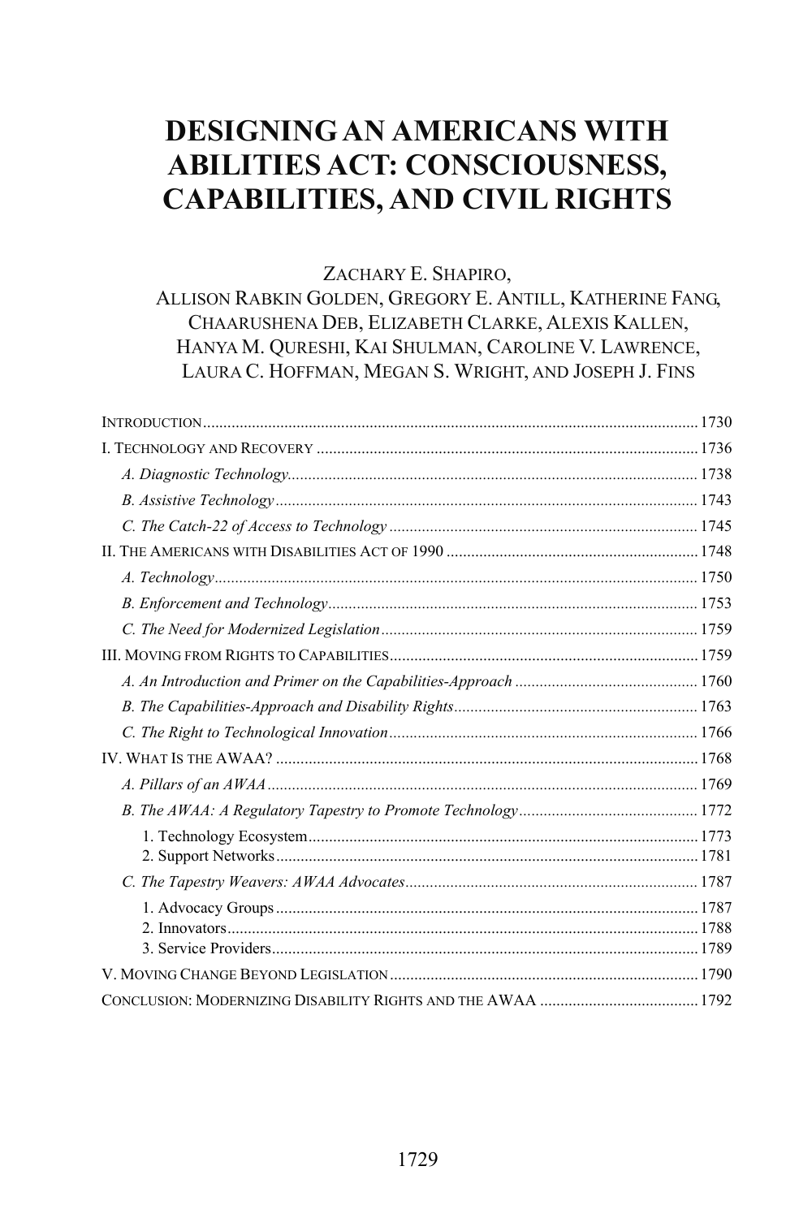# DESIGNING AN AMERICANS WITH ABILITIES ACT: CONSCIOUSNESS, CAPABILITIES, AND CIVIL RIGHTS

ZACHARY E. SHAPIRO,
ALLISON RABKIN GOLDEN, GREGORY E. ANTILL, KATHERINE FANG, CHAARUSHENA DEB, ELIZABETH CLARKE, ALEXIS KALLEN, HANYA M. QURESHI, KAI SHULMAN, CAROLINE V. LAWRENCE, LAURA C. HOFFMAN, MEGAN S. WRIGHT, AND JOSEPH J. FINS

INTRODUCTION ..... 1730
I. TECHNOLOGY AND RECOVERY ..... 1736
*A. Diagnostic Technology* ..... 1738
*B. Assistive Technology* ..... 1743
*C. The Catch-22 of Access to Technology* ..... 1745
II. THE AMERICANS WITH DISABILITIES ACT OF 1990 ..... 1748
*A. Technology* ..... 1750
*B. Enforcement and Technology* ..... 1753
*C. The Need for Modernized Legislation* ..... 1759
III. MOVING FROM RIGHTS TO CAPABILITIES ..... 1759
*A. An Introduction and Primer on the Capabilities-Approach* ..... 1760
*B. The Capabilities-Approach and Disability Rights* ..... 1763
*C. The Right to Technological Innovation* ..... 1766
IV. WHAT IS THE AWAA? ..... 1768
*A. Pillars of an AWAA* ..... 1769
*B. The AWAA: A Regulatory Tapestry to Promote Technology* ..... 1772
1. Technology Ecosystem ..... 1773
2. Support Networks ..... 1781
*C. The Tapestry Weavers: AWAA Advocates* ..... 1787
1. Advocacy Groups ..... 1787
2. Innovators ..... 1788
3. Service Providers ..... 1789
V. MOVING CHANGE BEYOND LEGISLATION ..... 1790
CONCLUSION: MODERNIZING DISABILITY RIGHTS AND THE AWAA ..... 1792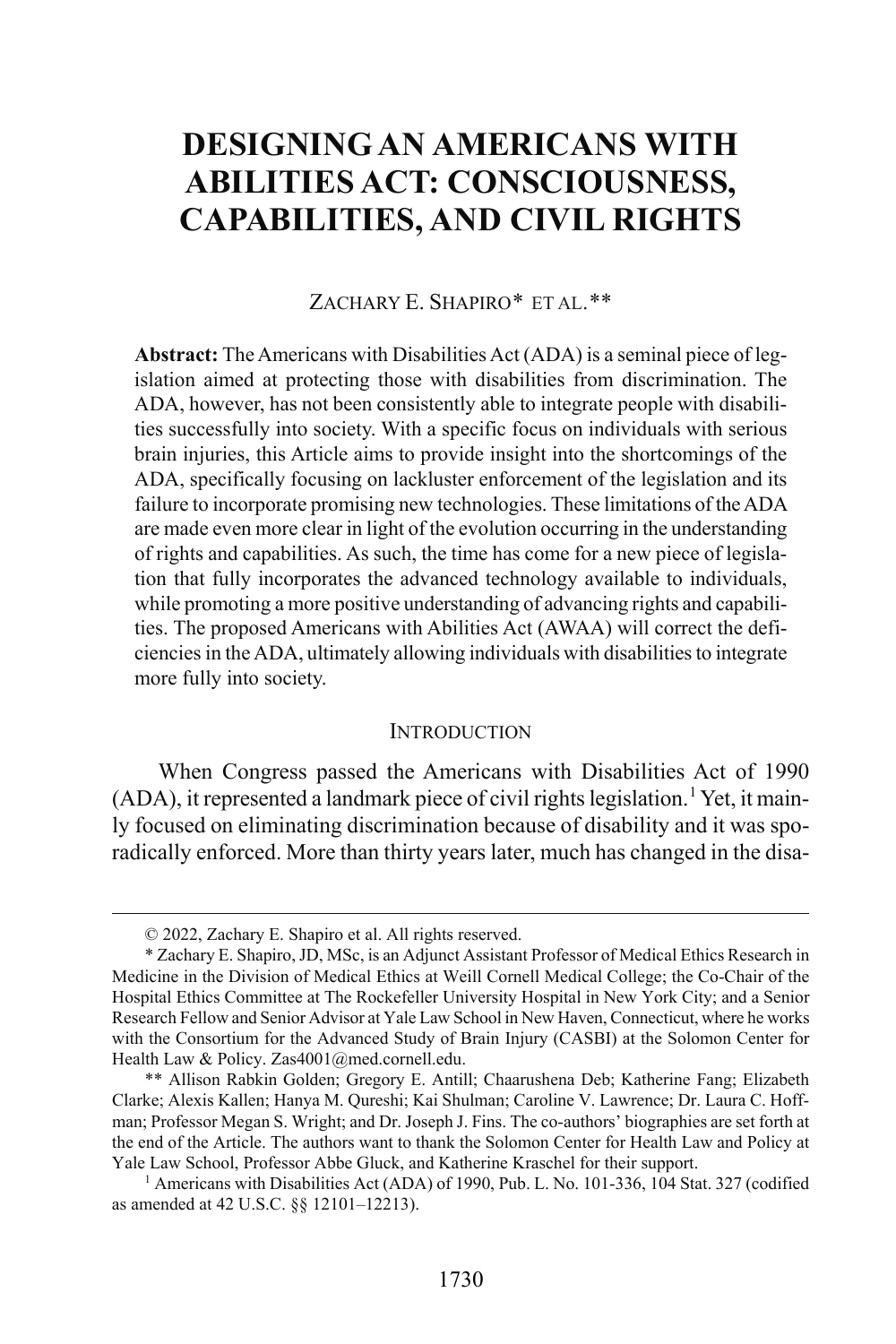# DESIGNING AN AMERICANS WITH ABILITIES ACT: CONSCIOUSNESS, CAPABILITIES, AND CIVIL RIGHTS

ZACHARY E. SHAPIRO* ET AL.**

**Abstract:** The Americans with Disabilities Act (ADA) is a seminal piece of legislation aimed at protecting those with disabilities from discrimination. The ADA, however, has not been consistently able to integrate people with disabilities successfully into society. With a specific focus on individuals with serious brain injuries, this Article aims to provide insight into the shortcomings of the ADA, specifically focusing on lackluster enforcement of the legislation and its failure to incorporate promising new technologies. These limitations of the ADA are made even more clear in light of the evolution occurring in the understanding of rights and capabilities. As such, the time has come for a new piece of legislation that fully incorporates the advanced technology available to individuals, while promoting a more positive understanding of advancing rights and capabilities. The proposed Americans with Abilities Act (AWAA) will correct the deficiencies in the ADA, ultimately allowing individuals with disabilities to integrate more fully into society.

## INTRODUCTION

When Congress passed the Americans with Disabilities Act of 1990 (ADA), it represented a landmark piece of civil rights legislation.[1] Yet, it mainly focused on eliminating discrimination because of disability and it was sporadically enforced. More than thirty years later, much has changed in the disa-

---

© 2022, Zachary E. Shapiro et al. All rights reserved.

* Zachary E. Shapiro, JD, MSc, is an Adjunct Assistant Professor of Medical Ethics Research in Medicine in the Division of Medical Ethics at Weill Cornell Medical College; the Co-Chair of the Hospital Ethics Committee at The Rockefeller University Hospital in New York City; and a Senior Research Fellow and Senior Advisor at Yale Law School in New Haven, Connecticut, where he works with the Consortium for the Advanced Study of Brain Injury (CASBI) at the Solomon Center for Health Law & Policy. Zas4001@med.cornell.edu.

** Allison Rabkin Golden; Gregory E. Antill; Chaarushena Deb; Katherine Fang; Elizabeth Clarke; Alexis Kallen; Hanya M. Qureshi; Kai Shulman; Caroline V. Lawrence; Dr. Laura C. Hoffman; Professor Megan S. Wright; and Dr. Joseph J. Fins. The co-authors' biographies are set forth at the end of the Article. The authors want to thank the Solomon Center for Health Law and Policy at Yale Law School, Professor Abbe Gluck, and Katherine Kraschel for their support.

[1] Americans with Disabilities Act (ADA) of 1990, Pub. L. No. 101-336, 104 Stat. 327 (codified as amended at 42 U.S.C. §§ 12101–12213).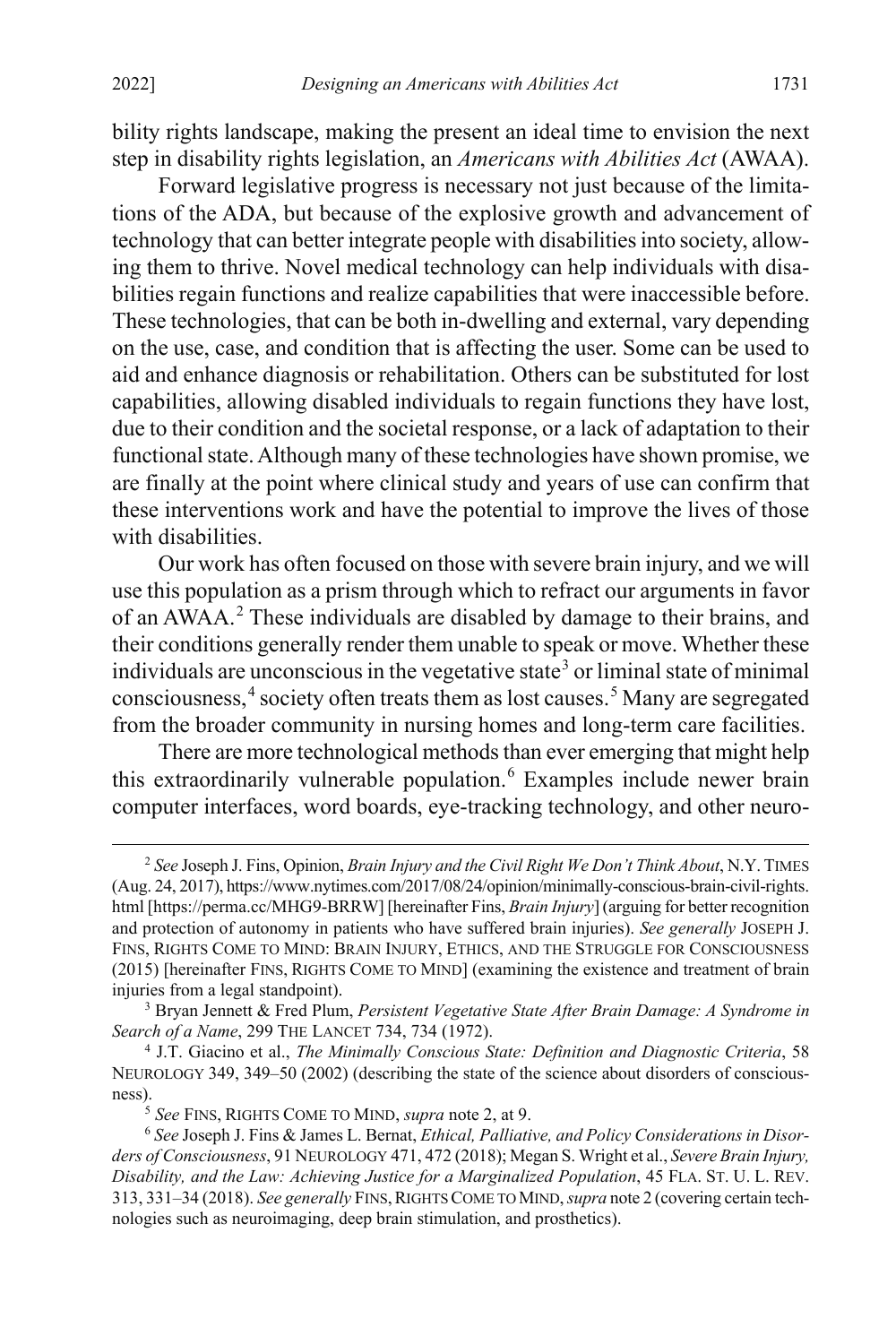bility rights landscape, making the present an ideal time to envision the next step in disability rights legislation, an *Americans with Abilities Act* (AWAA).

Forward legislative progress is necessary not just because of the limitations of the ADA, but because of the explosive growth and advancement of technology that can better integrate people with disabilities into society, allowing them to thrive. Novel medical technology can help individuals with disabilities regain functions and realize capabilities that were inaccessible before. These technologies, that can be both in-dwelling and external, vary depending on the use, case, and condition that is affecting the user. Some can be used to aid and enhance diagnosis or rehabilitation. Others can be substituted for lost capabilities, allowing disabled individuals to regain functions they have lost, due to their condition and the societal response, or a lack of adaptation to their functional state. Although many of these technologies have shown promise, we are finally at the point where clinical study and years of use can confirm that these interventions work and have the potential to improve the lives of those with disabilities.

Our work has often focused on those with severe brain injury, and we will use this population as a prism through which to refract our arguments in favor of an AWAA.[2] These individuals are disabled by damage to their brains, and their conditions generally render them unable to speak or move. Whether these individuals are unconscious in the vegetative state[3] or liminal state of minimal consciousness,[4] society often treats them as lost causes.[5] Many are segregated from the broader community in nursing homes and long-term care facilities.

There are more technological methods than ever emerging that might help this extraordinarily vulnerable population.[6] Examples include newer brain computer interfaces, word boards, eye-tracking technology, and other neuro-

[2] *See* Joseph J. Fins, Opinion, *Brain Injury and the Civil Right We Don't Think About*, N.Y. TIMES (Aug. 24, 2017), https://www.nytimes.com/2017/08/24/opinion/minimally-conscious-brain-civil-rights.html [https://perma.cc/MHG9-BRRW] [hereinafter Fins, *Brain Injury*] (arguing for better recognition and protection of autonomy in patients who have suffered brain injuries). *See generally* JOSEPH J. FINS, RIGHTS COME TO MIND: BRAIN INJURY, ETHICS, AND THE STRUGGLE FOR CONSCIOUSNESS (2015) [hereinafter FINS, RIGHTS COME TO MIND] (examining the existence and treatment of brain injuries from a legal standpoint).

[3] Bryan Jennett & Fred Plum, *Persistent Vegetative State After Brain Damage: A Syndrome in Search of a Name*, 299 THE LANCET 734, 734 (1972).

[4] J.T. Giacino et al., *The Minimally Conscious State: Definition and Diagnostic Criteria*, 58 NEUROLOGY 349, 349–50 (2002) (describing the state of the science about disorders of consciousness).

[5] *See* FINS, RIGHTS COME TO MIND, *supra* note 2, at 9.

[6] *See* Joseph J. Fins & James L. Bernat, *Ethical, Palliative, and Policy Considerations in Disorders of Consciousness*, 91 NEUROLOGY 471, 472 (2018); Megan S. Wright et al., *Severe Brain Injury, Disability, and the Law: Achieving Justice for a Marginalized Population*, 45 FLA. ST. U. L. REV. 313, 331–34 (2018). *See generally* FINS, RIGHTS COME TO MIND, *supra* note 2 (covering certain technologies such as neuroimaging, deep brain stimulation, and prosthetics).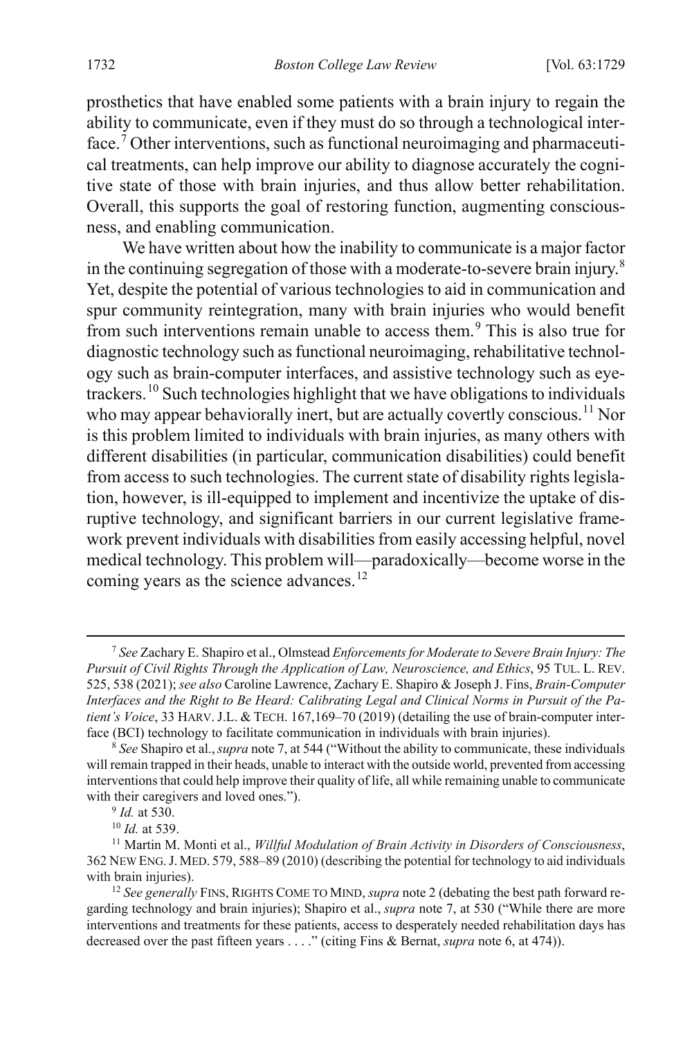prosthetics that have enabled some patients with a brain injury to regain the ability to communicate, even if they must do so through a technological interface.[7] Other interventions, such as functional neuroimaging and pharmaceutical treatments, can help improve our ability to diagnose accurately the cognitive state of those with brain injuries, and thus allow better rehabilitation. Overall, this supports the goal of restoring function, augmenting consciousness, and enabling communication.

We have written about how the inability to communicate is a major factor in the continuing segregation of those with a moderate-to-severe brain injury.[8] Yet, despite the potential of various technologies to aid in communication and spur community reintegration, many with brain injuries who would benefit from such interventions remain unable to access them.[9] This is also true for diagnostic technology such as functional neuroimaging, rehabilitative technology such as brain-computer interfaces, and assistive technology such as eye-trackers.[10] Such technologies highlight that we have obligations to individuals who may appear behaviorally inert, but are actually covertly conscious.[11] Nor is this problem limited to individuals with brain injuries, as many others with different disabilities (in particular, communication disabilities) could benefit from access to such technologies. The current state of disability rights legislation, however, is ill-equipped to implement and incentivize the uptake of disruptive technology, and significant barriers in our current legislative framework prevent individuals with disabilities from easily accessing helpful, novel medical technology. This problem will—paradoxically—become worse in the coming years as the science advances.[12]

---

[7] *See* Zachary E. Shapiro et al., Olmstead *Enforcements for Moderate to Severe Brain Injury: The Pursuit of Civil Rights Through the Application of Law, Neuroscience, and Ethics*, 95 TUL. L. REV. 525, 538 (2021); *see also* Caroline Lawrence, Zachary E. Shapiro & Joseph J. Fins, *Brain-Computer Interfaces and the Right to Be Heard: Calibrating Legal and Clinical Norms in Pursuit of the Patient's Voice*, 33 HARV. J.L. & TECH. 167,169–70 (2019) (detailing the use of brain-computer interface (BCI) technology to facilitate communication in individuals with brain injuries).

[8] *See* Shapiro et al., *supra* note 7, at 544 ("Without the ability to communicate, these individuals will remain trapped in their heads, unable to interact with the outside world, prevented from accessing interventions that could help improve their quality of life, all while remaining unable to communicate with their caregivers and loved ones.").

[9] *Id.* at 530.

[10] *Id.* at 539.

[11] Martin M. Monti et al., *Willful Modulation of Brain Activity in Disorders of Consciousness*, 362 NEW ENG. J. MED. 579, 588–89 (2010) (describing the potential for technology to aid individuals with brain injuries).

[12] *See generally* FINS, RIGHTS COME TO MIND, *supra* note 2 (debating the best path forward regarding technology and brain injuries); Shapiro et al., *supra* note 7, at 530 ("While there are more interventions and treatments for these patients, access to desperately needed rehabilitation days has decreased over the past fifteen years . . . ." (citing Fins & Bernat, *supra* note 6, at 474)).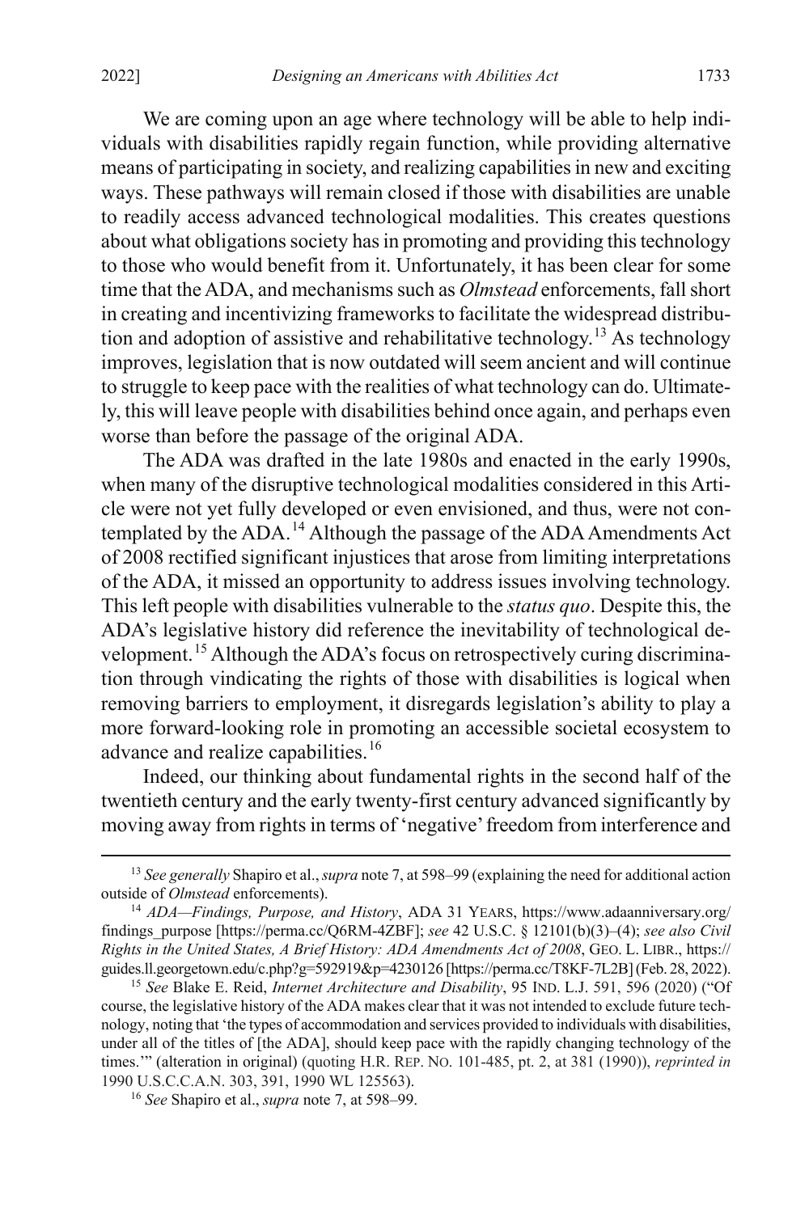We are coming upon an age where technology will be able to help individuals with disabilities rapidly regain function, while providing alternative means of participating in society, and realizing capabilities in new and exciting ways. These pathways will remain closed if those with disabilities are unable to readily access advanced technological modalities. This creates questions about what obligations society has in promoting and providing this technology to those who would benefit from it. Unfortunately, it has been clear for some time that the ADA, and mechanisms such as *Olmstead* enforcements, fall short in creating and incentivizing frameworks to facilitate the widespread distribution and adoption of assistive and rehabilitative technology.[13] As technology improves, legislation that is now outdated will seem ancient and will continue to struggle to keep pace with the realities of what technology can do. Ultimately, this will leave people with disabilities behind once again, and perhaps even worse than before the passage of the original ADA.

The ADA was drafted in the late 1980s and enacted in the early 1990s, when many of the disruptive technological modalities considered in this Article were not yet fully developed or even envisioned, and thus, were not contemplated by the ADA.[14] Although the passage of the ADA Amendments Act of 2008 rectified significant injustices that arose from limiting interpretations of the ADA, it missed an opportunity to address issues involving technology. This left people with disabilities vulnerable to the *status quo*. Despite this, the ADA's legislative history did reference the inevitability of technological development.[15] Although the ADA's focus on retrospectively curing discrimination through vindicating the rights of those with disabilities is logical when removing barriers to employment, it disregards legislation's ability to play a more forward-looking role in promoting an accessible societal ecosystem to advance and realize capabilities.[16]

Indeed, our thinking about fundamental rights in the second half of the twentieth century and the early twenty-first century advanced significantly by moving away from rights in terms of 'negative' freedom from interference and

---

[13] *See generally* Shapiro et al., *supra* note 7, at 598–99 (explaining the need for additional action outside of *Olmstead* enforcements).

[14] *ADA—Findings, Purpose, and History*, ADA 31 YEARS, https://www.adaanniversary.org/findings_purpose [https://perma.cc/Q6RM-4ZBF]; *see* 42 U.S.C. § 12101(b)(3)–(4); *see also Civil Rights in the United States, A Brief History: ADA Amendments Act of 2008*, GEO. L. LIBR., https://guides.ll.georgetown.edu/c.php?g=592919&p=4230126 [https://perma.cc/T8KF-7L2B] (Feb. 28, 2022).

[15] *See* Blake E. Reid, *Internet Architecture and Disability*, 95 IND. L.J. 591, 596 (2020) ("Of course, the legislative history of the ADA makes clear that it was not intended to exclude future technology, noting that 'the types of accommodation and services provided to individuals with disabilities, under all of the titles of [the ADA], should keep pace with the rapidly changing technology of the times.'" (alteration in original) (quoting H.R. REP. NO. 101-485, pt. 2, at 381 (1990)), *reprinted in* 1990 U.S.C.C.A.N. 303, 391, 1990 WL 125563).

[16] *See* Shapiro et al., *supra* note 7, at 598–99.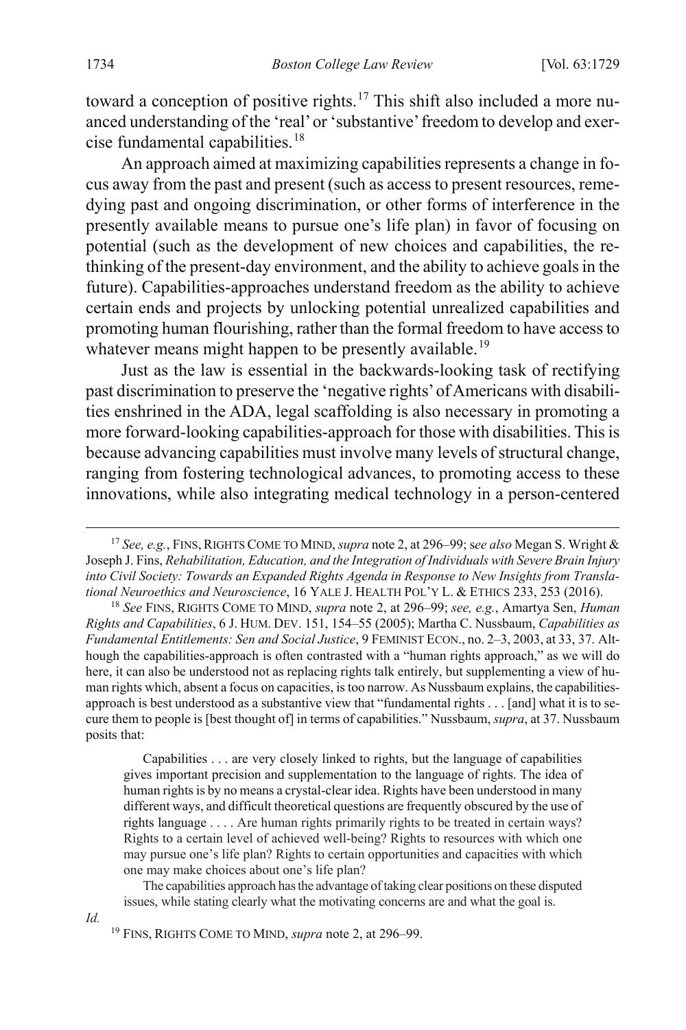toward a conception of positive rights.[17] This shift also included a more nuanced understanding of the 'real' or 'substantive' freedom to develop and exercise fundamental capabilities.[18]

An approach aimed at maximizing capabilities represents a change in focus away from the past and present (such as access to present resources, remedying past and ongoing discrimination, or other forms of interference in the presently available means to pursue one's life plan) in favor of focusing on potential (such as the development of new choices and capabilities, the rethinking of the present-day environment, and the ability to achieve goals in the future). Capabilities-approaches understand freedom as the ability to achieve certain ends and projects by unlocking potential unrealized capabilities and promoting human flourishing, rather than the formal freedom to have access to whatever means might happen to be presently available.[19]

Just as the law is essential in the backwards-looking task of rectifying past discrimination to preserve the 'negative rights' of Americans with disabilities enshrined in the ADA, legal scaffolding is also necessary in promoting a more forward-looking capabilities-approach for those with disabilities. This is because advancing capabilities must involve many levels of structural change, ranging from fostering technological advances, to promoting access to these innovations, while also integrating medical technology in a person-centered

---

[17] *See, e.g.*, FINS, RIGHTS COME TO MIND, *supra* note 2, at 296–99; *see also* Megan S. Wright & Joseph J. Fins, *Rehabilitation, Education, and the Integration of Individuals with Severe Brain Injury into Civil Society: Towards an Expanded Rights Agenda in Response to New Insights from Translational Neuroethics and Neuroscience*, 16 YALE J. HEALTH POL'Y L. & ETHICS 233, 253 (2016).

[18] *See* FINS, RIGHTS COME TO MIND, *supra* note 2, at 296–99; *see, e.g.*, Amartya Sen, *Human Rights and Capabilities*, 6 J. HUM. DEV. 151, 154–55 (2005); Martha C. Nussbaum, *Capabilities as Fundamental Entitlements: Sen and Social Justice*, 9 FEMINIST ECON., no. 2–3, 2003, at 33, 37. Although the capabilities-approach is often contrasted with a "human rights approach," as we will do here, it can also be understood not as replacing rights talk entirely, but supplementing a view of human rights which, absent a focus on capacities, is too narrow. As Nussbaum explains, the capabilities-approach is best understood as a substantive view that "fundamental rights . . . [and] what it is to secure them to people is [best thought of] in terms of capabilities." Nussbaum, *supra*, at 37. Nussbaum posits that:

> Capabilities . . . are very closely linked to rights, but the language of capabilities gives important precision and supplementation to the language of rights. The idea of human rights is by no means a crystal-clear idea. Rights have been understood in many different ways, and difficult theoretical questions are frequently obscured by the use of rights language . . . . Are human rights primarily rights to be treated in certain ways? Rights to a certain level of achieved well-being? Rights to resources with which one may pursue one's life plan? Rights to certain opportunities and capacities with which one may make choices about one's life plan?
>
> The capabilities approach has the advantage of taking clear positions on these disputed issues, while stating clearly what the motivating concerns are and what the goal is.

*Id.*

[19] FINS, RIGHTS COME TO MIND, *supra* note 2, at 296–99.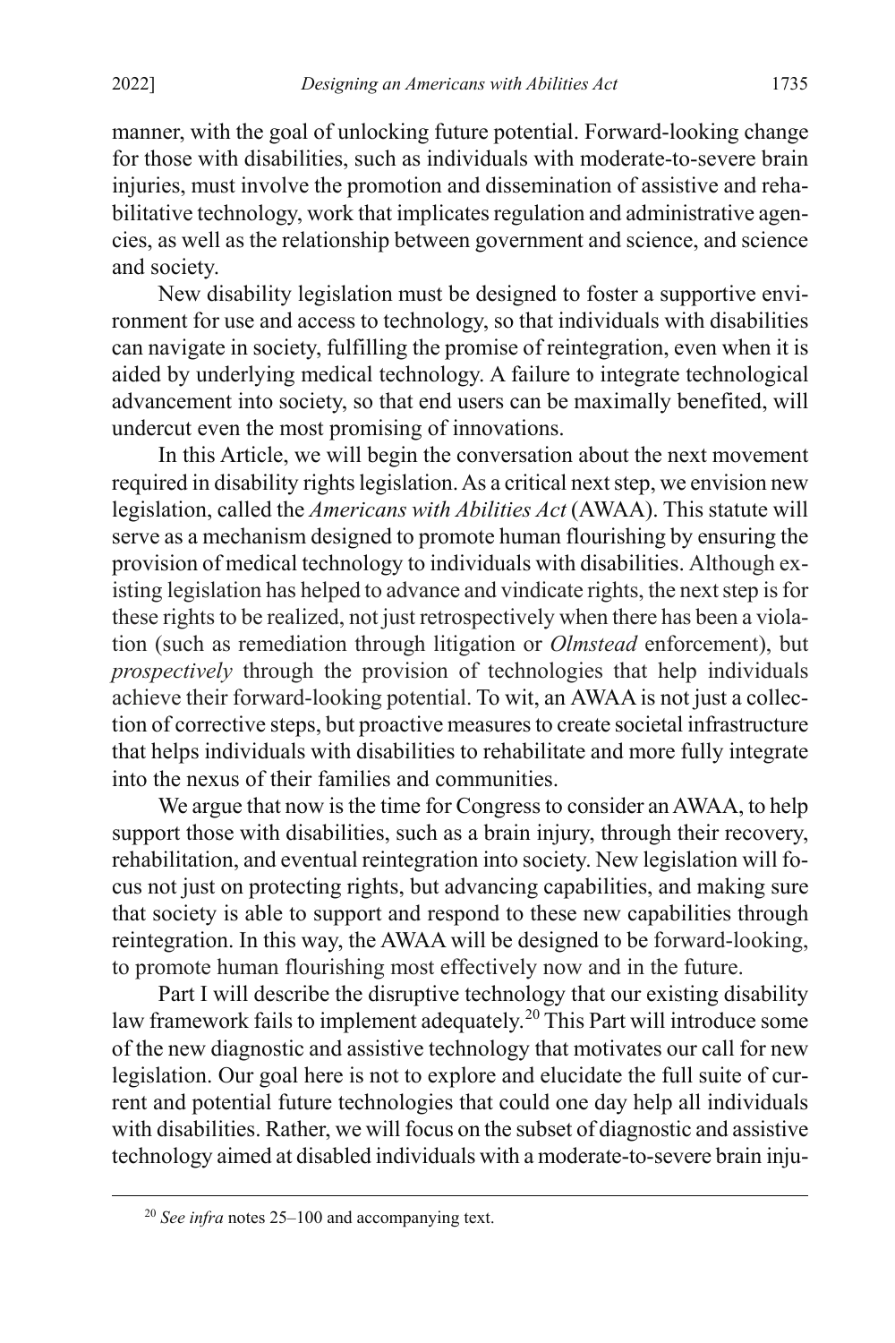manner, with the goal of unlocking future potential. Forward-looking change for those with disabilities, such as individuals with moderate-to-severe brain injuries, must involve the promotion and dissemination of assistive and rehabilitative technology, work that implicates regulation and administrative agencies, as well as the relationship between government and science, and science and society.

New disability legislation must be designed to foster a supportive environment for use and access to technology, so that individuals with disabilities can navigate in society, fulfilling the promise of reintegration, even when it is aided by underlying medical technology. A failure to integrate technological advancement into society, so that end users can be maximally benefited, will undercut even the most promising of innovations.

In this Article, we will begin the conversation about the next movement required in disability rights legislation. As a critical next step, we envision new legislation, called the *Americans with Abilities Act* (AWAA). This statute will serve as a mechanism designed to promote human flourishing by ensuring the provision of medical technology to individuals with disabilities. Although existing legislation has helped to advance and vindicate rights, the next step is for these rights to be realized, not just retrospectively when there has been a violation (such as remediation through litigation or *Olmstead* enforcement), but *prospectively* through the provision of technologies that help individuals achieve their forward-looking potential. To wit, an AWAA is not just a collection of corrective steps, but proactive measures to create societal infrastructure that helps individuals with disabilities to rehabilitate and more fully integrate into the nexus of their families and communities.

We argue that now is the time for Congress to consider an AWAA, to help support those with disabilities, such as a brain injury, through their recovery, rehabilitation, and eventual reintegration into society. New legislation will focus not just on protecting rights, but advancing capabilities, and making sure that society is able to support and respond to these new capabilities through reintegration. In this way, the AWAA will be designed to be forward-looking, to promote human flourishing most effectively now and in the future.

Part I will describe the disruptive technology that our existing disability law framework fails to implement adequately.[20] This Part will introduce some of the new diagnostic and assistive technology that motivates our call for new legislation. Our goal here is not to explore and elucidate the full suite of current and potential future technologies that could one day help all individuals with disabilities. Rather, we will focus on the subset of diagnostic and assistive technology aimed at disabled individuals with a moderate-to-severe brain inju-

[20] *See infra* notes 25–100 and accompanying text.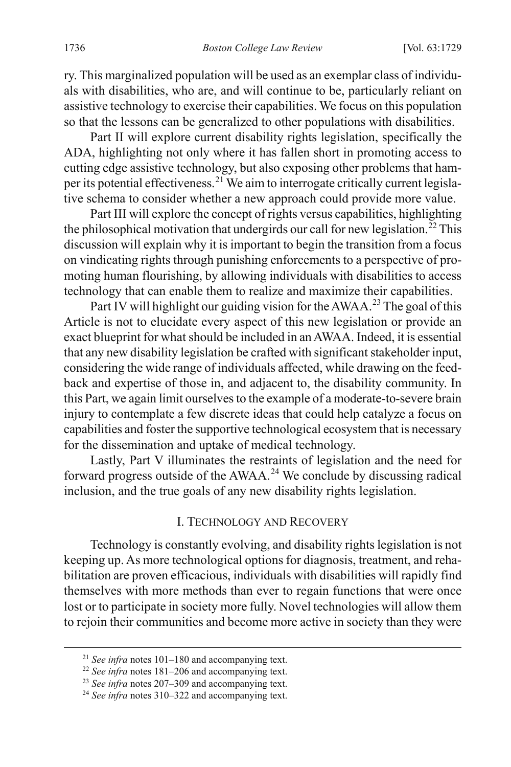ry. This marginalized population will be used as an exemplar class of individuals with disabilities, who are, and will continue to be, particularly reliant on assistive technology to exercise their capabilities. We focus on this population so that the lessons can be generalized to other populations with disabilities.

Part II will explore current disability rights legislation, specifically the ADA, highlighting not only where it has fallen short in promoting access to cutting edge assistive technology, but also exposing other problems that hamper its potential effectiveness.[21] We aim to interrogate critically current legislative schema to consider whether a new approach could provide more value.

Part III will explore the concept of rights versus capabilities, highlighting the philosophical motivation that undergirds our call for new legislation.[22] This discussion will explain why it is important to begin the transition from a focus on vindicating rights through punishing enforcements to a perspective of promoting human flourishing, by allowing individuals with disabilities to access technology that can enable them to realize and maximize their capabilities.

Part IV will highlight our guiding vision for the AWAA.[23] The goal of this Article is not to elucidate every aspect of this new legislation or provide an exact blueprint for what should be included in an AWAA. Indeed, it is essential that any new disability legislation be crafted with significant stakeholder input, considering the wide range of individuals affected, while drawing on the feedback and expertise of those in, and adjacent to, the disability community. In this Part, we again limit ourselves to the example of a moderate-to-severe brain injury to contemplate a few discrete ideas that could help catalyze a focus on capabilities and foster the supportive technological ecosystem that is necessary for the dissemination and uptake of medical technology.

Lastly, Part V illuminates the restraints of legislation and the need for forward progress outside of the AWAA.[24] We conclude by discussing radical inclusion, and the true goals of any new disability rights legislation.

## I. TECHNOLOGY AND RECOVERY

Technology is constantly evolving, and disability rights legislation is not keeping up. As more technological options for diagnosis, treatment, and rehabilitation are proven efficacious, individuals with disabilities will rapidly find themselves with more methods than ever to regain functions that were once lost or to participate in society more fully. Novel technologies will allow them to rejoin their communities and become more active in society than they were

[21] *See infra* notes 101–180 and accompanying text.

[22] *See infra* notes 181–206 and accompanying text.

[23] *See infra* notes 207–309 and accompanying text.

[24] *See infra* notes 310–322 and accompanying text.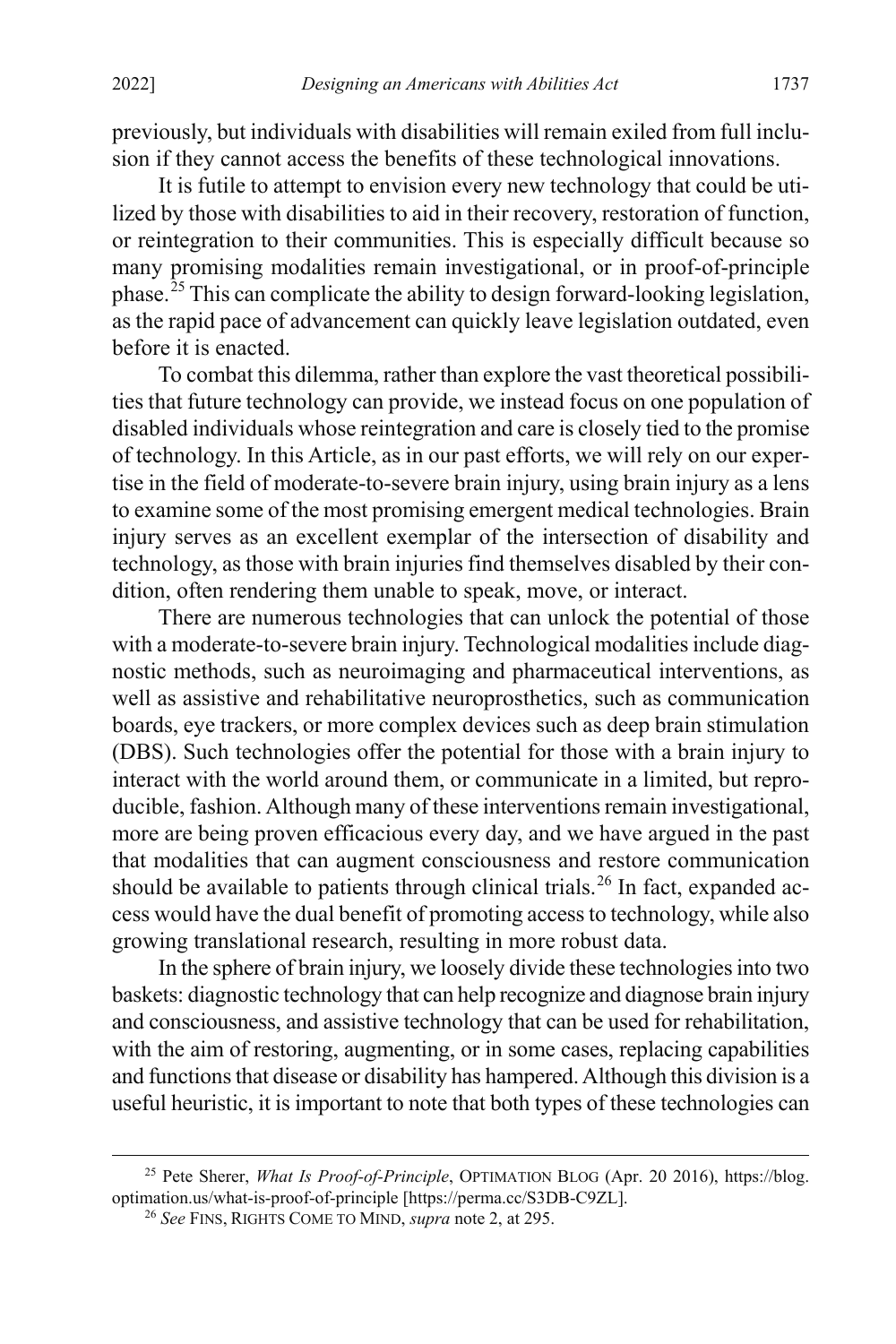previously, but individuals with disabilities will remain exiled from full inclusion if they cannot access the benefits of these technological innovations.

It is futile to attempt to envision every new technology that could be utilized by those with disabilities to aid in their recovery, restoration of function, or reintegration to their communities. This is especially difficult because so many promising modalities remain investigational, or in proof-of-principle phase.[25] This can complicate the ability to design forward-looking legislation, as the rapid pace of advancement can quickly leave legislation outdated, even before it is enacted.

To combat this dilemma, rather than explore the vast theoretical possibilities that future technology can provide, we instead focus on one population of disabled individuals whose reintegration and care is closely tied to the promise of technology. In this Article, as in our past efforts, we will rely on our expertise in the field of moderate-to-severe brain injury, using brain injury as a lens to examine some of the most promising emergent medical technologies. Brain injury serves as an excellent exemplar of the intersection of disability and technology, as those with brain injuries find themselves disabled by their condition, often rendering them unable to speak, move, or interact.

There are numerous technologies that can unlock the potential of those with a moderate-to-severe brain injury. Technological modalities include diagnostic methods, such as neuroimaging and pharmaceutical interventions, as well as assistive and rehabilitative neuroprosthetics, such as communication boards, eye trackers, or more complex devices such as deep brain stimulation (DBS). Such technologies offer the potential for those with a brain injury to interact with the world around them, or communicate in a limited, but reproducible, fashion. Although many of these interventions remain investigational, more are being proven efficacious every day, and we have argued in the past that modalities that can augment consciousness and restore communication should be available to patients through clinical trials.[26] In fact, expanded access would have the dual benefit of promoting access to technology, while also growing translational research, resulting in more robust data.

In the sphere of brain injury, we loosely divide these technologies into two baskets: diagnostic technology that can help recognize and diagnose brain injury and consciousness, and assistive technology that can be used for rehabilitation, with the aim of restoring, augmenting, or in some cases, replacing capabilities and functions that disease or disability has hampered. Although this division is a useful heuristic, it is important to note that both types of these technologies can

---

[25] Pete Sherer, *What Is Proof-of-Principle*, OPTIMATION BLOG (Apr. 20 2016), https://blog.optimation.us/what-is-proof-of-principle [https://perma.cc/S3DB-C9ZL].

[26] *See* FINS, RIGHTS COME TO MIND, *supra* note 2, at 295.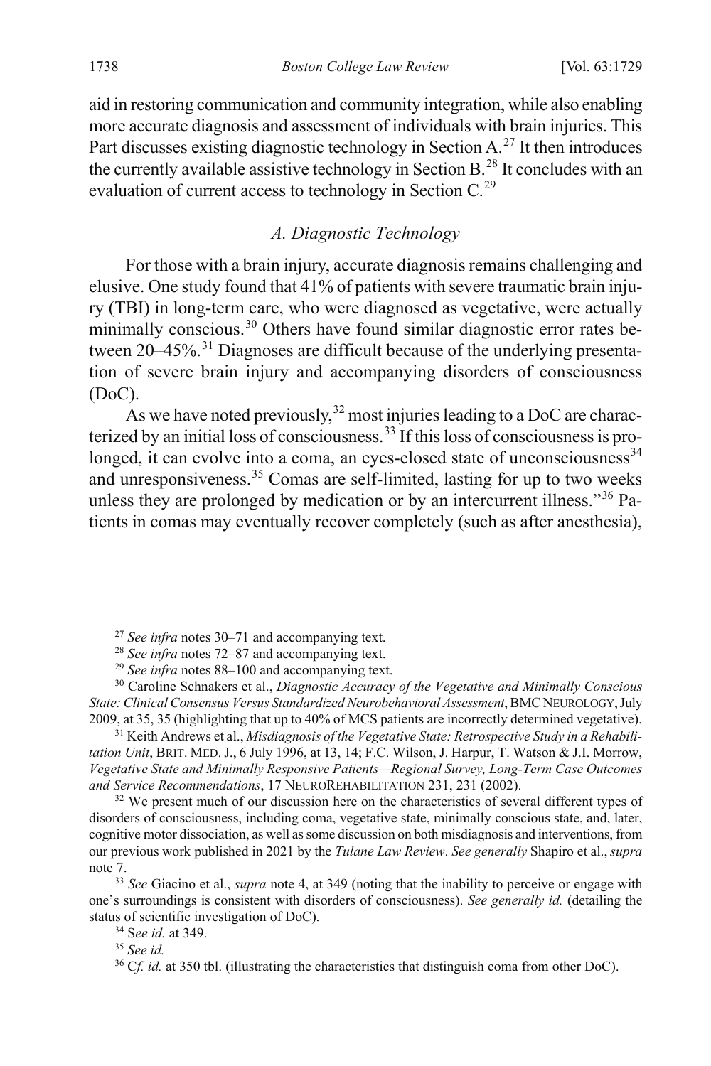aid in restoring communication and community integration, while also enabling more accurate diagnosis and assessment of individuals with brain injuries. This Part discusses existing diagnostic technology in Section A.[27] It then introduces the currently available assistive technology in Section B.[28] It concludes with an evaluation of current access to technology in Section C.[29]

### *A. Diagnostic Technology*

For those with a brain injury, accurate diagnosis remains challenging and elusive. One study found that 41% of patients with severe traumatic brain injury (TBI) in long-term care, who were diagnosed as vegetative, were actually minimally conscious.[30] Others have found similar diagnostic error rates between 20–45%.[31] Diagnoses are difficult because of the underlying presentation of severe brain injury and accompanying disorders of consciousness (DoC).

As we have noted previously,[32] most injuries leading to a DoC are characterized by an initial loss of consciousness.[33] If this loss of consciousness is prolonged, it can evolve into a coma, an eyes-closed state of unconsciousness[34] and unresponsiveness.[35] Comas are self-limited, lasting for up to two weeks unless they are prolonged by medication or by an intercurrent illness."[36] Patients in comas may eventually recover completely (such as after anesthesia),

---

[27] *See infra* notes 30–71 and accompanying text.

[28] *See infra* notes 72–87 and accompanying text.

[29] *See infra* notes 88–100 and accompanying text.

[30] Caroline Schnakers et al., *Diagnostic Accuracy of the Vegetative and Minimally Conscious State: Clinical Consensus Versus Standardized Neurobehavioral Assessment*, BMC NEUROLOGY, July 2009, at 35, 35 (highlighting that up to 40% of MCS patients are incorrectly determined vegetative).

[31] Keith Andrews et al., *Misdiagnosis of the Vegetative State: Retrospective Study in a Rehabilitation Unit*, BRIT. MED. J., 6 July 1996, at 13, 14; F.C. Wilson, J. Harpur, T. Watson & J.I. Morrow, *Vegetative State and Minimally Responsive Patients—Regional Survey, Long-Term Case Outcomes and Service Recommendations*, 17 NEUROREHABILITATION 231, 231 (2002).

[32] We present much of our discussion here on the characteristics of several different types of disorders of consciousness, including coma, vegetative state, minimally conscious state, and, later, cognitive motor dissociation, as well as some discussion on both misdiagnosis and interventions, from our previous work published in 2021 by the *Tulane Law Review*. *See generally* Shapiro et al., *supra* note 7.

[33] *See* Giacino et al., *supra* note 4, at 349 (noting that the inability to perceive or engage with one's surroundings is consistent with disorders of consciousness). *See generally id.* (detailing the status of scientific investigation of DoC).

[34] S*ee id.* at 349.

[35] *See id.*

[36] C*f. id.* at 350 tbl. (illustrating the characteristics that distinguish coma from other DoC).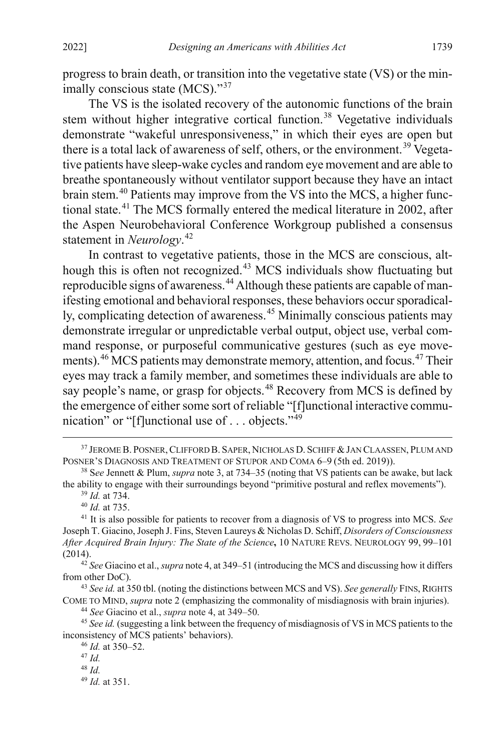progress to brain death, or transition into the vegetative state (VS) or the minimally conscious state (MCS)."[37]

The VS is the isolated recovery of the autonomic functions of the brain stem without higher integrative cortical function.[38] Vegetative individuals demonstrate "wakeful unresponsiveness," in which their eyes are open but there is a total lack of awareness of self, others, or the environment.[39] Vegetative patients have sleep-wake cycles and random eye movement and are able to breathe spontaneously without ventilator support because they have an intact brain stem.[40] Patients may improve from the VS into the MCS, a higher functional state.[41] The MCS formally entered the medical literature in 2002, after the Aspen Neurobehavioral Conference Workgroup published a consensus statement in *Neurology*.[42]

In contrast to vegetative patients, those in the MCS are conscious, although this is often not recognized.[43] MCS individuals show fluctuating but reproducible signs of awareness.[44] Although these patients are capable of manifesting emotional and behavioral responses, these behaviors occur sporadically, complicating detection of awareness.[45] Minimally conscious patients may demonstrate irregular or unpredictable verbal output, object use, verbal command response, or purposeful communicative gestures (such as eye movements).[46] MCS patients may demonstrate memory, attention, and focus.[47] Their eyes may track a family member, and sometimes these individuals are able to say people's name, or grasp for objects.[48] Recovery from MCS is defined by the emergence of either some sort of reliable "[f]unctional interactive communication" or "[f]unctional use of . . . objects."[49]

---

[37] JEROME B. POSNER, CLIFFORD B. SAPER, NICHOLAS D. SCHIFF & JAN CLAASSEN, PLUM AND POSNER'S DIAGNOSIS AND TREATMENT OF STUPOR AND COMA 6–9 (5th ed. 2019)).

[38] S*ee* Jennett & Plum, *supra* note 3, at 734–35 (noting that VS patients can be awake, but lack the ability to engage with their surroundings beyond "primitive postural and reflex movements").

[39] *Id.* at 734.

[40] *Id.* at 735.

[41] It is also possible for patients to recover from a diagnosis of VS to progress into MCS. *See* Joseph T. Giacino, Joseph J. Fins, Steven Laureys & Nicholas D. Schiff, *Disorders of Consciousness After Acquired Brain Injury: The State of the Science***,** 10 NATURE REVS. NEUROLOGY 99, 99–101 (2014).

[42] *See* Giacino et al., *supra* note 4, at 349–51 (introducing the MCS and discussing how it differs from other DoC).

[43] *See id.* at 350 tbl. (noting the distinctions between MCS and VS). *See generally* FINS, RIGHTS COME TO MIND, *supra* note 2 (emphasizing the commonality of misdiagnosis with brain injuries).

[44] *See* Giacino et al., *supra* note 4, at 349–50.

[45] *See id.* (suggesting a link between the frequency of misdiagnosis of VS in MCS patients to the inconsistency of MCS patients' behaviors).

[46] *Id.* at 350–52.

[47] *Id.*

[48] *Id.*

[49] *Id.* at 351.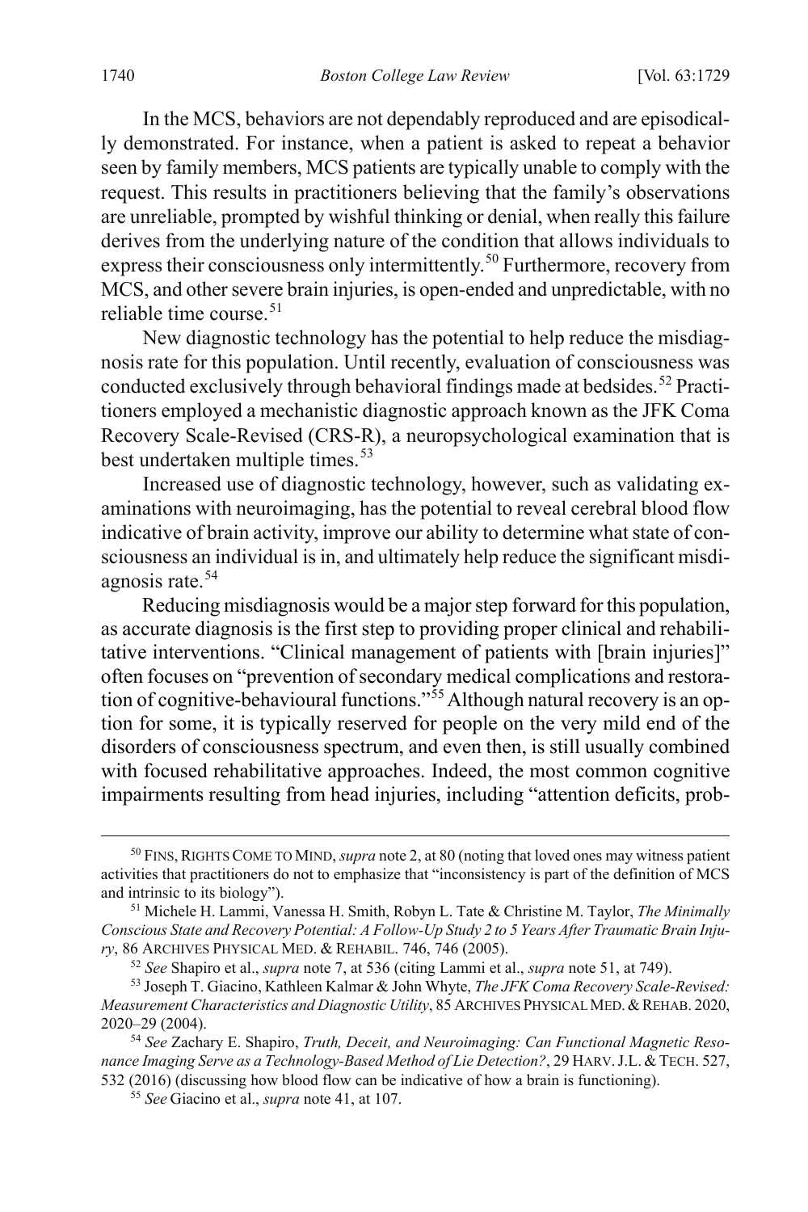In the MCS, behaviors are not dependably reproduced and are episodically demonstrated. For instance, when a patient is asked to repeat a behavior seen by family members, MCS patients are typically unable to comply with the request. This results in practitioners believing that the family's observations are unreliable, prompted by wishful thinking or denial, when really this failure derives from the underlying nature of the condition that allows individuals to express their consciousness only intermittently.[50] Furthermore, recovery from MCS, and other severe brain injuries, is open-ended and unpredictable, with no reliable time course.[51]

New diagnostic technology has the potential to help reduce the misdiagnosis rate for this population. Until recently, evaluation of consciousness was conducted exclusively through behavioral findings made at bedsides.[52] Practitioners employed a mechanistic diagnostic approach known as the JFK Coma Recovery Scale-Revised (CRS-R), a neuropsychological examination that is best undertaken multiple times.[53]

Increased use of diagnostic technology, however, such as validating examinations with neuroimaging, has the potential to reveal cerebral blood flow indicative of brain activity, improve our ability to determine what state of consciousness an individual is in, and ultimately help reduce the significant misdiagnosis rate.[54]

Reducing misdiagnosis would be a major step forward for this population, as accurate diagnosis is the first step to providing proper clinical and rehabilitative interventions. "Clinical management of patients with [brain injuries]" often focuses on "prevention of secondary medical complications and restoration of cognitive-behavioural functions."[55] Although natural recovery is an option for some, it is typically reserved for people on the very mild end of the disorders of consciousness spectrum, and even then, is still usually combined with focused rehabilitative approaches. Indeed, the most common cognitive impairments resulting from head injuries, including "attention deficits, prob-

---

[50] FINS, RIGHTS COME TO MIND, *supra* note 2, at 80 (noting that loved ones may witness patient activities that practitioners do not to emphasize that "inconsistency is part of the definition of MCS and intrinsic to its biology").

[51] Michele H. Lammi, Vanessa H. Smith, Robyn L. Tate & Christine M. Taylor, *The Minimally Conscious State and Recovery Potential: A Follow-Up Study 2 to 5 Years After Traumatic Brain Injury*, 86 ARCHIVES PHYSICAL MED. & REHABIL. 746, 746 (2005).

[52] *See* Shapiro et al., *supra* note 7, at 536 (citing Lammi et al., *supra* note 51, at 749).

[53] Joseph T. Giacino, Kathleen Kalmar & John Whyte, *The JFK Coma Recovery Scale-Revised: Measurement Characteristics and Diagnostic Utility*, 85 ARCHIVES PHYSICAL MED. & REHAB. 2020, 2020–29 (2004).

[54] *See* Zachary E. Shapiro, *Truth, Deceit, and Neuroimaging: Can Functional Magnetic Resonance Imaging Serve as a Technology-Based Method of Lie Detection?*, 29 HARV. J.L. & TECH. 527, 532 (2016) (discussing how blood flow can be indicative of how a brain is functioning).

[55] *See* Giacino et al., *supra* note 41, at 107.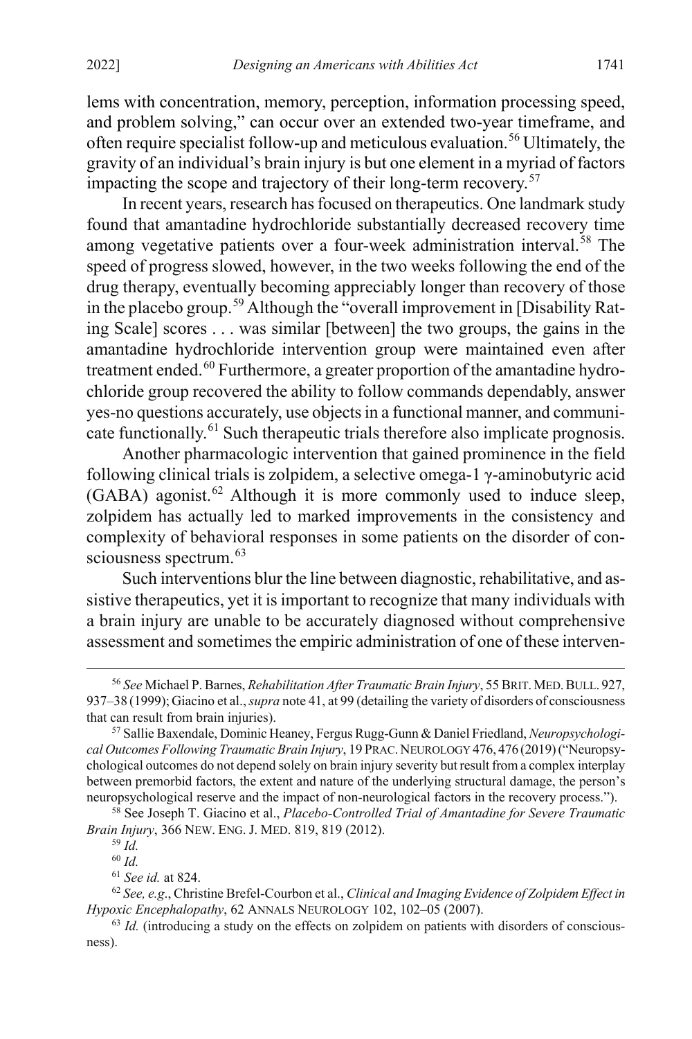lems with concentration, memory, perception, information processing speed, and problem solving," can occur over an extended two-year timeframe, and often require specialist follow-up and meticulous evaluation.[56] Ultimately, the gravity of an individual's brain injury is but one element in a myriad of factors impacting the scope and trajectory of their long-term recovery.[57]

In recent years, research has focused on therapeutics. One landmark study found that amantadine hydrochloride substantially decreased recovery time among vegetative patients over a four-week administration interval.[58] The speed of progress slowed, however, in the two weeks following the end of the drug therapy, eventually becoming appreciably longer than recovery of those in the placebo group.[59] Although the "overall improvement in [Disability Rating Scale] scores . . . was similar [between] the two groups, the gains in the amantadine hydrochloride intervention group were maintained even after treatment ended.[60] Furthermore, a greater proportion of the amantadine hydrochloride group recovered the ability to follow commands dependably, answer yes-no questions accurately, use objects in a functional manner, and communicate functionally.[61] Such therapeutic trials therefore also implicate prognosis.

Another pharmacologic intervention that gained prominence in the field following clinical trials is zolpidem, a selective omega-1 γ-aminobutyric acid (GABA) agonist.[62] Although it is more commonly used to induce sleep, zolpidem has actually led to marked improvements in the consistency and complexity of behavioral responses in some patients on the disorder of consciousness spectrum.[63]

Such interventions blur the line between diagnostic, rehabilitative, and assistive therapeutics, yet it is important to recognize that many individuals with a brain injury are unable to be accurately diagnosed without comprehensive assessment and sometimes the empiric administration of one of these interven-

---

[56] *See* Michael P. Barnes, *Rehabilitation After Traumatic Brain Injury*, 55 BRIT. MED. BULL. 927, 937–38 (1999); Giacino et al., *supra* note 41, at 99 (detailing the variety of disorders of consciousness that can result from brain injuries).

[57] Sallie Baxendale, Dominic Heaney, Fergus Rugg-Gunn & Daniel Friedland, *Neuropsychological Outcomes Following Traumatic Brain Injury*, 19 PRAC. NEUROLOGY 476, 476 (2019) ("Neuropsychological outcomes do not depend solely on brain injury severity but result from a complex interplay between premorbid factors, the extent and nature of the underlying structural damage, the person's neuropsychological reserve and the impact of non-neurological factors in the recovery process.").

[58] See Joseph T. Giacino et al., *Placebo-Controlled Trial of Amantadine for Severe Traumatic Brain Injury*, 366 NEW. ENG. J. MED. 819, 819 (2012).

[59] *Id.*

[60] *Id.*

[61] *See id.* at 824.

[62] *See, e.g*., Christine Brefel-Courbon et al., *Clinical and Imaging Evidence of Zolpidem Effect in Hypoxic Encephalopathy*, 62 ANNALS NEUROLOGY 102, 102–05 (2007).

[63] *Id.* (introducing a study on the effects on zolpidem on patients with disorders of consciousness).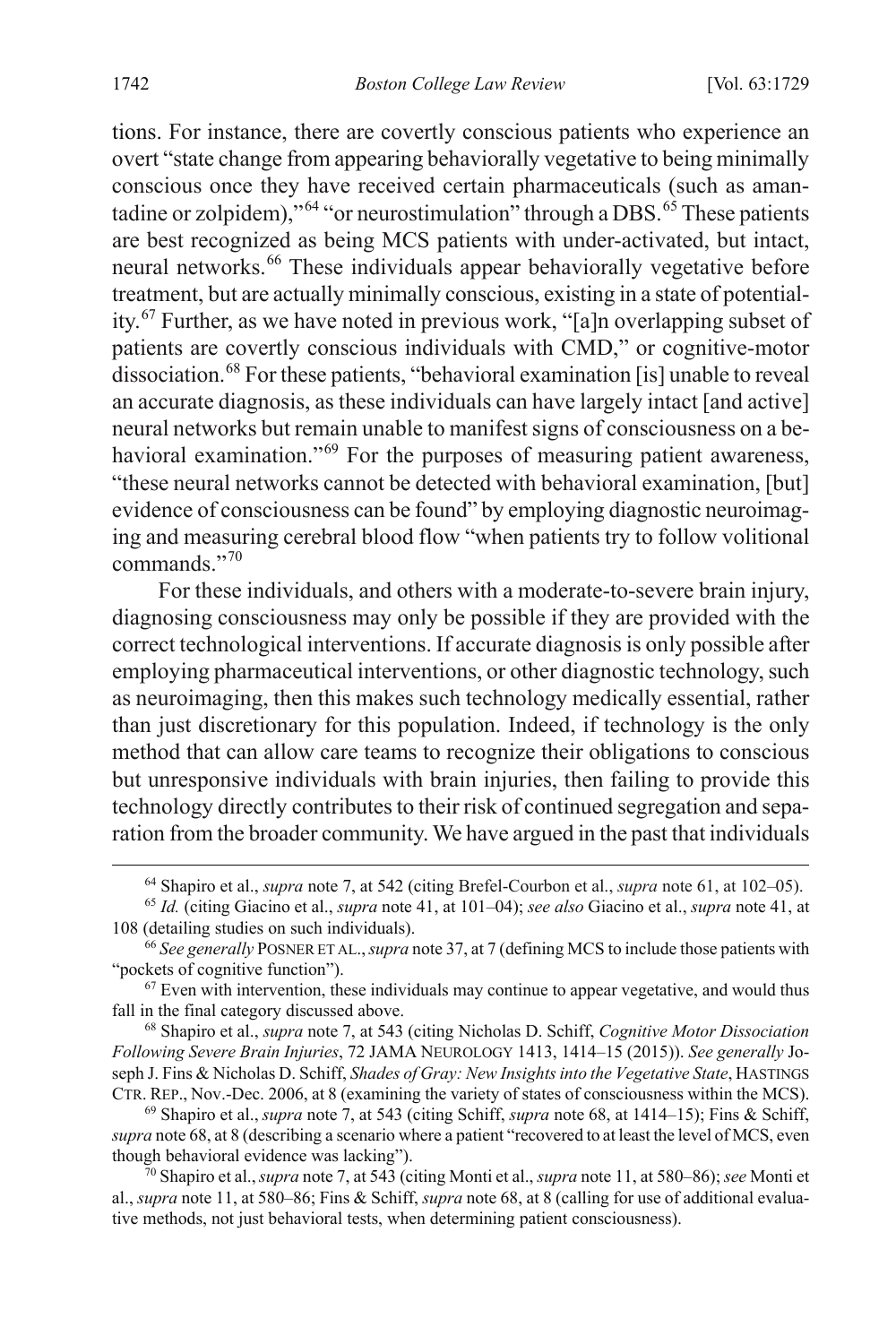tions. For instance, there are covertly conscious patients who experience an overt "state change from appearing behaviorally vegetative to being minimally conscious once they have received certain pharmaceuticals (such as amantadine or zolpidem),"[64] "or neurostimulation" through a DBS.[65] These patients are best recognized as being MCS patients with under-activated, but intact, neural networks.[66] These individuals appear behaviorally vegetative before treatment, but are actually minimally conscious, existing in a state of potentiality.[67] Further, as we have noted in previous work, "[a]n overlapping subset of patients are covertly conscious individuals with CMD," or cognitive-motor dissociation.[68] For these patients, "behavioral examination [is] unable to reveal an accurate diagnosis, as these individuals can have largely intact [and active] neural networks but remain unable to manifest signs of consciousness on a behavioral examination."[69] For the purposes of measuring patient awareness, "these neural networks cannot be detected with behavioral examination, [but] evidence of consciousness can be found" by employing diagnostic neuroimaging and measuring cerebral blood flow "when patients try to follow volitional commands."[70]

For these individuals, and others with a moderate-to-severe brain injury, diagnosing consciousness may only be possible if they are provided with the correct technological interventions. If accurate diagnosis is only possible after employing pharmaceutical interventions, or other diagnostic technology, such as neuroimaging, then this makes such technology medically essential, rather than just discretionary for this population. Indeed, if technology is the only method that can allow care teams to recognize their obligations to conscious but unresponsive individuals with brain injuries, then failing to provide this technology directly contributes to their risk of continued segregation and separation from the broader community. We have argued in the past that individuals

---

[64] Shapiro et al., *supra* note 7, at 542 (citing Brefel-Courbon et al., *supra* note 61, at 102–05).

[65] *Id.* (citing Giacino et al., *supra* note 41, at 101–04); *see also* Giacino et al., *supra* note 41, at 108 (detailing studies on such individuals).

[66] *See generally* POSNER ET AL., *supra* note 37, at 7 (defining MCS to include those patients with "pockets of cognitive function").

[67] Even with intervention, these individuals may continue to appear vegetative, and would thus fall in the final category discussed above.

[68] Shapiro et al., *supra* note 7, at 543 (citing Nicholas D. Schiff, *Cognitive Motor Dissociation Following Severe Brain Injuries*, 72 JAMA NEUROLOGY 1413, 1414–15 (2015)). *See generally* Joseph J. Fins & Nicholas D. Schiff, *Shades of Gray: New Insights into the Vegetative State*, HASTINGS CTR. REP., Nov.-Dec. 2006, at 8 (examining the variety of states of consciousness within the MCS).

[69] Shapiro et al., *supra* note 7, at 543 (citing Schiff, *supra* note 68, at 1414–15); Fins & Schiff, *supra* note 68, at 8 (describing a scenario where a patient "recovered to at least the level of MCS, even though behavioral evidence was lacking").

[70] Shapiro et al., *supra* note 7, at 543 (citing Monti et al., *supra* note 11, at 580–86); *see* Monti et al., *supra* note 11, at 580–86; Fins & Schiff, *supra* note 68, at 8 (calling for use of additional evaluative methods, not just behavioral tests, when determining patient consciousness).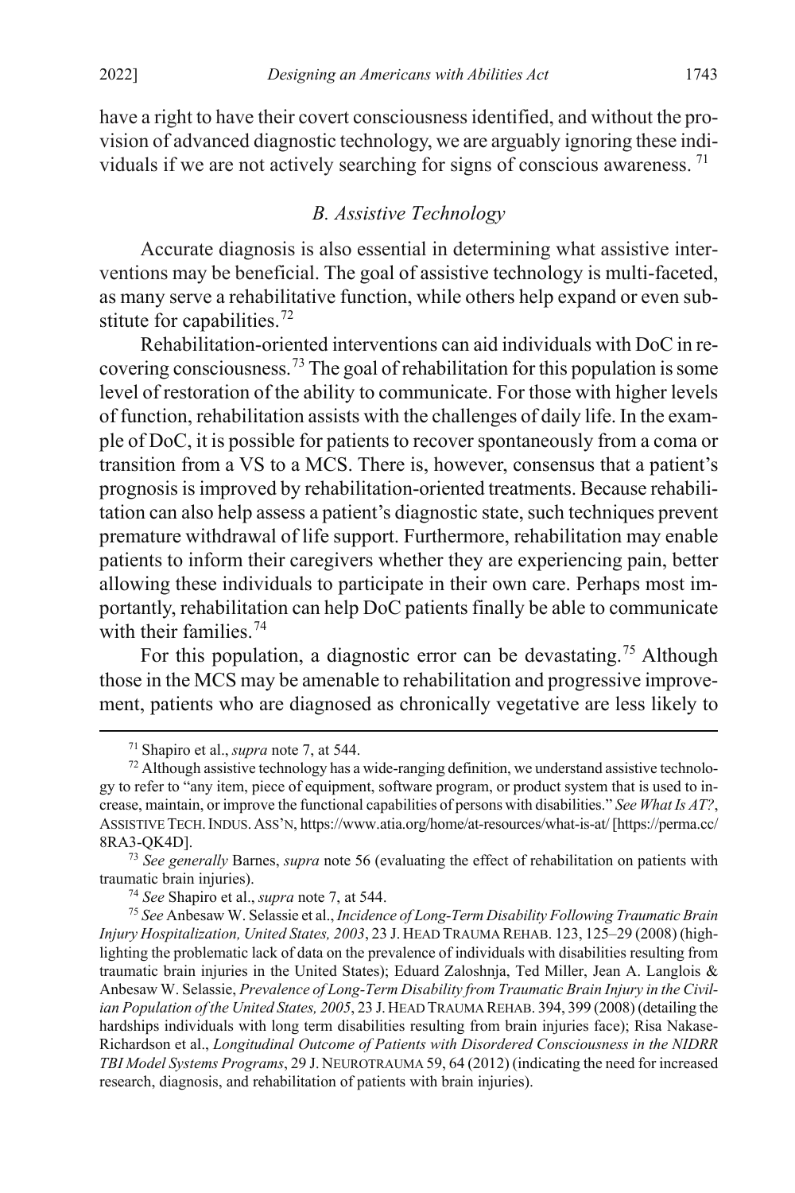have a right to have their covert consciousness identified, and without the provision of advanced diagnostic technology, we are arguably ignoring these individuals if we are not actively searching for signs of conscious awareness. [71]

### *B. Assistive Technology*

Accurate diagnosis is also essential in determining what assistive interventions may be beneficial. The goal of assistive technology is multi-faceted, as many serve a rehabilitative function, while others help expand or even substitute for capabilities.[72]

Rehabilitation-oriented interventions can aid individuals with DoC in recovering consciousness.[73] The goal of rehabilitation for this population is some level of restoration of the ability to communicate. For those with higher levels of function, rehabilitation assists with the challenges of daily life. In the example of DoC, it is possible for patients to recover spontaneously from a coma or transition from a VS to a MCS. There is, however, consensus that a patient's prognosis is improved by rehabilitation-oriented treatments. Because rehabilitation can also help assess a patient's diagnostic state, such techniques prevent premature withdrawal of life support. Furthermore, rehabilitation may enable patients to inform their caregivers whether they are experiencing pain, better allowing these individuals to participate in their own care. Perhaps most importantly, rehabilitation can help DoC patients finally be able to communicate with their families.[74]

For this population, a diagnostic error can be devastating.[75] Although those in the MCS may be amenable to rehabilitation and progressive improvement, patients who are diagnosed as chronically vegetative are less likely to

---

[71] Shapiro et al., *supra* note 7, at 544.

[72] Although assistive technology has a wide-ranging definition, we understand assistive technology to refer to "any item, piece of equipment, software program, or product system that is used to increase, maintain, or improve the functional capabilities of persons with disabilities." *See What Is AT?*, ASSISTIVE TECH. INDUS. ASS'N, https://www.atia.org/home/at-resources/what-is-at/ [https://perma.cc/8RA3-QK4D].

[73] *See generally* Barnes, *supra* note 56 (evaluating the effect of rehabilitation on patients with traumatic brain injuries).

[74] *See* Shapiro et al., *supra* note 7, at 544.

[75] *See* Anbesaw W. Selassie et al., *Incidence of Long-Term Disability Following Traumatic Brain Injury Hospitalization, United States, 2003*, 23 J. HEAD TRAUMA REHAB. 123, 125–29 (2008) (highlighting the problematic lack of data on the prevalence of individuals with disabilities resulting from traumatic brain injuries in the United States); Eduard Zaloshnja, Ted Miller, Jean A. Langlois & Anbesaw W. Selassie, *Prevalence of Long-Term Disability from Traumatic Brain Injury in the Civilian Population of the United States, 2005*, 23 J. HEAD TRAUMA REHAB. 394, 399 (2008) (detailing the hardships individuals with long term disabilities resulting from brain injuries face); Risa Nakase-Richardson et al., *Longitudinal Outcome of Patients with Disordered Consciousness in the NIDRR TBI Model Systems Programs*, 29 J. NEUROTRAUMA 59, 64 (2012) (indicating the need for increased research, diagnosis, and rehabilitation of patients with brain injuries).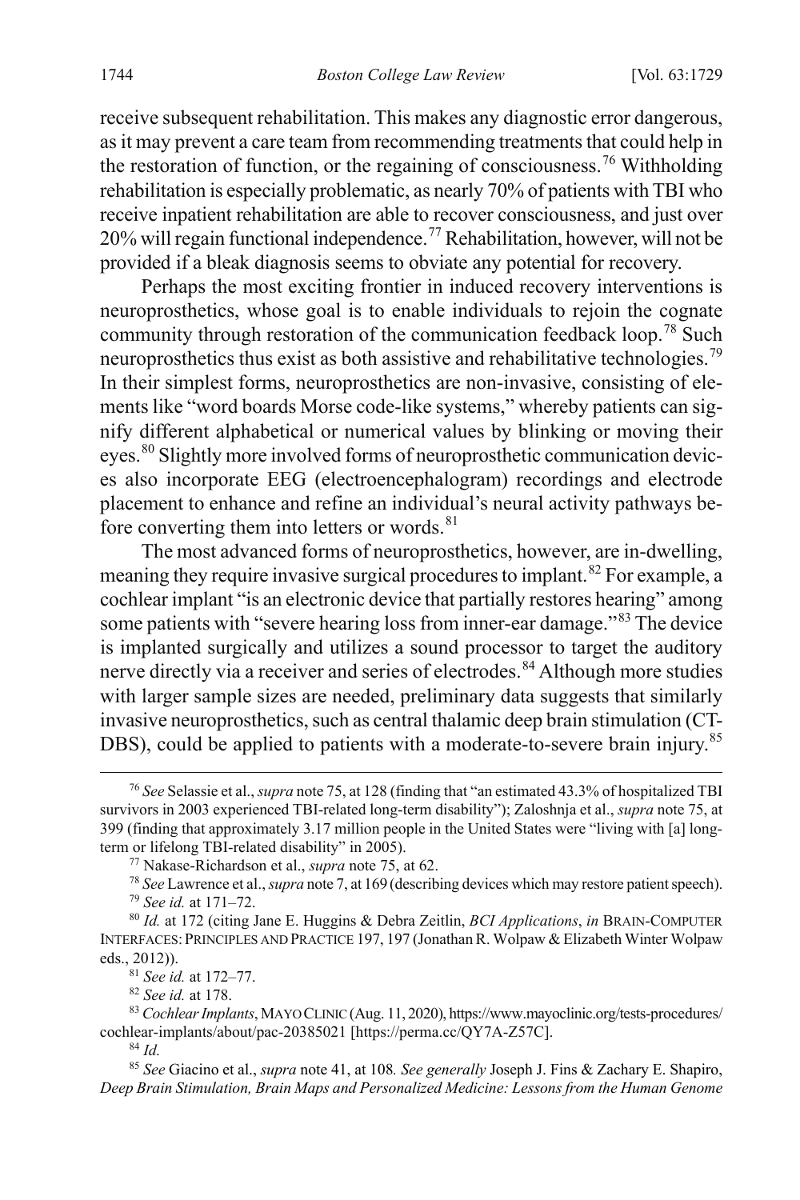receive subsequent rehabilitation. This makes any diagnostic error dangerous, as it may prevent a care team from recommending treatments that could help in the restoration of function, or the regaining of consciousness.[76] Withholding rehabilitation is especially problematic, as nearly 70% of patients with TBI who receive inpatient rehabilitation are able to recover consciousness, and just over 20% will regain functional independence.[77] Rehabilitation, however, will not be provided if a bleak diagnosis seems to obviate any potential for recovery.

Perhaps the most exciting frontier in induced recovery interventions is neuroprosthetics, whose goal is to enable individuals to rejoin the cognate community through restoration of the communication feedback loop.[78] Such neuroprosthetics thus exist as both assistive and rehabilitative technologies.[79] In their simplest forms, neuroprosthetics are non-invasive, consisting of elements like "word boards Morse code-like systems," whereby patients can signify different alphabetical or numerical values by blinking or moving their eyes.[80] Slightly more involved forms of neuroprosthetic communication devices also incorporate EEG (electroencephalogram) recordings and electrode placement to enhance and refine an individual's neural activity pathways before converting them into letters or words.[81]

The most advanced forms of neuroprosthetics, however, are in-dwelling, meaning they require invasive surgical procedures to implant.[82] For example, a cochlear implant "is an electronic device that partially restores hearing" among some patients with "severe hearing loss from inner-ear damage."[83] The device is implanted surgically and utilizes a sound processor to target the auditory nerve directly via a receiver and series of electrodes.[84] Although more studies with larger sample sizes are needed, preliminary data suggests that similarly invasive neuroprosthetics, such as central thalamic deep brain stimulation (CT-DBS), could be applied to patients with a moderate-to-severe brain injury.[85]

---

[76] *See* Selassie et al., *supra* note 75, at 128 (finding that "an estimated 43.3% of hospitalized TBI survivors in 2003 experienced TBI-related long-term disability"); Zaloshnja et al., *supra* note 75, at 399 (finding that approximately 3.17 million people in the United States were "living with [a] long-term or lifelong TBI-related disability" in 2005).

[77] Nakase-Richardson et al., *supra* note 75, at 62.

[78] *See* Lawrence et al., *supra* note 7, at 169 (describing devices which may restore patient speech).

[79] *See id.* at 171–72.

[80] *Id.* at 172 (citing Jane E. Huggins & Debra Zeitlin, *BCI Applications*, *in* BRAIN-COMPUTER INTERFACES: PRINCIPLES AND PRACTICE 197, 197 (Jonathan R. Wolpaw & Elizabeth Winter Wolpaw eds., 2012)).

[81] *See id.* at 172–77.

[82] *See id.* at 178.

[83] *Cochlear Implants*, MAYO CLINIC (Aug. 11, 2020), https://www.mayoclinic.org/tests-procedures/cochlear-implants/about/pac-20385021 [https://perma.cc/QY7A-Z57C].

[84] *Id.*

[85] *See* Giacino et al., *supra* note 41, at 108. *See generally* Joseph J. Fins & Zachary E. Shapiro, *Deep Brain Stimulation, Brain Maps and Personalized Medicine: Lessons from the Human Genome*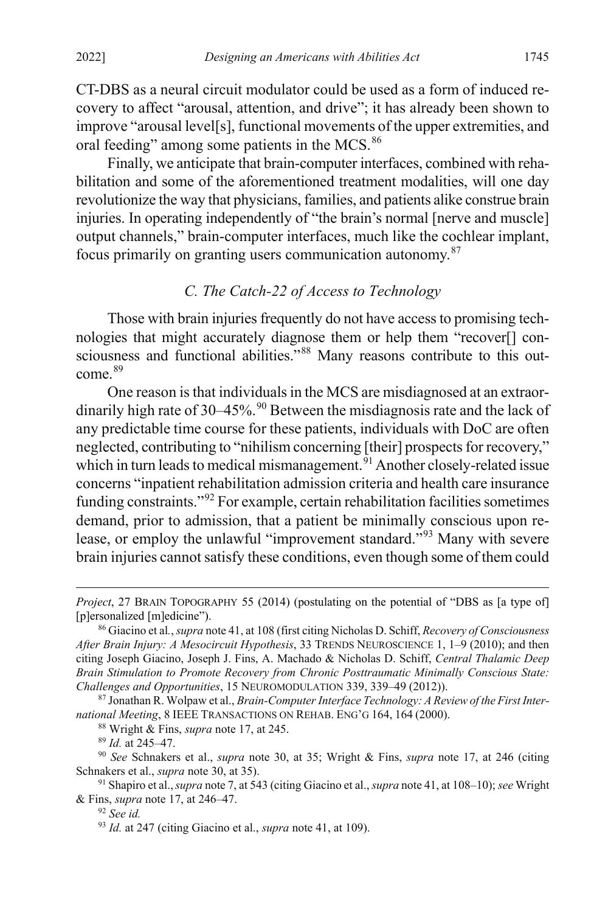CT-DBS as a neural circuit modulator could be used as a form of induced recovery to affect "arousal, attention, and drive"; it has already been shown to improve "arousal level[s], functional movements of the upper extremities, and oral feeding" among some patients in the MCS.[86]

Finally, we anticipate that brain-computer interfaces, combined with rehabilitation and some of the aforementioned treatment modalities, will one day revolutionize the way that physicians, families, and patients alike construe brain injuries. In operating independently of "the brain's normal [nerve and muscle] output channels," brain-computer interfaces, much like the cochlear implant, focus primarily on granting users communication autonomy.[87]

### *C. The Catch-22 of Access to Technology*

Those with brain injuries frequently do not have access to promising technologies that might accurately diagnose them or help them "recover[] consciousness and functional abilities."[88] Many reasons contribute to this outcome.[89]

One reason is that individuals in the MCS are misdiagnosed at an extraordinarily high rate of 30–45%.[90] Between the misdiagnosis rate and the lack of any predictable time course for these patients, individuals with DoC are often neglected, contributing to "nihilism concerning [their] prospects for recovery," which in turn leads to medical mismanagement.[91] Another closely-related issue concerns "inpatient rehabilitation admission criteria and health care insurance funding constraints."[92] For example, certain rehabilitation facilities sometimes demand, prior to admission, that a patient be minimally conscious upon release, or employ the unlawful "improvement standard."[93] Many with severe brain injuries cannot satisfy these conditions, even though some of them could

---

*Project*, 27 BRAIN TOPOGRAPHY 55 (2014) (postulating on the potential of "DBS as [a type of] [p]ersonalized [m]edicine").

[86] Giacino et al., *supra* note 41, at 108 (first citing Nicholas D. Schiff, *Recovery of Consciousness After Brain Injury: A Mesocircuit Hypothesis*, 33 TRENDS NEUROSCIENCE 1, 1–9 (2010); and then citing Joseph Giacino, Joseph J. Fins, A. Machado & Nicholas D. Schiff, *Central Thalamic Deep Brain Stimulation to Promote Recovery from Chronic Posttraumatic Minimally Conscious State: Challenges and Opportunities*, 15 NEUROMODULATION 339, 339–49 (2012)).

[87] Jonathan R. Wolpaw et al., *Brain-Computer Interface Technology: A Review of the First International Meeting*, 8 IEEE TRANSACTIONS ON REHAB. ENG'G 164, 164 (2000).

[88] Wright & Fins, *supra* note 17, at 245.

[89] *Id.* at 245–47.

[90] *See* Schnakers et al., *supra* note 30, at 35; Wright & Fins, *supra* note 17, at 246 (citing Schnakers et al., *supra* note 30, at 35).

[91] Shapiro et al., *supra* note 7, at 543 (citing Giacino et al., *supra* note 41, at 108–10); *see* Wright & Fins, *supra* note 17, at 246–47.

[92] *See id.*

[93] *Id.* at 247 (citing Giacino et al., *supra* note 41, at 109).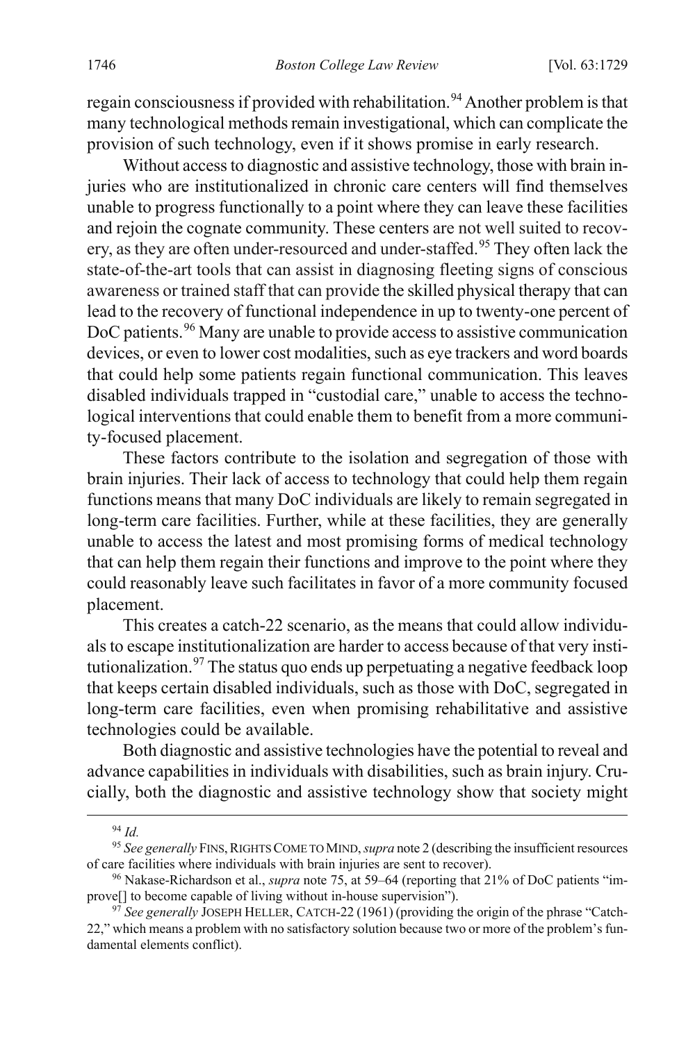regain consciousness if provided with rehabilitation.[94] Another problem is that many technological methods remain investigational, which can complicate the provision of such technology, even if it shows promise in early research.

Without access to diagnostic and assistive technology, those with brain injuries who are institutionalized in chronic care centers will find themselves unable to progress functionally to a point where they can leave these facilities and rejoin the cognate community. These centers are not well suited to recovery, as they are often under-resourced and under-staffed.[95] They often lack the state-of-the-art tools that can assist in diagnosing fleeting signs of conscious awareness or trained staff that can provide the skilled physical therapy that can lead to the recovery of functional independence in up to twenty-one percent of DoC patients.[96] Many are unable to provide access to assistive communication devices, or even to lower cost modalities, such as eye trackers and word boards that could help some patients regain functional communication. This leaves disabled individuals trapped in "custodial care," unable to access the technological interventions that could enable them to benefit from a more community-focused placement.

These factors contribute to the isolation and segregation of those with brain injuries. Their lack of access to technology that could help them regain functions means that many DoC individuals are likely to remain segregated in long-term care facilities. Further, while at these facilities, they are generally unable to access the latest and most promising forms of medical technology that can help them regain their functions and improve to the point where they could reasonably leave such facilitates in favor of a more community focused placement.

This creates a catch-22 scenario, as the means that could allow individuals to escape institutionalization are harder to access because of that very institutionalization.[97] The status quo ends up perpetuating a negative feedback loop that keeps certain disabled individuals, such as those with DoC, segregated in long-term care facilities, even when promising rehabilitative and assistive technologies could be available.

Both diagnostic and assistive technologies have the potential to reveal and advance capabilities in individuals with disabilities, such as brain injury. Crucially, both the diagnostic and assistive technology show that society might

---

[94] *Id.*

[95] *See generally* FINS, RIGHTS COME TO MIND, *supra* note 2 (describing the insufficient resources of care facilities where individuals with brain injuries are sent to recover).

[96] Nakase-Richardson et al., *supra* note 75, at 59–64 (reporting that 21% of DoC patients "improve[] to become capable of living without in-house supervision").

[97] *See generally* JOSEPH HELLER, CATCH-22 (1961) (providing the origin of the phrase "Catch-22," which means a problem with no satisfactory solution because two or more of the problem's fundamental elements conflict).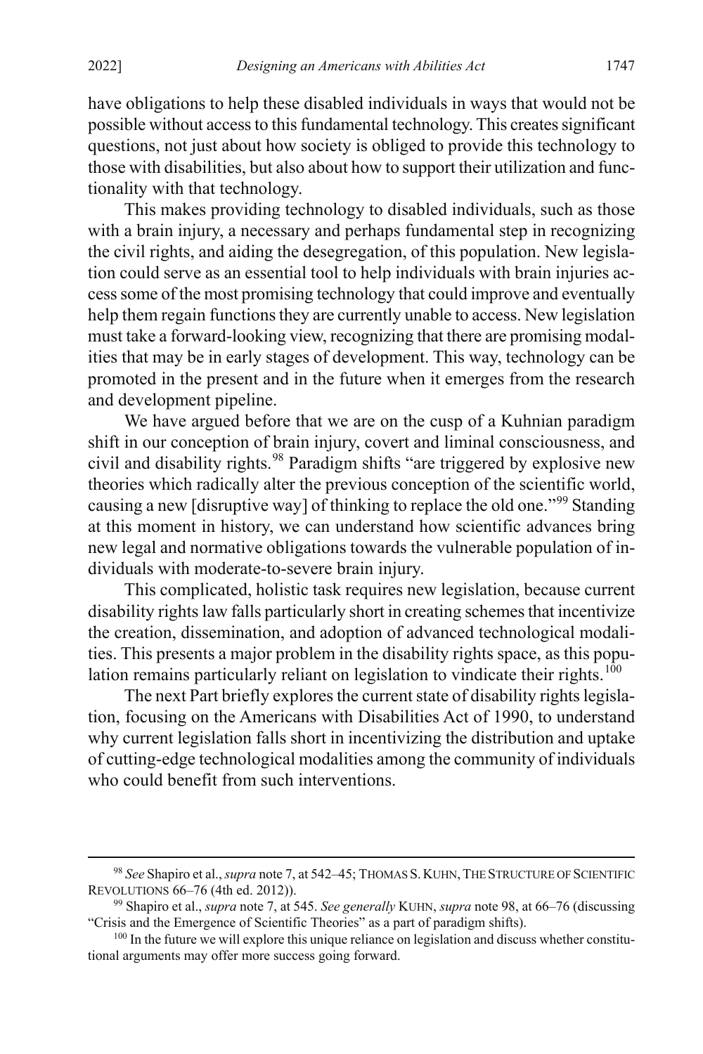have obligations to help these disabled individuals in ways that would not be possible without access to this fundamental technology. This creates significant questions, not just about how society is obliged to provide this technology to those with disabilities, but also about how to support their utilization and functionality with that technology.

This makes providing technology to disabled individuals, such as those with a brain injury, a necessary and perhaps fundamental step in recognizing the civil rights, and aiding the desegregation, of this population. New legislation could serve as an essential tool to help individuals with brain injuries access some of the most promising technology that could improve and eventually help them regain functions they are currently unable to access. New legislation must take a forward-looking view, recognizing that there are promising modalities that may be in early stages of development. This way, technology can be promoted in the present and in the future when it emerges from the research and development pipeline.

We have argued before that we are on the cusp of a Kuhnian paradigm shift in our conception of brain injury, covert and liminal consciousness, and civil and disability rights.[98] Paradigm shifts "are triggered by explosive new theories which radically alter the previous conception of the scientific world, causing a new [disruptive way] of thinking to replace the old one."[99] Standing at this moment in history, we can understand how scientific advances bring new legal and normative obligations towards the vulnerable population of individuals with moderate-to-severe brain injury.

This complicated, holistic task requires new legislation, because current disability rights law falls particularly short in creating schemes that incentivize the creation, dissemination, and adoption of advanced technological modalities. This presents a major problem in the disability rights space, as this population remains particularly reliant on legislation to vindicate their rights.[100]

The next Part briefly explores the current state of disability rights legislation, focusing on the Americans with Disabilities Act of 1990, to understand why current legislation falls short in incentivizing the distribution and uptake of cutting-edge technological modalities among the community of individuals who could benefit from such interventions.

---

[98] *See* Shapiro et al., *supra* note 7, at 542–45; THOMAS S. KUHN, THE STRUCTURE OF SCIENTIFIC REVOLUTIONS 66–76 (4th ed. 2012)).

[99] Shapiro et al., *supra* note 7, at 545. *See generally* KUHN, *supra* note 98, at 66–76 (discussing "Crisis and the Emergence of Scientific Theories" as a part of paradigm shifts).

[100] In the future we will explore this unique reliance on legislation and discuss whether constitutional arguments may offer more success going forward.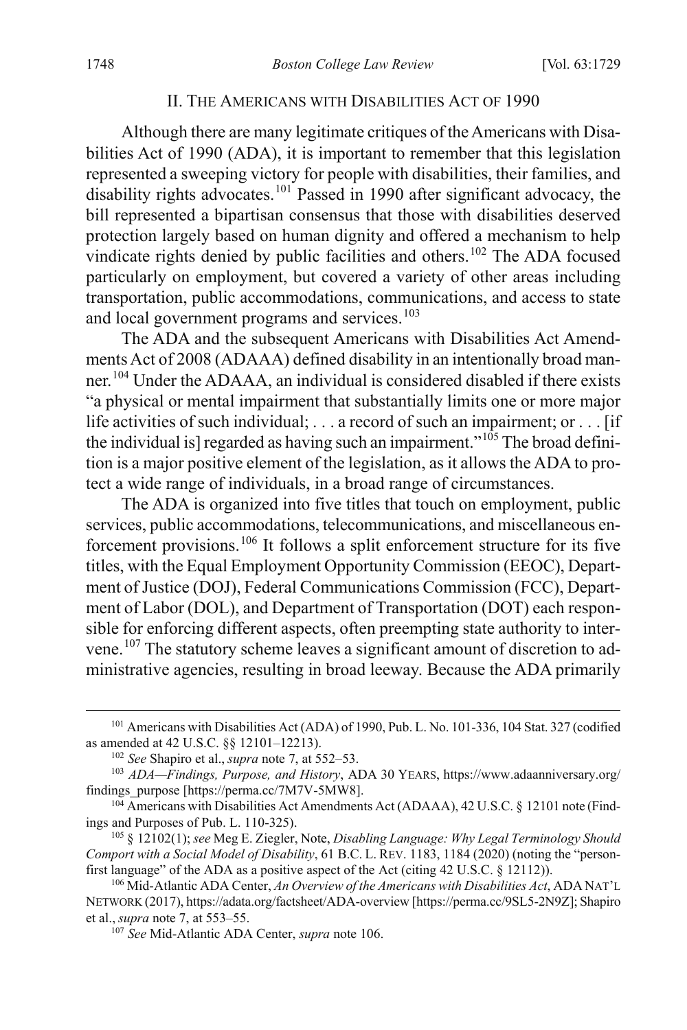## II. THE AMERICANS WITH DISABILITIES ACT OF 1990

Although there are many legitimate critiques of the Americans with Disabilities Act of 1990 (ADA), it is important to remember that this legislation represented a sweeping victory for people with disabilities, their families, and disability rights advocates.[101] Passed in 1990 after significant advocacy, the bill represented a bipartisan consensus that those with disabilities deserved protection largely based on human dignity and offered a mechanism to help vindicate rights denied by public facilities and others.[102] The ADA focused particularly on employment, but covered a variety of other areas including transportation, public accommodations, communications, and access to state and local government programs and services.[103]

The ADA and the subsequent Americans with Disabilities Act Amendments Act of 2008 (ADAAA) defined disability in an intentionally broad manner.[104] Under the ADAAA, an individual is considered disabled if there exists "a physical or mental impairment that substantially limits one or more major life activities of such individual; . . . a record of such an impairment; or . . . [if the individual is] regarded as having such an impairment."[105] The broad definition is a major positive element of the legislation, as it allows the ADA to protect a wide range of individuals, in a broad range of circumstances.

The ADA is organized into five titles that touch on employment, public services, public accommodations, telecommunications, and miscellaneous enforcement provisions.[106] It follows a split enforcement structure for its five titles, with the Equal Employment Opportunity Commission (EEOC), Department of Justice (DOJ), Federal Communications Commission (FCC), Department of Labor (DOL), and Department of Transportation (DOT) each responsible for enforcing different aspects, often preempting state authority to intervene.[107] The statutory scheme leaves a significant amount of discretion to administrative agencies, resulting in broad leeway. Because the ADA primarily

---

[101] Americans with Disabilities Act (ADA) of 1990, Pub. L. No. 101-336, 104 Stat. 327 (codified as amended at 42 U.S.C. §§ 12101–12213).

[102] *See* Shapiro et al., *supra* note 7, at 552–53.

[103] *ADA—Findings, Purpose, and History*, ADA 30 YEARS, https://www.adaanniversary.org/findings_purpose [https://perma.cc/7M7V-5MW8].

[104] Americans with Disabilities Act Amendments Act (ADAAA), 42 U.S.C. § 12101 note (Findings and Purposes of Pub. L. 110-325).

[105] § 12102(1); *see* Meg E. Ziegler, Note, *Disabling Language: Why Legal Terminology Should Comport with a Social Model of Disability*, 61 B.C. L. REV. 1183, 1184 (2020) (noting the "person-first language" of the ADA as a positive aspect of the Act (citing 42 U.S.C. § 12112)).

[106] Mid-Atlantic ADA Center, *An Overview of the Americans with Disabilities Act*, ADA NAT'L NETWORK (2017), https://adata.org/factsheet/ADA-overview [https://perma.cc/9SL5-2N9Z]; Shapiro et al., *supra* note 7, at 553–55.

[107] *See* Mid-Atlantic ADA Center, *supra* note 106.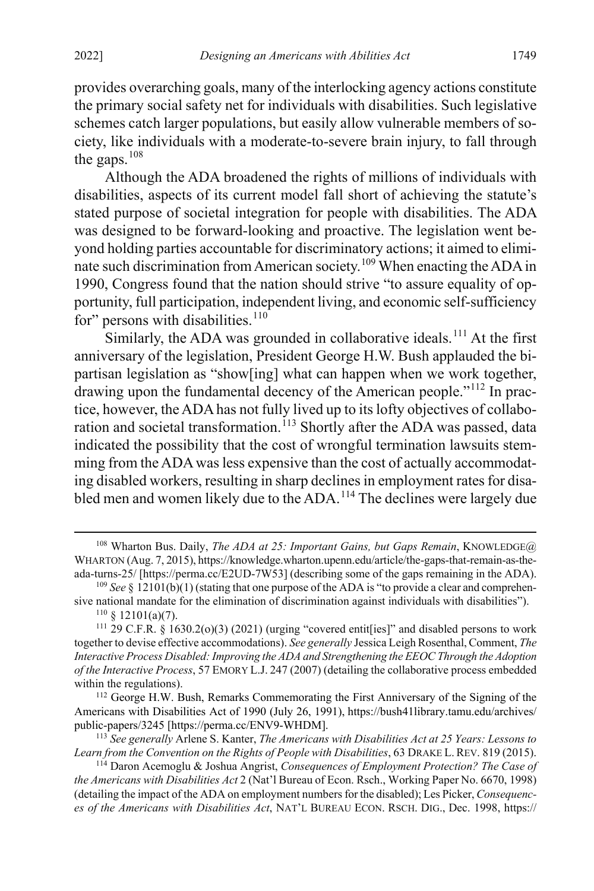provides overarching goals, many of the interlocking agency actions constitute the primary social safety net for individuals with disabilities. Such legislative schemes catch larger populations, but easily allow vulnerable members of society, like individuals with a moderate-to-severe brain injury, to fall through the gaps.[108]

Although the ADA broadened the rights of millions of individuals with disabilities, aspects of its current model fall short of achieving the statute's stated purpose of societal integration for people with disabilities. The ADA was designed to be forward-looking and proactive. The legislation went beyond holding parties accountable for discriminatory actions; it aimed to eliminate such discrimination from American society.[109] When enacting the ADA in 1990, Congress found that the nation should strive "to assure equality of opportunity, full participation, independent living, and economic self-sufficiency for" persons with disabilities.[110]

Similarly, the ADA was grounded in collaborative ideals.[111] At the first anniversary of the legislation, President George H.W. Bush applauded the bipartisan legislation as "show[ing] what can happen when we work together, drawing upon the fundamental decency of the American people."[112] In practice, however, the ADA has not fully lived up to its lofty objectives of collaboration and societal transformation.[113] Shortly after the ADA was passed, data indicated the possibility that the cost of wrongful termination lawsuits stemming from the ADA was less expensive than the cost of actually accommodating disabled workers, resulting in sharp declines in employment rates for disabled men and women likely due to the ADA.[114] The declines were largely due

---

[108] Wharton Bus. Daily, *The ADA at 25: Important Gains, but Gaps Remain*, KNOWLEDGE@WHARTON (Aug. 7, 2015), https://knowledge.wharton.upenn.edu/article/the-gaps-that-remain-as-the-ada-turns-25/ [https://perma.cc/E2UD-7W53] (describing some of the gaps remaining in the ADA).

[109] *See* § 12101(b)(1) (stating that one purpose of the ADA is "to provide a clear and comprehensive national mandate for the elimination of discrimination against individuals with disabilities").

[110] § 12101(a)(7).

[111] 29 C.F.R. § 1630.2(o)(3) (2021) (urging "covered entit[ies]" and disabled persons to work together to devise effective accommodations). *See generally* Jessica Leigh Rosenthal, Comment, *The Interactive Process Disabled: Improving the ADA and Strengthening the EEOC Through the Adoption of the Interactive Process*, 57 EMORY L.J. 247 (2007) (detailing the collaborative process embedded within the regulations).

[112] George H.W. Bush, Remarks Commemorating the First Anniversary of the Signing of the Americans with Disabilities Act of 1990 (July 26, 1991), https://bush41library.tamu.edu/archives/public-papers/3245 [https://perma.cc/ENV9-WHDM].

[113] *See generally* Arlene S. Kanter, *The Americans with Disabilities Act at 25 Years: Lessons to Learn from the Convention on the Rights of People with Disabilities*, 63 DRAKE L. REV. 819 (2015).

[114] Daron Acemoglu & Joshua Angrist, *Consequences of Employment Protection? The Case of the Americans with Disabilities Act* 2 (Nat'l Bureau of Econ. Rsch., Working Paper No. 6670, 1998) (detailing the impact of the ADA on employment numbers for the disabled); Les Picker, *Consequences of the Americans with Disabilities Act*, NAT'L BUREAU ECON. RSCH. DIG., Dec. 1998, https://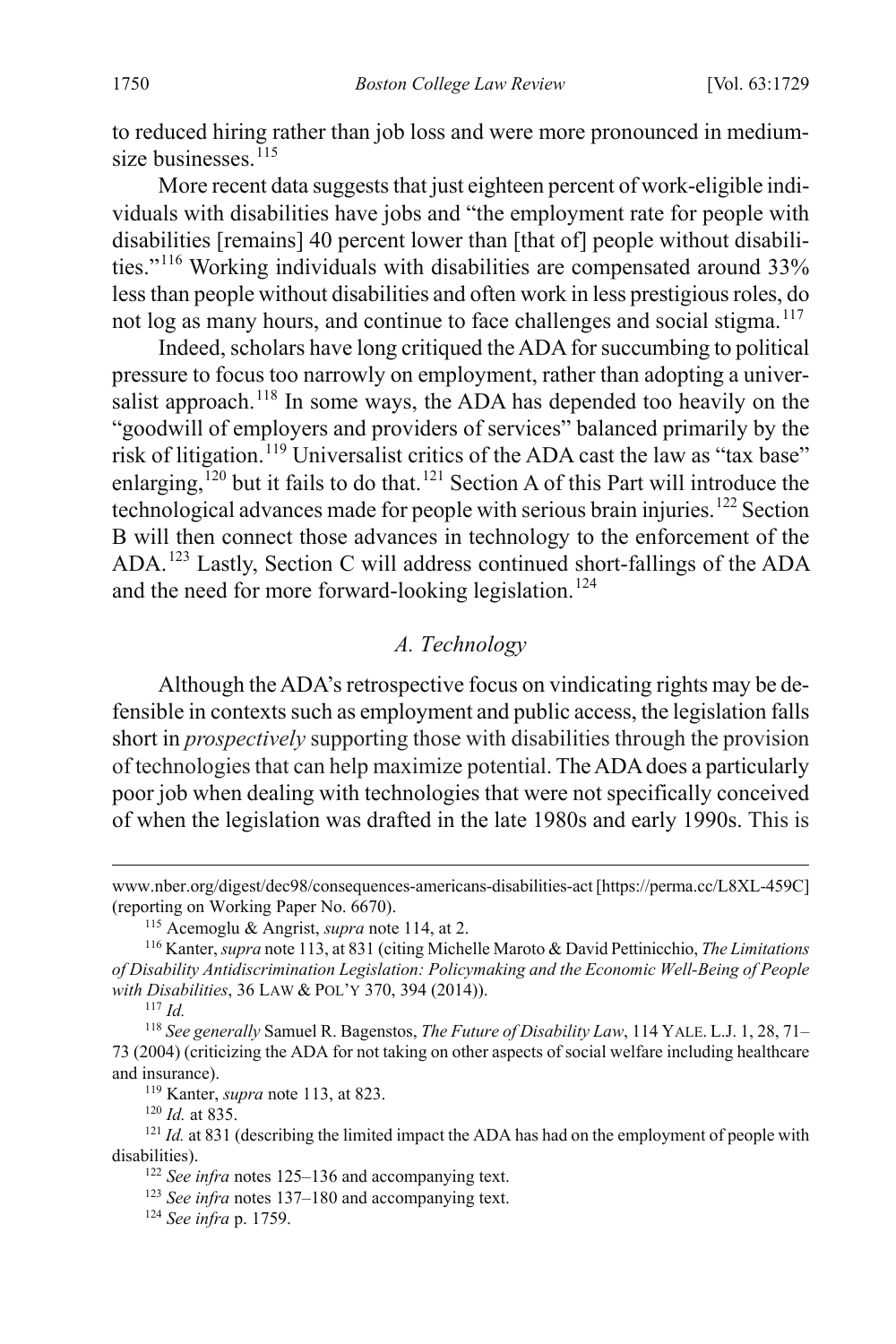to reduced hiring rather than job loss and were more pronounced in medium-size businesses.[115]

More recent data suggests that just eighteen percent of work-eligible individuals with disabilities have jobs and "the employment rate for people with disabilities [remains] 40 percent lower than [that of] people without disabilities."[116] Working individuals with disabilities are compensated around 33% less than people without disabilities and often work in less prestigious roles, do not log as many hours, and continue to face challenges and social stigma.[117]

Indeed, scholars have long critiqued the ADA for succumbing to political pressure to focus too narrowly on employment, rather than adopting a universalist approach.[118] In some ways, the ADA has depended too heavily on the "goodwill of employers and providers of services" balanced primarily by the risk of litigation.[119] Universalist critics of the ADA cast the law as "tax base" enlarging,[120] but it fails to do that.[121] Section A of this Part will introduce the technological advances made for people with serious brain injuries.[122] Section B will then connect those advances in technology to the enforcement of the ADA.[123] Lastly, Section C will address continued short-fallings of the ADA and the need for more forward-looking legislation.[124]

### *A. Technology*

Although the ADA's retrospective focus on vindicating rights may be defensible in contexts such as employment and public access, the legislation falls short in *prospectively* supporting those with disabilities through the provision of technologies that can help maximize potential. The ADA does a particularly poor job when dealing with technologies that were not specifically conceived of when the legislation was drafted in the late 1980s and early 1990s. This is

---

www.nber.org/digest/dec98/consequences-americans-disabilities-act [https://perma.cc/L8XL-459C] (reporting on Working Paper No. 6670).

[115] Acemoglu & Angrist, *supra* note 114, at 2.

[116] Kanter, *supra* note 113, at 831 (citing Michelle Maroto & David Pettinicchio, *The Limitations of Disability Antidiscrimination Legislation: Policymaking and the Economic Well-Being of People with Disabilities*, 36 LAW & POL'Y 370, 394 (2014)).

[117] *Id.*

[118] *See generally* Samuel R. Bagenstos, *The Future of Disability Law*, 114 YALE. L.J. 1, 28, 71–73 (2004) (criticizing the ADA for not taking on other aspects of social welfare including healthcare and insurance).

[119] Kanter, *supra* note 113, at 823.

[120] *Id.* at 835.

[121] *Id.* at 831 (describing the limited impact the ADA has had on the employment of people with disabilities).

[122] *See infra* notes 125–136 and accompanying text.

[123] *See infra* notes 137–180 and accompanying text.

[124] *See infra* p. 1759.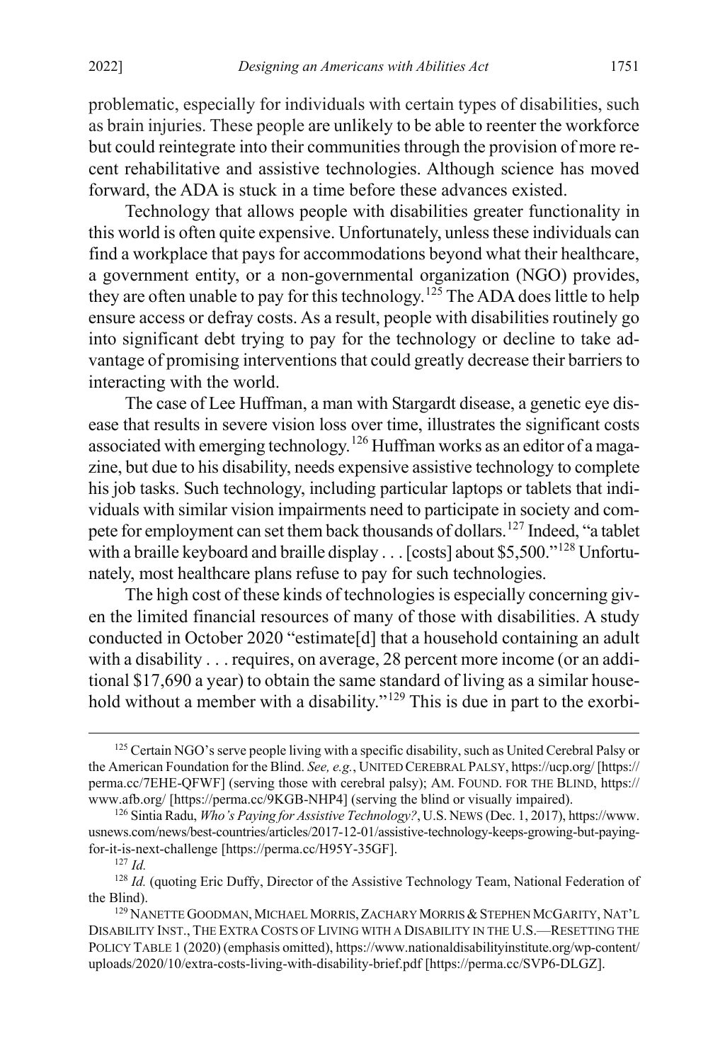problematic, especially for individuals with certain types of disabilities, such as brain injuries. These people are unlikely to be able to reenter the workforce but could reintegrate into their communities through the provision of more recent rehabilitative and assistive technologies. Although science has moved forward, the ADA is stuck in a time before these advances existed.

Technology that allows people with disabilities greater functionality in this world is often quite expensive. Unfortunately, unless these individuals can find a workplace that pays for accommodations beyond what their healthcare, a government entity, or a non-governmental organization (NGO) provides, they are often unable to pay for this technology.[125] The ADA does little to help ensure access or defray costs. As a result, people with disabilities routinely go into significant debt trying to pay for the technology or decline to take advantage of promising interventions that could greatly decrease their barriers to interacting with the world.

The case of Lee Huffman, a man with Stargardt disease, a genetic eye disease that results in severe vision loss over time, illustrates the significant costs associated with emerging technology.[126] Huffman works as an editor of a magazine, but due to his disability, needs expensive assistive technology to complete his job tasks. Such technology, including particular laptops or tablets that individuals with similar vision impairments need to participate in society and compete for employment can set them back thousands of dollars.[127] Indeed, "a tablet with a braille keyboard and braille display . . . [costs] about $5,500."[128] Unfortunately, most healthcare plans refuse to pay for such technologies.

The high cost of these kinds of technologies is especially concerning given the limited financial resources of many of those with disabilities. A study conducted in October 2020 "estimate[d] that a household containing an adult with a disability . . . requires, on average, 28 percent more income (or an additional $17,690 a year) to obtain the same standard of living as a similar household without a member with a disability."[129] This is due in part to the exorbi-

---

[125] Certain NGO's serve people living with a specific disability, such as United Cerebral Palsy or the American Foundation for the Blind. *See, e.g.*, UNITED CEREBRAL PALSY, https://ucp.org/ [https://perma.cc/7EHE-QFWF] (serving those with cerebral palsy); AM. FOUND. FOR THE BLIND, https://www.afb.org/ [https://perma.cc/9KGB-NHP4] (serving the blind or visually impaired).

[126] Sintia Radu, *Who's Paying for Assistive Technology?*, U.S. NEWS (Dec. 1, 2017), https://www.usnews.com/news/best-countries/articles/2017-12-01/assistive-technology-keeps-growing-but-paying-for-it-is-next-challenge [https://perma.cc/H95Y-35GF].

[127] *Id.*

[128] *Id.* (quoting Eric Duffy, Director of the Assistive Technology Team, National Federation of the Blind).

[129] NANETTE GOODMAN, MICHAEL MORRIS, ZACHARY MORRIS & STEPHEN MCGARITY, NAT'L DISABILITY INST., THE EXTRA COSTS OF LIVING WITH A DISABILITY IN THE U.S.—RESETTING THE POLICY TABLE 1 (2020) (emphasis omitted), https://www.nationaldisabilityinstitute.org/wp-content/uploads/2020/10/extra-costs-living-with-disability-brief.pdf [https://perma.cc/SVP6-DLGZ].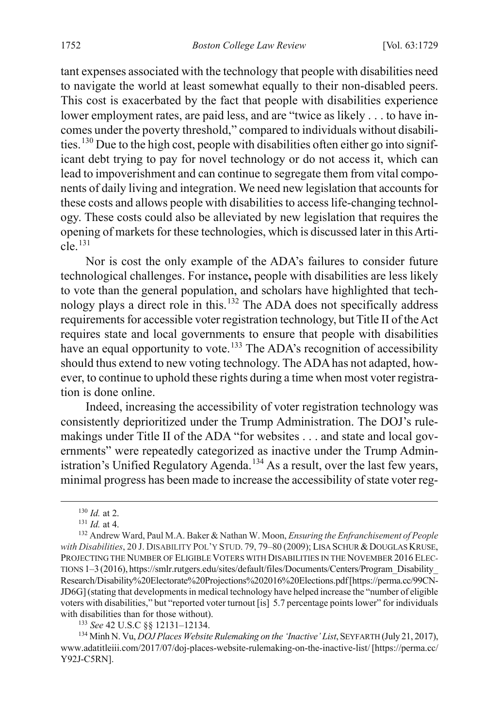tant expenses associated with the technology that people with disabilities need to navigate the world at least somewhat equally to their non-disabled peers. This cost is exacerbated by the fact that people with disabilities experience lower employment rates, are paid less, and are "twice as likely . . . to have incomes under the poverty threshold," compared to individuals without disabilities.[130] Due to the high cost, people with disabilities often either go into significant debt trying to pay for novel technology or do not access it, which can lead to impoverishment and can continue to segregate them from vital components of daily living and integration. We need new legislation that accounts for these costs and allows people with disabilities to access life-changing technology. These costs could also be alleviated by new legislation that requires the opening of markets for these technologies, which is discussed later in this Article.[131]

Nor is cost the only example of the ADA's failures to consider future technological challenges. For instance**,** people with disabilities are less likely to vote than the general population, and scholars have highlighted that technology plays a direct role in this.[132] The ADA does not specifically address requirements for accessible voter registration technology, but Title II of the Act requires state and local governments to ensure that people with disabilities have an equal opportunity to vote.[133] The ADA's recognition of accessibility should thus extend to new voting technology. The ADA has not adapted, however, to continue to uphold these rights during a time when most voter registration is done online.

Indeed, increasing the accessibility of voter registration technology was consistently deprioritized under the Trump Administration. The DOJ's rulemakings under Title II of the ADA "for websites . . . and state and local governments" were repeatedly categorized as inactive under the Trump Administration's Unified Regulatory Agenda.[134] As a result, over the last few years, minimal progress has been made to increase the accessibility of state voter reg-

---

[130] *Id.* at 2.

[131] *Id.* at 4.

[132] Andrew Ward, Paul M.A. Baker & Nathan W. Moon, *Ensuring the Enfranchisement of People with Disabilities*, 20 J. DISABILITY POL'Y STUD. 79, 79–80 (2009); LISA SCHUR & DOUGLAS KRUSE, PROJECTING THE NUMBER OF ELIGIBLE VOTERS WITH DISABILITIES IN THE NOVEMBER 2016 ELECTIONS 1–3 (2016), https://smlr.rutgers.edu/sites/default/files/Documents/Centers/Program_Disability_Research/Disability%20Electorate%20Projections%202016%20Elections.pdf [https://perma.cc/99CN-JD6G] (stating that developments in medical technology have helped increase the "number of eligible voters with disabilities," but "reported voter turnout [is] 5.7 percentage points lower" for individuals with disabilities than for those without).

[133] *See* 42 U.S.C §§ 12131–12134.

[134] Minh N. Vu, *DOJ Places Website Rulemaking on the 'Inactive' List*, SEYFARTH (July 21, 2017), www.adatitleiii.com/2017/07/doj-places-website-rulemaking-on-the-inactive-list/ [https://perma.cc/Y92J-C5RN].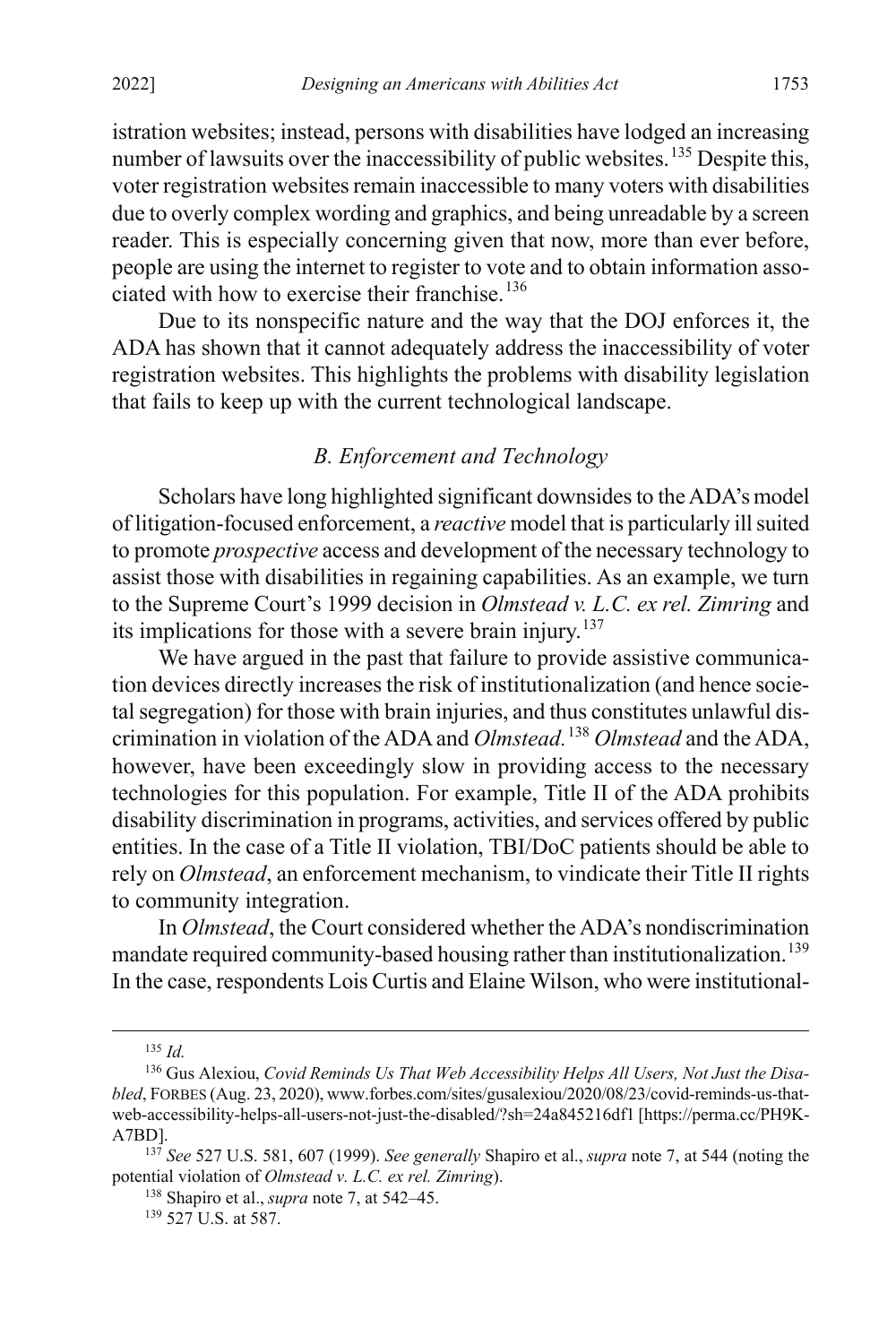istration websites; instead, persons with disabilities have lodged an increasing number of lawsuits over the inaccessibility of public websites.[135] Despite this, voter registration websites remain inaccessible to many voters with disabilities due to overly complex wording and graphics, and being unreadable by a screen reader. This is especially concerning given that now, more than ever before, people are using the internet to register to vote and to obtain information associated with how to exercise their franchise.[136]

Due to its nonspecific nature and the way that the DOJ enforces it, the ADA has shown that it cannot adequately address the inaccessibility of voter registration websites. This highlights the problems with disability legislation that fails to keep up with the current technological landscape.

### *B. Enforcement and Technology*

Scholars have long highlighted significant downsides to the ADA's model of litigation-focused enforcement, a *reactive* model that is particularly ill suited to promote *prospective* access and development of the necessary technology to assist those with disabilities in regaining capabilities. As an example, we turn to the Supreme Court's 1999 decision in *Olmstead v. L.C. ex rel. Zimring* and its implications for those with a severe brain injury.[137]

We have argued in the past that failure to provide assistive communication devices directly increases the risk of institutionalization (and hence societal segregation) for those with brain injuries, and thus constitutes unlawful discrimination in violation of the ADA and *Olmstead*.[138] *Olmstead* and the ADA, however, have been exceedingly slow in providing access to the necessary technologies for this population. For example, Title II of the ADA prohibits disability discrimination in programs, activities, and services offered by public entities. In the case of a Title II violation, TBI/DoC patients should be able to rely on *Olmstead*, an enforcement mechanism, to vindicate their Title II rights to community integration.

In *Olmstead*, the Court considered whether the ADA's nondiscrimination mandate required community-based housing rather than institutionalization.[139] In the case, respondents Lois Curtis and Elaine Wilson, who were institutional-

---

[135] *Id.*

[136] Gus Alexiou, *Covid Reminds Us That Web Accessibility Helps All Users, Not Just the Disabled*, FORBES (Aug. 23, 2020), www.forbes.com/sites/gusalexiou/2020/08/23/covid-reminds-us-that-web-accessibility-helps-all-users-not-just-the-disabled/?sh=24a845216df1 [https://perma.cc/PH9K-A7BD].

[137] *See* 527 U.S. 581, 607 (1999). *See generally* Shapiro et al., *supra* note 7, at 544 (noting the potential violation of *Olmstead v. L.C. ex rel. Zimring*).

[138] Shapiro et al., *supra* note 7, at 542–45.

[139] 527 U.S. at 587.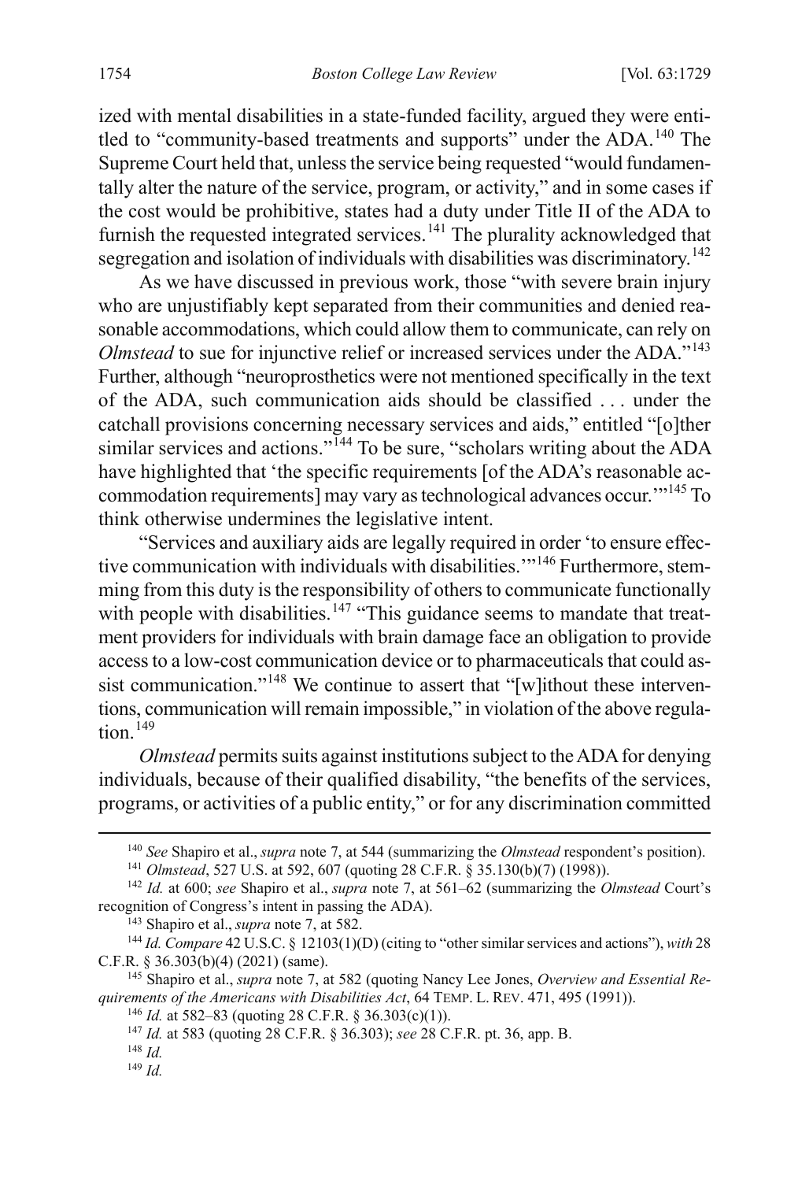ized with mental disabilities in a state-funded facility, argued they were entitled to "community-based treatments and supports" under the ADA.[140] The Supreme Court held that, unless the service being requested "would fundamentally alter the nature of the service, program, or activity," and in some cases if the cost would be prohibitive, states had a duty under Title II of the ADA to furnish the requested integrated services.[141] The plurality acknowledged that segregation and isolation of individuals with disabilities was discriminatory.[142]

As we have discussed in previous work, those "with severe brain injury who are unjustifiably kept separated from their communities and denied reasonable accommodations, which could allow them to communicate, can rely on *Olmstead* to sue for injunctive relief or increased services under the ADA."[143] Further, although "neuroprosthetics were not mentioned specifically in the text of the ADA, such communication aids should be classified . . . under the catchall provisions concerning necessary services and aids," entitled "[o]ther similar services and actions."[144] To be sure, "scholars writing about the ADA have highlighted that 'the specific requirements [of the ADA's reasonable accommodation requirements] may vary as technological advances occur.'"[145] To think otherwise undermines the legislative intent.

"Services and auxiliary aids are legally required in order 'to ensure effective communication with individuals with disabilities.'"[146] Furthermore, stemming from this duty is the responsibility of others to communicate functionally with people with disabilities.[147] "This guidance seems to mandate that treatment providers for individuals with brain damage face an obligation to provide access to a low-cost communication device or to pharmaceuticals that could assist communication."[148] We continue to assert that "[w]ithout these interventions, communication will remain impossible," in violation of the above regulation.[149]

*Olmstead* permits suits against institutions subject to the ADA for denying individuals, because of their qualified disability, "the benefits of the services, programs, or activities of a public entity," or for any discrimination committed

---

[140] *See* Shapiro et al., *supra* note 7, at 544 (summarizing the *Olmstead* respondent's position).

[141] *Olmstead*, 527 U.S. at 592, 607 (quoting 28 C.F.R. § 35.130(b)(7) (1998)).

[142] *Id.* at 600; *see* Shapiro et al., *supra* note 7, at 561–62 (summarizing the *Olmstead* Court's recognition of Congress's intent in passing the ADA).

[143] Shapiro et al., *supra* note 7, at 582.

[144] *Id. Compare* 42 U.S.C. § 12103(1)(D) (citing to "other similar services and actions"), *with* 28 C.F.R. § 36.303(b)(4) (2021) (same).

[145] Shapiro et al., *supra* note 7, at 582 (quoting Nancy Lee Jones, *Overview and Essential Requirements of the Americans with Disabilities Act*, 64 TEMP. L. REV. 471, 495 (1991)).

[146] *Id.* at 582–83 (quoting 28 C.F.R. § 36.303(c)(1)).

[147] *Id.* at 583 (quoting 28 C.F.R. § 36.303); *see* 28 C.F.R. pt. 36, app. B.

[148] *Id.*

[149] *Id.*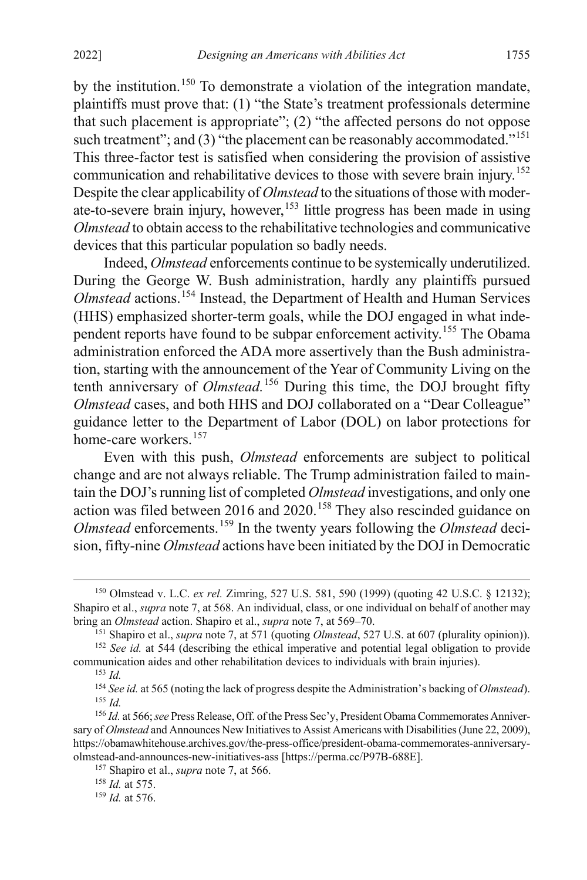by the institution.[150] To demonstrate a violation of the integration mandate, plaintiffs must prove that: (1) "the State's treatment professionals determine that such placement is appropriate"; (2) "the affected persons do not oppose such treatment"; and (3) "the placement can be reasonably accommodated."[151] This three-factor test is satisfied when considering the provision of assistive communication and rehabilitative devices to those with severe brain injury.[152] Despite the clear applicability of *Olmstead* to the situations of those with moderate-to-severe brain injury, however,[153] little progress has been made in using *Olmstead* to obtain access to the rehabilitative technologies and communicative devices that this particular population so badly needs.

Indeed, *Olmstead* enforcements continue to be systemically underutilized. During the George W. Bush administration, hardly any plaintiffs pursued *Olmstead* actions.[154] Instead, the Department of Health and Human Services (HHS) emphasized shorter-term goals, while the DOJ engaged in what independent reports have found to be subpar enforcement activity.[155] The Obama administration enforced the ADA more assertively than the Bush administration, starting with the announcement of the Year of Community Living on the tenth anniversary of *Olmstead.*[156] During this time, the DOJ brought fifty *Olmstead* cases, and both HHS and DOJ collaborated on a "Dear Colleague" guidance letter to the Department of Labor (DOL) on labor protections for home-care workers.[157]

Even with this push, *Olmstead* enforcements are subject to political change and are not always reliable. The Trump administration failed to maintain the DOJ's running list of completed *Olmstead* investigations, and only one action was filed between 2016 and 2020.[158] They also rescinded guidance on *Olmstead* enforcements.[159] In the twenty years following the *Olmstead* decision, fifty-nine *Olmstead* actions have been initiated by the DOJ in Democratic

---

[150] Olmstead v. L.C. *ex rel.* Zimring, 527 U.S. 581, 590 (1999) (quoting 42 U.S.C. § 12132); Shapiro et al., *supra* note 7, at 568. An individual, class, or one individual on behalf of another may bring an *Olmstead* action. Shapiro et al., *supra* note 7, at 569–70.

[151] Shapiro et al., *supra* note 7, at 571 (quoting *Olmstead*, 527 U.S. at 607 (plurality opinion)).

[152] *See id.* at 544 (describing the ethical imperative and potential legal obligation to provide communication aides and other rehabilitation devices to individuals with brain injuries).

[153] *Id.*

[154] *See id.* at 565 (noting the lack of progress despite the Administration's backing of *Olmstead*).

[155] *Id.*

[156] *Id.* at 566; *see* Press Release, Off. of the Press Sec'y, President Obama Commemorates Anniversary of *Olmstead* and Announces New Initiatives to Assist Americans with Disabilities (June 22, 2009), https://obamawhitehouse.archives.gov/the-press-office/president-obama-commemorates-anniversary-olmstead-and-announces-new-initiatives-ass [https://perma.cc/P97B-688E].

[157] Shapiro et al., *supra* note 7, at 566.

[158] *Id.* at 575.

[159] *Id.* at 576.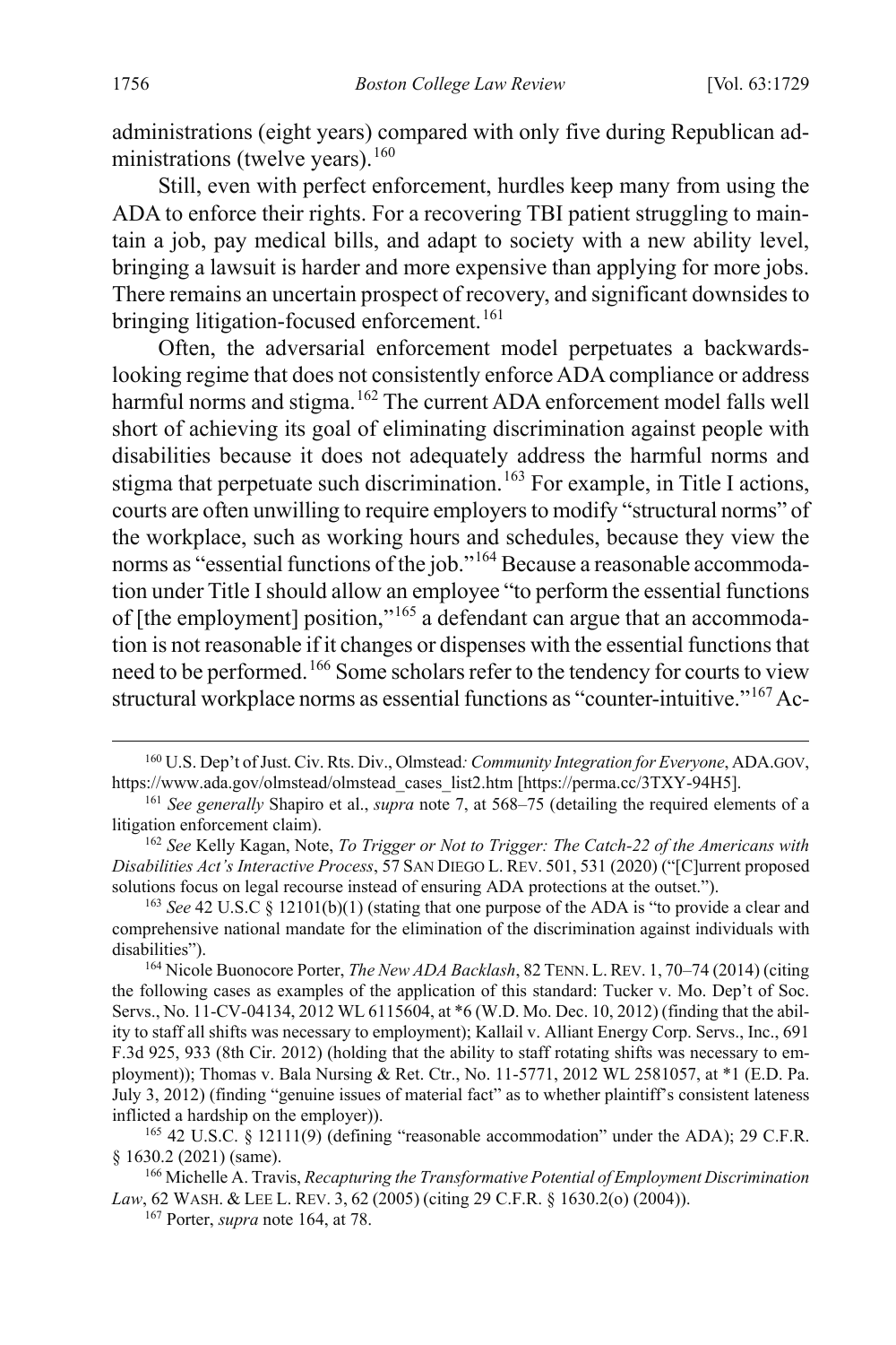administrations (eight years) compared with only five during Republican administrations (twelve years).[160]

Still, even with perfect enforcement, hurdles keep many from using the ADA to enforce their rights. For a recovering TBI patient struggling to maintain a job, pay medical bills, and adapt to society with a new ability level, bringing a lawsuit is harder and more expensive than applying for more jobs. There remains an uncertain prospect of recovery, and significant downsides to bringing litigation-focused enforcement.[161]

Often, the adversarial enforcement model perpetuates a backwards-looking regime that does not consistently enforce ADA compliance or address harmful norms and stigma.[162] The current ADA enforcement model falls well short of achieving its goal of eliminating discrimination against people with disabilities because it does not adequately address the harmful norms and stigma that perpetuate such discrimination.[163] For example, in Title I actions, courts are often unwilling to require employers to modify "structural norms" of the workplace, such as working hours and schedules, because they view the norms as "essential functions of the job."[164] Because a reasonable accommodation under Title I should allow an employee "to perform the essential functions of [the employment] position,"[165] a defendant can argue that an accommodation is not reasonable if it changes or dispenses with the essential functions that need to be performed.[166] Some scholars refer to the tendency for courts to view structural workplace norms as essential functions as "counter-intuitive."[167] Ac-

---

[160] U.S. Dep't of Just. Civ. Rts. Div., Olmstead*: Community Integration for Everyone*, ADA.GOV, https://www.ada.gov/olmstead/olmstead_cases_list2.htm [https://perma.cc/3TXY-94H5].

[161] *See generally* Shapiro et al., *supra* note 7, at 568–75 (detailing the required elements of a litigation enforcement claim).

[162] *See* Kelly Kagan, Note, *To Trigger or Not to Trigger: The Catch-22 of the Americans with Disabilities Act's Interactive Process*, 57 SAN DIEGO L. REV. 501, 531 (2020) ("[C]urrent proposed solutions focus on legal recourse instead of ensuring ADA protections at the outset.").

[163] *See* 42 U.S.C § 12101(b)(1) (stating that one purpose of the ADA is "to provide a clear and comprehensive national mandate for the elimination of the discrimination against individuals with disabilities").

[164] Nicole Buonocore Porter, *The New ADA Backlash*, 82 TENN. L. REV. 1, 70–74 (2014) (citing the following cases as examples of the application of this standard: Tucker v. Mo. Dep't of Soc. Servs., No. 11-CV-04134, 2012 WL 6115604, at *6 (W.D. Mo. Dec. 10, 2012) (finding that the ability to staff all shifts was necessary to employment); Kallail v. Alliant Energy Corp. Servs., Inc., 691 F.3d 925, 933 (8th Cir. 2012) (holding that the ability to staff rotating shifts was necessary to employment)); Thomas v. Bala Nursing & Ret. Ctr., No. 11-5771, 2012 WL 2581057, at *1 (E.D. Pa. July 3, 2012) (finding "genuine issues of material fact" as to whether plaintiff's consistent lateness inflicted a hardship on the employer)).

[165] 42 U.S.C. § 12111(9) (defining "reasonable accommodation" under the ADA); 29 C.F.R. § 1630.2 (2021) (same).

[166] Michelle A. Travis, *Recapturing the Transformative Potential of Employment Discrimination Law*, 62 WASH. & LEE L. REV. 3, 62 (2005) (citing 29 C.F.R. § 1630.2(o) (2004)).

[167] Porter, *supra* note 164, at 78.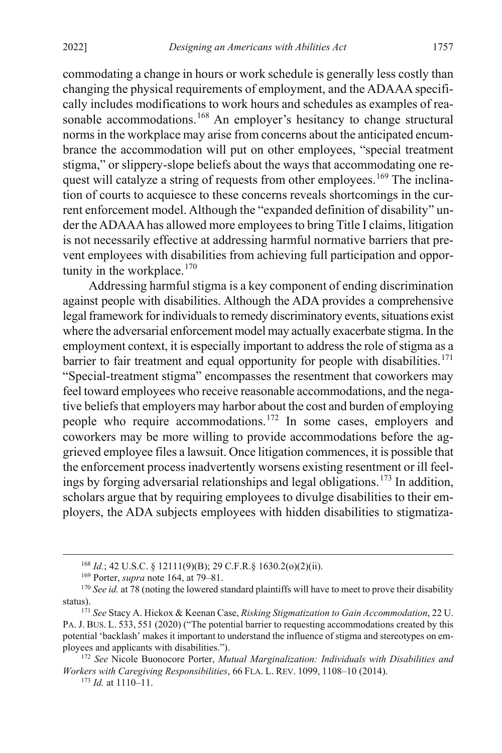commodating a change in hours or work schedule is generally less costly than changing the physical requirements of employment, and the ADAAA specifically includes modifications to work hours and schedules as examples of reasonable accommodations.[168] An employer's hesitancy to change structural norms in the workplace may arise from concerns about the anticipated encumbrance the accommodation will put on other employees, "special treatment stigma," or slippery-slope beliefs about the ways that accommodating one request will catalyze a string of requests from other employees.[169] The inclination of courts to acquiesce to these concerns reveals shortcomings in the current enforcement model. Although the "expanded definition of disability" under the ADAAA has allowed more employees to bring Title I claims, litigation is not necessarily effective at addressing harmful normative barriers that prevent employees with disabilities from achieving full participation and opportunity in the workplace.[170]

Addressing harmful stigma is a key component of ending discrimination against people with disabilities. Although the ADA provides a comprehensive legal framework for individuals to remedy discriminatory events, situations exist where the adversarial enforcement model may actually exacerbate stigma. In the employment context, it is especially important to address the role of stigma as a barrier to fair treatment and equal opportunity for people with disabilities.[171] "Special-treatment stigma" encompasses the resentment that coworkers may feel toward employees who receive reasonable accommodations, and the negative beliefs that employers may harbor about the cost and burden of employing people who require accommodations.[172] In some cases, employers and coworkers may be more willing to provide accommodations before the aggrieved employee files a lawsuit. Once litigation commences, it is possible that the enforcement process inadvertently worsens existing resentment or ill feelings by forging adversarial relationships and legal obligations.[173] In addition, scholars argue that by requiring employees to divulge disabilities to their employers, the ADA subjects employees with hidden disabilities to stigmatiza-

---

[168] *Id.*; 42 U.S.C. § 12111(9)(B); 29 C.F.R.§ 1630.2(o)(2)(ii).

[169] Porter, *supra* note 164, at 79–81.

[170] *See id.* at 78 (noting the lowered standard plaintiffs will have to meet to prove their disability status).

[171] *See* Stacy A. Hickox & Keenan Case, *Risking Stigmatization to Gain Accommodation*, 22 U. PA. J. BUS. L. 533, 551 (2020) ("The potential barrier to requesting accommodations created by this potential 'backlash' makes it important to understand the influence of stigma and stereotypes on employees and applicants with disabilities.").

[172] *See* Nicole Buonocore Porter, *Mutual Marginalization: Individuals with Disabilities and Workers with Caregiving Responsibilities*, 66 FLA. L. REV. 1099, 1108–10 (2014).

[173] *Id.* at 1110–11.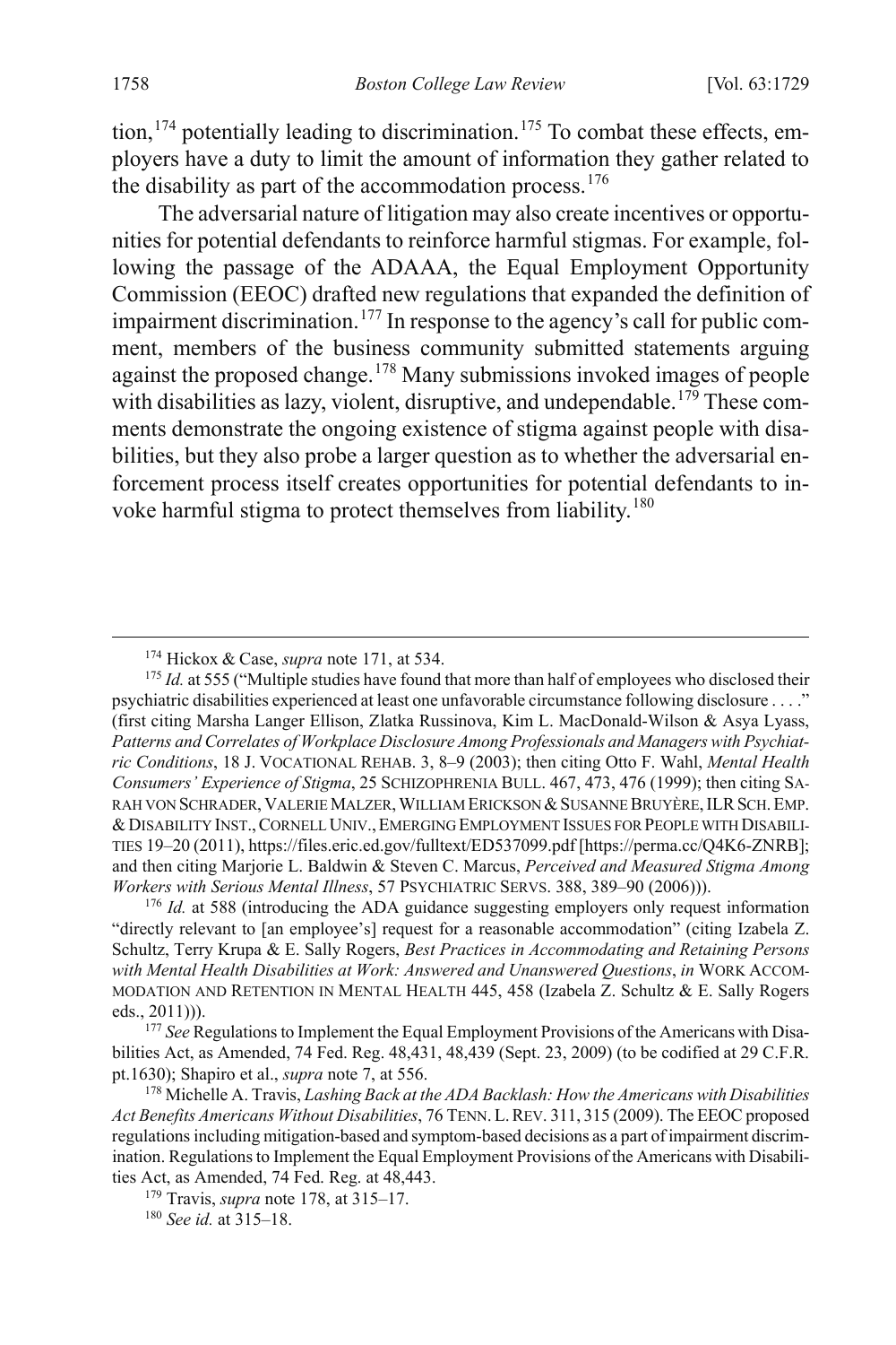tion,[174] potentially leading to discrimination.[175] To combat these effects, employers have a duty to limit the amount of information they gather related to the disability as part of the accommodation process.[176]

The adversarial nature of litigation may also create incentives or opportunities for potential defendants to reinforce harmful stigmas. For example, following the passage of the ADAAA, the Equal Employment Opportunity Commission (EEOC) drafted new regulations that expanded the definition of impairment discrimination.[177] In response to the agency's call for public comment, members of the business community submitted statements arguing against the proposed change.[178] Many submissions invoked images of people with disabilities as lazy, violent, disruptive, and undependable.[179] These comments demonstrate the ongoing existence of stigma against people with disabilities, but they also probe a larger question as to whether the adversarial enforcement process itself creates opportunities for potential defendants to invoke harmful stigma to protect themselves from liability.[180]

---

[174] Hickox & Case, *supra* note 171, at 534.

[175] *Id.* at 555 ("Multiple studies have found that more than half of employees who disclosed their psychiatric disabilities experienced at least one unfavorable circumstance following disclosure . . . ." (first citing Marsha Langer Ellison, Zlatka Russinova, Kim L. MacDonald-Wilson & Asya Lyass, *Patterns and Correlates of Workplace Disclosure Among Professionals and Managers with Psychiatric Conditions*, 18 J. VOCATIONAL REHAB. 3, 8–9 (2003); then citing Otto F. Wahl, *Mental Health Consumers' Experience of Stigma*, 25 SCHIZOPHRENIA BULL. 467, 473, 476 (1999); then citing SARAH VON SCHRADER, VALERIE MALZER, WILLIAM ERICKSON & SUSANNE BRUYÈRE, ILR SCH. EMP. & DISABILITY INST., CORNELL UNIV., EMERGING EMPLOYMENT ISSUES FOR PEOPLE WITH DISABILITIES 19–20 (2011), https://files.eric.ed.gov/fulltext/ED537099.pdf [https://perma.cc/Q4K6-ZNRB]; and then citing Marjorie L. Baldwin & Steven C. Marcus, *Perceived and Measured Stigma Among Workers with Serious Mental Illness*, 57 PSYCHIATRIC SERVS. 388, 389–90 (2006))).

[176] *Id.* at 588 (introducing the ADA guidance suggesting employers only request information "directly relevant to [an employee's] request for a reasonable accommodation" (citing Izabela Z. Schultz, Terry Krupa & E. Sally Rogers, *Best Practices in Accommodating and Retaining Persons with Mental Health Disabilities at Work: Answered and Unanswered Questions*, *in* WORK ACCOMMODATION AND RETENTION IN MENTAL HEALTH 445, 458 (Izabela Z. Schultz & E. Sally Rogers eds., 2011))).

[177] *See* Regulations to Implement the Equal Employment Provisions of the Americans with Disabilities Act, as Amended, 74 Fed. Reg. 48,431, 48,439 (Sept. 23, 2009) (to be codified at 29 C.F.R. pt.1630); Shapiro et al., *supra* note 7, at 556.

[178] Michelle A. Travis, *Lashing Back at the ADA Backlash: How the Americans with Disabilities Act Benefits Americans Without Disabilities*, 76 TENN. L. REV. 311, 315 (2009). The EEOC proposed regulations including mitigation-based and symptom-based decisions as a part of impairment discrimination. Regulations to Implement the Equal Employment Provisions of the Americans with Disabilities Act, as Amended, 74 Fed. Reg. at 48,443.

[179] Travis, *supra* note 178, at 315–17.

[180] *See id.* at 315–18.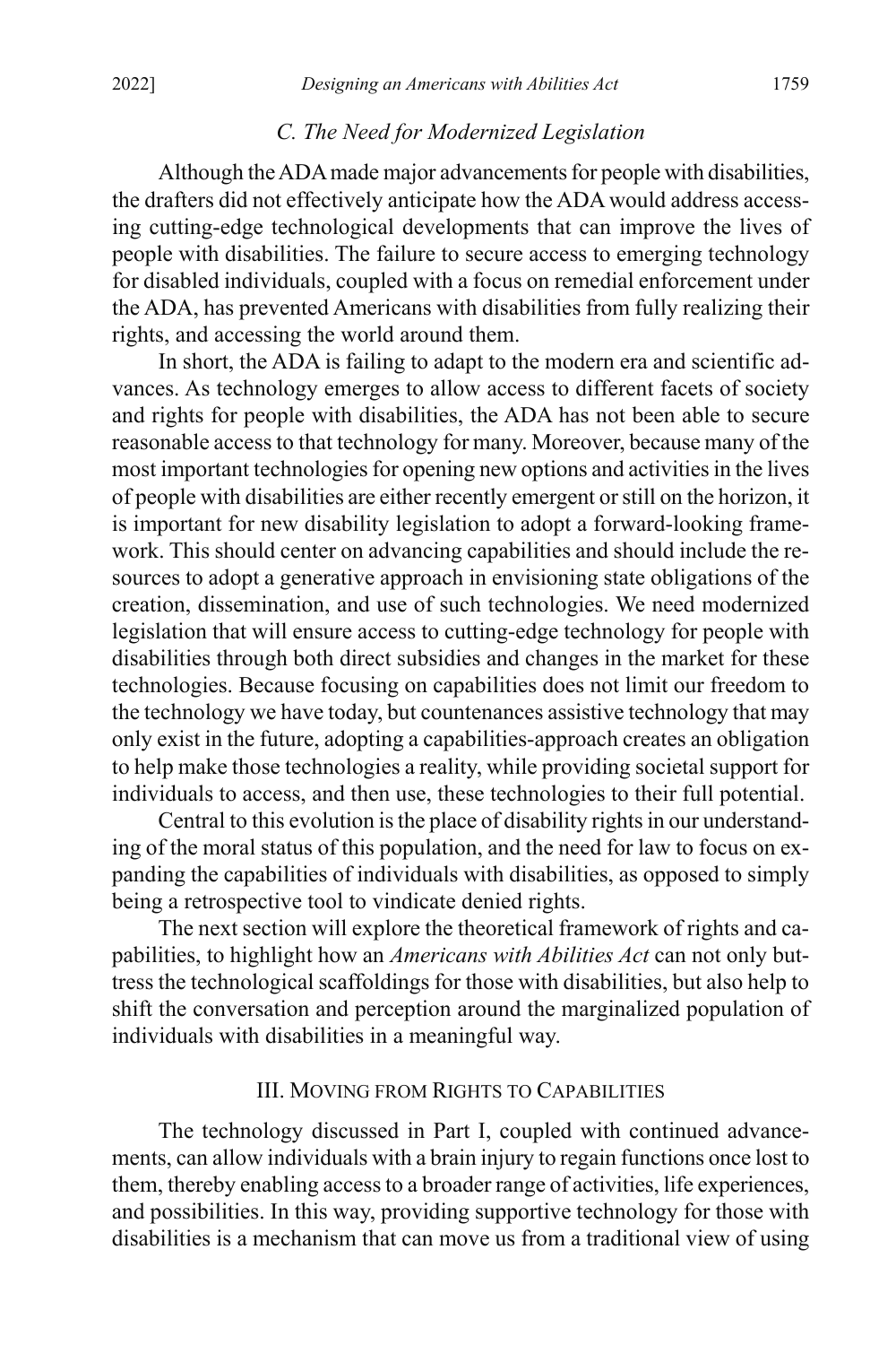### *C. The Need for Modernized Legislation*

Although the ADA made major advancements for people with disabilities, the drafters did not effectively anticipate how the ADA would address accessing cutting-edge technological developments that can improve the lives of people with disabilities. The failure to secure access to emerging technology for disabled individuals, coupled with a focus on remedial enforcement under the ADA, has prevented Americans with disabilities from fully realizing their rights, and accessing the world around them.

In short, the ADA is failing to adapt to the modern era and scientific advances. As technology emerges to allow access to different facets of society and rights for people with disabilities, the ADA has not been able to secure reasonable access to that technology for many. Moreover, because many of the most important technologies for opening new options and activities in the lives of people with disabilities are either recently emergent or still on the horizon, it is important for new disability legislation to adopt a forward-looking framework. This should center on advancing capabilities and should include the resources to adopt a generative approach in envisioning state obligations of the creation, dissemination, and use of such technologies. We need modernized legislation that will ensure access to cutting-edge technology for people with disabilities through both direct subsidies and changes in the market for these technologies. Because focusing on capabilities does not limit our freedom to the technology we have today, but countenances assistive technology that may only exist in the future, adopting a capabilities-approach creates an obligation to help make those technologies a reality, while providing societal support for individuals to access, and then use, these technologies to their full potential.

Central to this evolution is the place of disability rights in our understanding of the moral status of this population, and the need for law to focus on expanding the capabilities of individuals with disabilities, as opposed to simply being a retrospective tool to vindicate denied rights.

The next section will explore the theoretical framework of rights and capabilities, to highlight how an *Americans with Abilities Act* can not only buttress the technological scaffoldings for those with disabilities, but also help to shift the conversation and perception around the marginalized population of individuals with disabilities in a meaningful way.

## III. Moving from Rights to Capabilities

The technology discussed in Part I, coupled with continued advancements, can allow individuals with a brain injury to regain functions once lost to them, thereby enabling access to a broader range of activities, life experiences, and possibilities. In this way, providing supportive technology for those with disabilities is a mechanism that can move us from a traditional view of using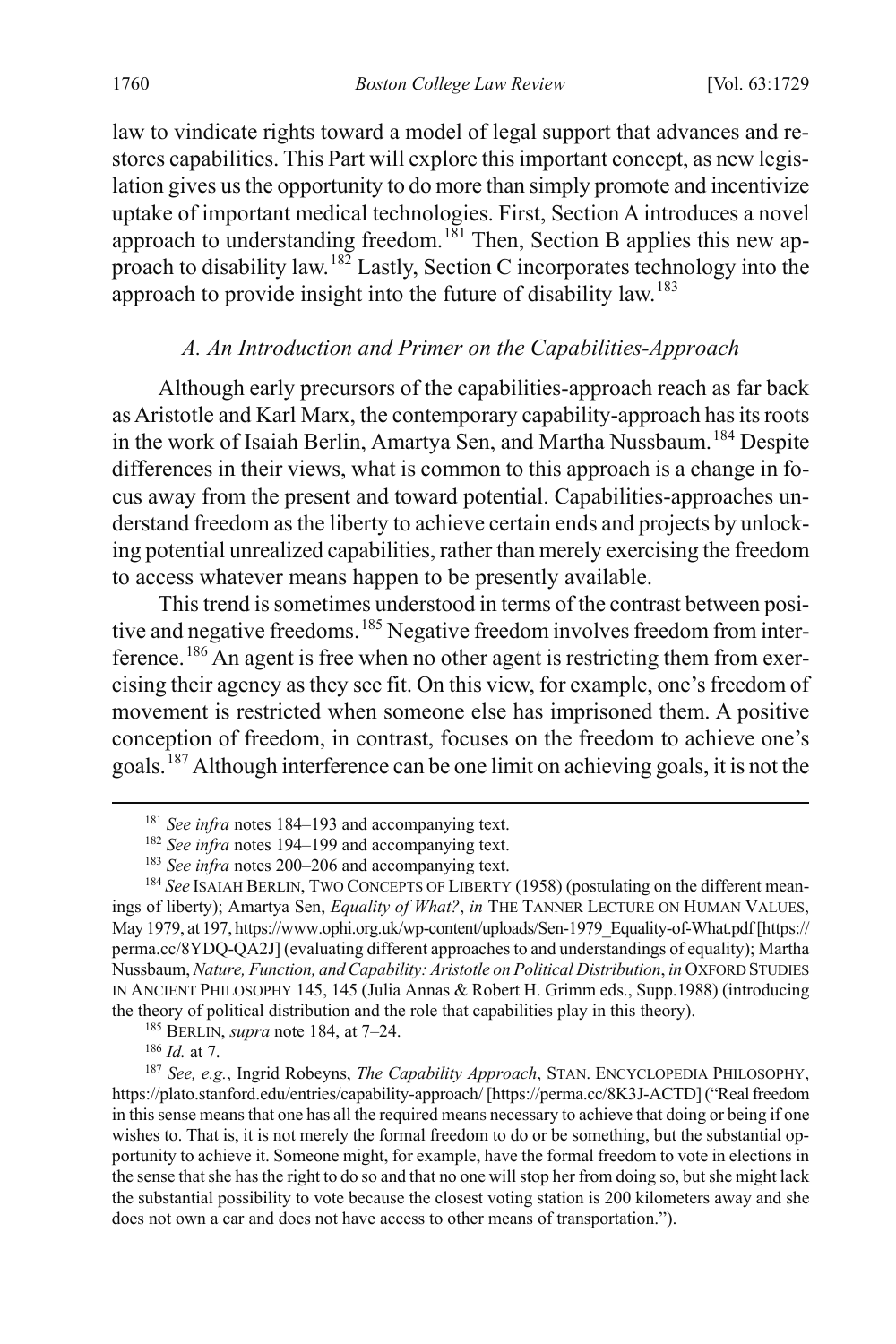law to vindicate rights toward a model of legal support that advances and restores capabilities. This Part will explore this important concept, as new legislation gives us the opportunity to do more than simply promote and incentivize uptake of important medical technologies. First, Section A introduces a novel approach to understanding freedom.[181] Then, Section B applies this new approach to disability law.[182] Lastly, Section C incorporates technology into the approach to provide insight into the future of disability law.[183]

### *A. An Introduction and Primer on the Capabilities-Approach*

Although early precursors of the capabilities-approach reach as far back as Aristotle and Karl Marx, the contemporary capability-approach has its roots in the work of Isaiah Berlin, Amartya Sen, and Martha Nussbaum.[184] Despite differences in their views, what is common to this approach is a change in focus away from the present and toward potential. Capabilities-approaches understand freedom as the liberty to achieve certain ends and projects by unlocking potential unrealized capabilities, rather than merely exercising the freedom to access whatever means happen to be presently available.

This trend is sometimes understood in terms of the contrast between positive and negative freedoms.[185] Negative freedom involves freedom from interference.[186] An agent is free when no other agent is restricting them from exercising their agency as they see fit. On this view, for example, one's freedom of movement is restricted when someone else has imprisoned them. A positive conception of freedom, in contrast, focuses on the freedom to achieve one's goals.[187] Although interference can be one limit on achieving goals, it is not the

---

[181] *See infra* notes 184–193 and accompanying text.

[182] *See infra* notes 194–199 and accompanying text.

[183] *See infra* notes 200–206 and accompanying text.

[184] *See* ISAIAH BERLIN, TWO CONCEPTS OF LIBERTY (1958) (postulating on the different meanings of liberty); Amartya Sen, *Equality of What?*, *in* THE TANNER LECTURE ON HUMAN VALUES, May 1979, at 197, https://www.ophi.org.uk/wp-content/uploads/Sen-1979_Equality-of-What.pdf [https://perma.cc/8YDQ-QA2J] (evaluating different approaches to and understandings of equality); Martha Nussbaum, *Nature, Function, and Capability: Aristotle on Political Distribution*, *in* OXFORD STUDIES IN ANCIENT PHILOSOPHY 145, 145 (Julia Annas & Robert H. Grimm eds., Supp.1988) (introducing the theory of political distribution and the role that capabilities play in this theory).

[185] BERLIN, *supra* note 184, at 7–24.

[186] *Id.* at 7.

[187] *See, e.g.*, Ingrid Robeyns, *The Capability Approach*, STAN. ENCYCLOPEDIA PHILOSOPHY, https://plato.stanford.edu/entries/capability-approach/ [https://perma.cc/8K3J-ACTD] ("Real freedom in this sense means that one has all the required means necessary to achieve that doing or being if one wishes to. That is, it is not merely the formal freedom to do or be something, but the substantial opportunity to achieve it. Someone might, for example, have the formal freedom to vote in elections in the sense that she has the right to do so and that no one will stop her from doing so, but she might lack the substantial possibility to vote because the closest voting station is 200 kilometers away and she does not own a car and does not have access to other means of transportation.").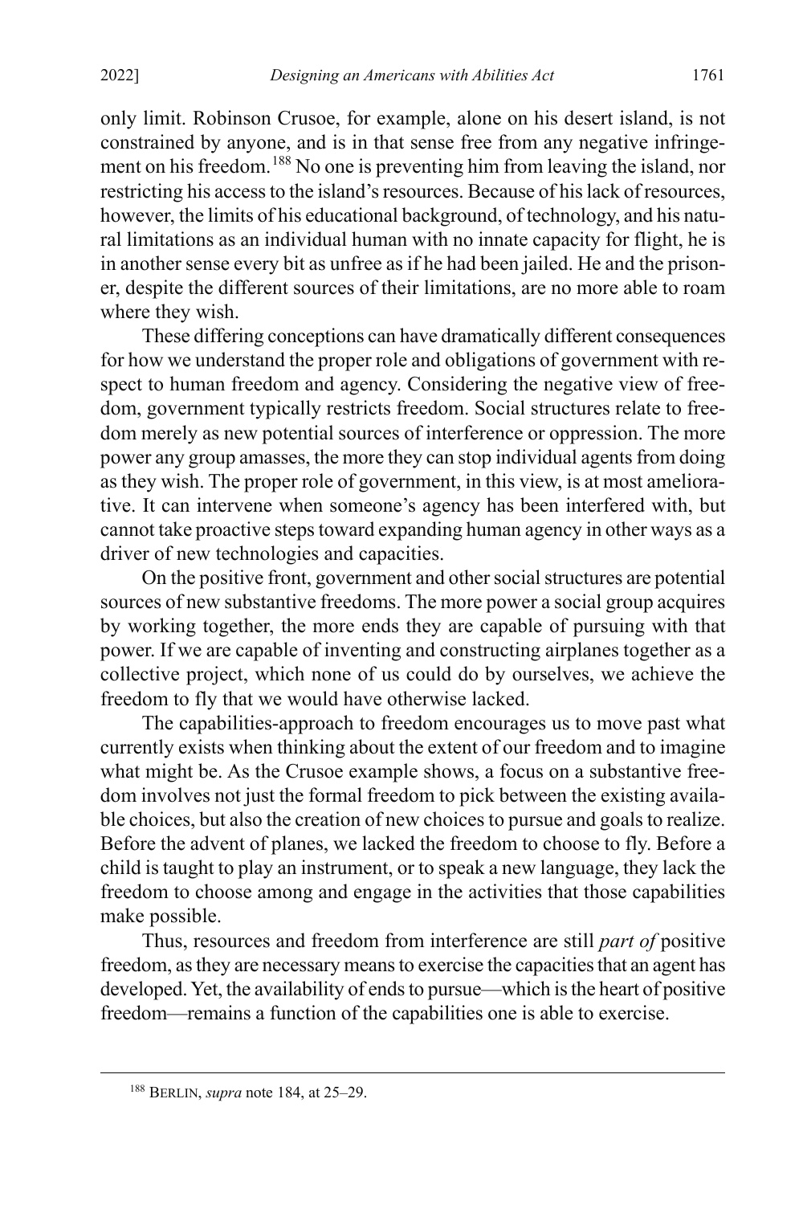only limit. Robinson Crusoe, for example, alone on his desert island, is not constrained by anyone, and is in that sense free from any negative infringement on his freedom.[188] No one is preventing him from leaving the island, nor restricting his access to the island's resources. Because of his lack of resources, however, the limits of his educational background, of technology, and his natural limitations as an individual human with no innate capacity for flight, he is in another sense every bit as unfree as if he had been jailed. He and the prisoner, despite the different sources of their limitations, are no more able to roam where they wish.

These differing conceptions can have dramatically different consequences for how we understand the proper role and obligations of government with respect to human freedom and agency. Considering the negative view of freedom, government typically restricts freedom. Social structures relate to freedom merely as new potential sources of interference or oppression. The more power any group amasses, the more they can stop individual agents from doing as they wish. The proper role of government, in this view, is at most ameliorative. It can intervene when someone's agency has been interfered with, but cannot take proactive steps toward expanding human agency in other ways as a driver of new technologies and capacities.

On the positive front, government and other social structures are potential sources of new substantive freedoms. The more power a social group acquires by working together, the more ends they are capable of pursuing with that power. If we are capable of inventing and constructing airplanes together as a collective project, which none of us could do by ourselves, we achieve the freedom to fly that we would have otherwise lacked.

The capabilities-approach to freedom encourages us to move past what currently exists when thinking about the extent of our freedom and to imagine what might be. As the Crusoe example shows, a focus on a substantive freedom involves not just the formal freedom to pick between the existing available choices, but also the creation of new choices to pursue and goals to realize. Before the advent of planes, we lacked the freedom to choose to fly. Before a child is taught to play an instrument, or to speak a new language, they lack the freedom to choose among and engage in the activities that those capabilities make possible.

Thus, resources and freedom from interference are still *part of* positive freedom, as they are necessary means to exercise the capacities that an agent has developed. Yet, the availability of ends to pursue—which is the heart of positive freedom—remains a function of the capabilities one is able to exercise.

---

[188] BERLIN, *supra* note 184, at 25–29.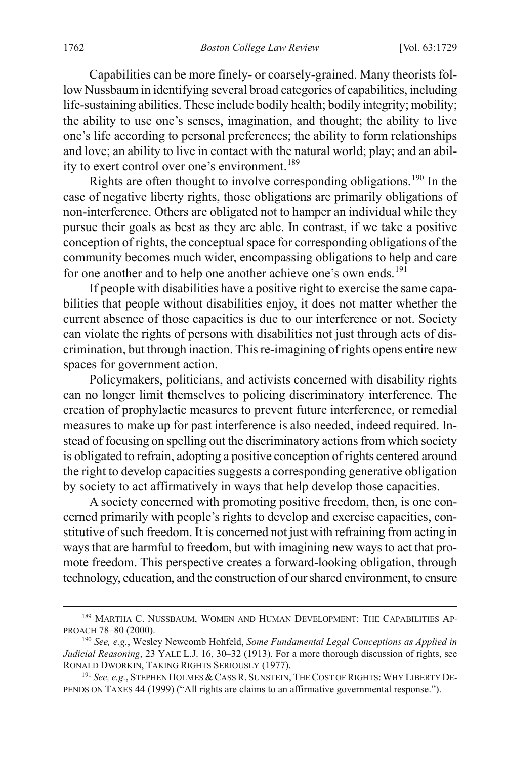Capabilities can be more finely- or coarsely-grained. Many theorists follow Nussbaum in identifying several broad categories of capabilities, including life-sustaining abilities. These include bodily health; bodily integrity; mobility; the ability to use one's senses, imagination, and thought; the ability to live one's life according to personal preferences; the ability to form relationships and love; an ability to live in contact with the natural world; play; and an ability to exert control over one's environment.[189]

Rights are often thought to involve corresponding obligations.[190] In the case of negative liberty rights, those obligations are primarily obligations of non-interference. Others are obligated not to hamper an individual while they pursue their goals as best as they are able. In contrast, if we take a positive conception of rights, the conceptual space for corresponding obligations of the community becomes much wider, encompassing obligations to help and care for one another and to help one another achieve one's own ends.[191]

If people with disabilities have a positive right to exercise the same capabilities that people without disabilities enjoy, it does not matter whether the current absence of those capacities is due to our interference or not. Society can violate the rights of persons with disabilities not just through acts of discrimination, but through inaction. This re-imagining of rights opens entire new spaces for government action.

Policymakers, politicians, and activists concerned with disability rights can no longer limit themselves to policing discriminatory interference. The creation of prophylactic measures to prevent future interference, or remedial measures to make up for past interference is also needed, indeed required. Instead of focusing on spelling out the discriminatory actions from which society is obligated to refrain, adopting a positive conception of rights centered around the right to develop capacities suggests a corresponding generative obligation by society to act affirmatively in ways that help develop those capacities.

A society concerned with promoting positive freedom, then, is one concerned primarily with people's rights to develop and exercise capacities, constitutive of such freedom. It is concerned not just with refraining from acting in ways that are harmful to freedom, but with imagining new ways to act that promote freedom. This perspective creates a forward-looking obligation, through technology, education, and the construction of our shared environment, to ensure

---

[189] MARTHA C. NUSSBAUM, WOMEN AND HUMAN DEVELOPMENT: THE CAPABILITIES APPROACH 78–80 (2000).

[190] *See, e.g.*, Wesley Newcomb Hohfeld, *Some Fundamental Legal Conceptions as Applied in Judicial Reasoning*, 23 YALE L.J. 16, 30–32 (1913). For a more thorough discussion of rights, see RONALD DWORKIN, TAKING RIGHTS SERIOUSLY (1977).

[191] *See, e.g.*, STEPHEN HOLMES & CASS R. SUNSTEIN, THE COST OF RIGHTS: WHY LIBERTY DEPENDS ON TAXES 44 (1999) ("All rights are claims to an affirmative governmental response.").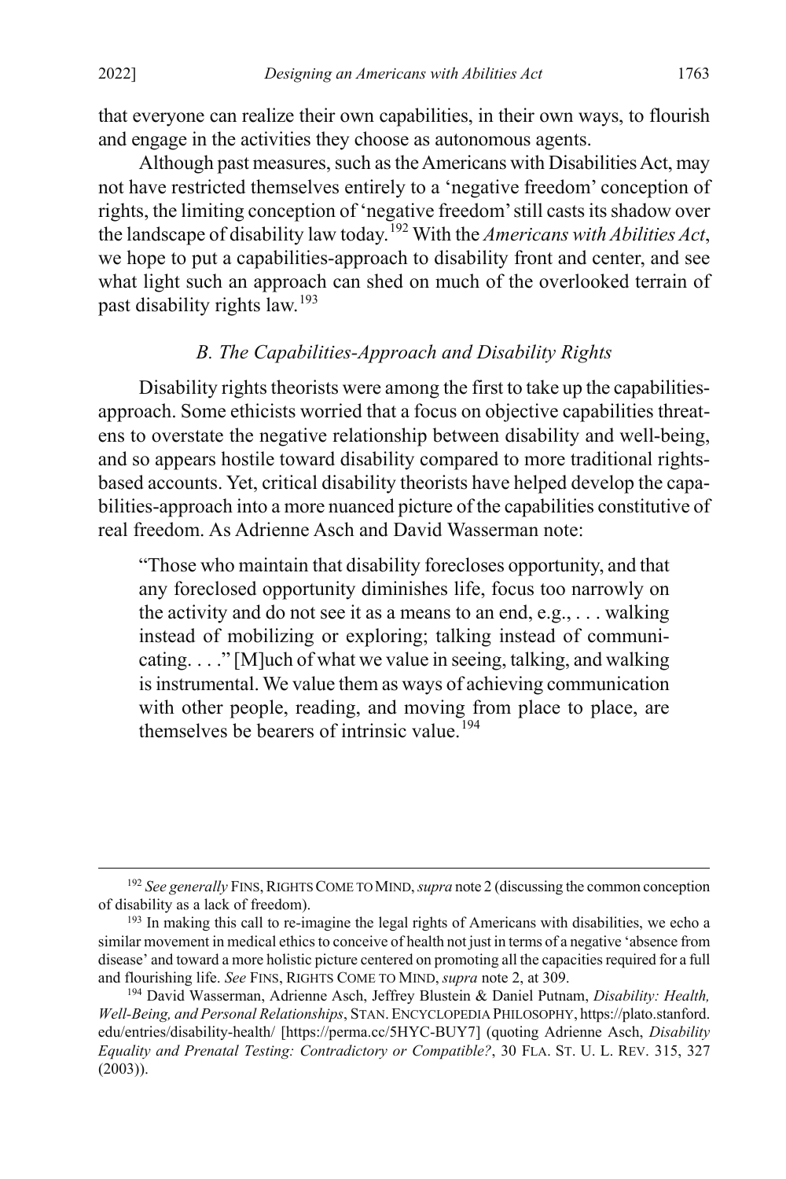that everyone can realize their own capabilities, in their own ways, to flourish and engage in the activities they choose as autonomous agents.

Although past measures, such as the Americans with Disabilities Act, may not have restricted themselves entirely to a 'negative freedom' conception of rights, the limiting conception of 'negative freedom' still casts its shadow over the landscape of disability law today.[192] With the *Americans with Abilities Act*, we hope to put a capabilities-approach to disability front and center, and see what light such an approach can shed on much of the overlooked terrain of past disability rights law.[193]

### *B. The Capabilities-Approach and Disability Rights*

Disability rights theorists were among the first to take up the capabilities-approach. Some ethicists worried that a focus on objective capabilities threatens to overstate the negative relationship between disability and well-being, and so appears hostile toward disability compared to more traditional rights-based accounts. Yet, critical disability theorists have helped develop the capabilities-approach into a more nuanced picture of the capabilities constitutive of real freedom. As Adrienne Asch and David Wasserman note:

> "Those who maintain that disability forecloses opportunity, and that any foreclosed opportunity diminishes life, focus too narrowly on the activity and do not see it as a means to an end, e.g., . . . walking instead of mobilizing or exploring; talking instead of communicating. . . ." [M]uch of what we value in seeing, talking, and walking is instrumental. We value them as ways of achieving communication with other people, reading, and moving from place to place, are themselves be bearers of intrinsic value.[194]

---

[192] *See generally* FINS, RIGHTS COME TO MIND, *supra* note 2 (discussing the common conception of disability as a lack of freedom).

[193] In making this call to re-imagine the legal rights of Americans with disabilities, we echo a similar movement in medical ethics to conceive of health not just in terms of a negative 'absence from disease' and toward a more holistic picture centered on promoting all the capacities required for a full and flourishing life. *See* FINS, RIGHTS COME TO MIND, *supra* note 2, at 309.

[194] David Wasserman, Adrienne Asch, Jeffrey Blustein & Daniel Putnam, *Disability: Health, Well-Being, and Personal Relationships*, STAN. ENCYCLOPEDIA PHILOSOPHY, https://plato.stanford.edu/entries/disability-health/ [https://perma.cc/5HYC-BUY7] (quoting Adrienne Asch, *Disability Equality and Prenatal Testing: Contradictory or Compatible?*, 30 FLA. ST. U. L. REV. 315, 327 (2003)).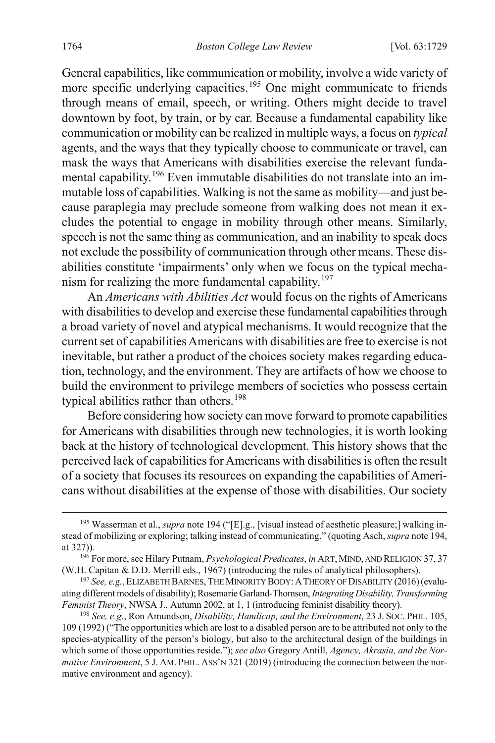General capabilities, like communication or mobility, involve a wide variety of more specific underlying capacities.[195] One might communicate to friends through means of email, speech, or writing. Others might decide to travel downtown by foot, by train, or by car. Because a fundamental capability like communication or mobility can be realized in multiple ways, a focus on *typical* agents, and the ways that they typically choose to communicate or travel, can mask the ways that Americans with disabilities exercise the relevant fundamental capability.[196] Even immutable disabilities do not translate into an immutable loss of capabilities. Walking is not the same as mobility—and just because paraplegia may preclude someone from walking does not mean it excludes the potential to engage in mobility through other means. Similarly, speech is not the same thing as communication, and an inability to speak does not exclude the possibility of communication through other means. These disabilities constitute 'impairments' only when we focus on the typical mechanism for realizing the more fundamental capability.[197]

An *Americans with Abilities Act* would focus on the rights of Americans with disabilities to develop and exercise these fundamental capabilities through a broad variety of novel and atypical mechanisms. It would recognize that the current set of capabilities Americans with disabilities are free to exercise is not inevitable, but rather a product of the choices society makes regarding education, technology, and the environment. They are artifacts of how we choose to build the environment to privilege members of societies who possess certain typical abilities rather than others.[198]

Before considering how society can move forward to promote capabilities for Americans with disabilities through new technologies, it is worth looking back at the history of technological development. This history shows that the perceived lack of capabilities for Americans with disabilities is often the result of a society that focuses its resources on expanding the capabilities of Americans without disabilities at the expense of those with disabilities. Our society

---

[195] Wasserman et al., *supra* note 194 ("[E].g., [visual instead of aesthetic pleasure;] walking instead of mobilizing or exploring; talking instead of communicating." (quoting Asch, *supra* note 194, at 327)).

[196] For more, see Hilary Putnam, *Psychological Predicates*, *in* ART, MIND, AND RELIGION 37, 37 (W.H. Capitan & D.D. Merrill eds., 1967) (introducing the rules of analytical philosophers).

[197] *See, e.g.*, ELIZABETH BARNES, THE MINORITY BODY: A THEORY OF DISABILITY (2016) (evaluating different models of disability); Rosemarie Garland-Thomson, *Integrating Disability, Transforming Feminist Theory*, NWSA J., Autumn 2002, at 1, 1 (introducing feminist disability theory).

[198] *See, e.g.*, Ron Amundson, *Disability, Handicap, and the Environment*, 23 J. SOC. PHIL. 105, 109 (1992) ("The opportunities which are lost to a disabled person are to be attributed not only to the species-atypicallity of the person's biology, but also to the architectural design of the buildings in which some of those opportunities reside."); *see also* Gregory Antill, *Agency, Akrasia, and the Normative Environment*, 5 J. AM. PHIL. ASS'N 321 (2019) (introducing the connection between the normative environment and agency).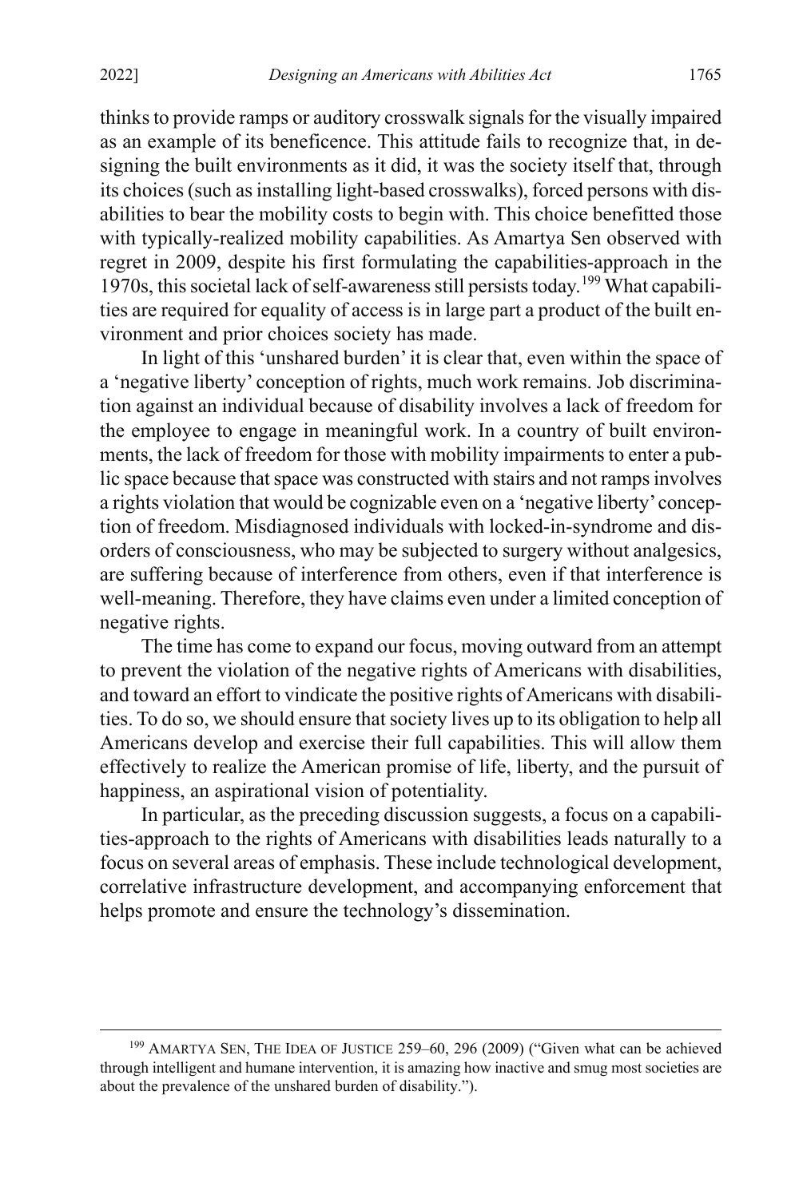thinks to provide ramps or auditory crosswalk signals for the visually impaired as an example of its beneficence. This attitude fails to recognize that, in designing the built environments as it did, it was the society itself that, through its choices (such as installing light-based crosswalks), forced persons with disabilities to bear the mobility costs to begin with. This choice benefitted those with typically-realized mobility capabilities. As Amartya Sen observed with regret in 2009, despite his first formulating the capabilities-approach in the 1970s, this societal lack of self-awareness still persists today.[199] What capabilities are required for equality of access is in large part a product of the built environment and prior choices society has made.

In light of this 'unshared burden' it is clear that, even within the space of a 'negative liberty' conception of rights, much work remains. Job discrimination against an individual because of disability involves a lack of freedom for the employee to engage in meaningful work. In a country of built environments, the lack of freedom for those with mobility impairments to enter a public space because that space was constructed with stairs and not ramps involves a rights violation that would be cognizable even on a 'negative liberty' conception of freedom. Misdiagnosed individuals with locked-in-syndrome and disorders of consciousness, who may be subjected to surgery without analgesics, are suffering because of interference from others, even if that interference is well-meaning. Therefore, they have claims even under a limited conception of negative rights.

The time has come to expand our focus, moving outward from an attempt to prevent the violation of the negative rights of Americans with disabilities, and toward an effort to vindicate the positive rights of Americans with disabilities. To do so, we should ensure that society lives up to its obligation to help all Americans develop and exercise their full capabilities. This will allow them effectively to realize the American promise of life, liberty, and the pursuit of happiness, an aspirational vision of potentiality.

In particular, as the preceding discussion suggests, a focus on a capabilities-approach to the rights of Americans with disabilities leads naturally to a focus on several areas of emphasis. These include technological development, correlative infrastructure development, and accompanying enforcement that helps promote and ensure the technology's dissemination.

---

[199] AMARTYA SEN, THE IDEA OF JUSTICE 259–60, 296 (2009) ("Given what can be achieved through intelligent and humane intervention, it is amazing how inactive and smug most societies are about the prevalence of the unshared burden of disability.").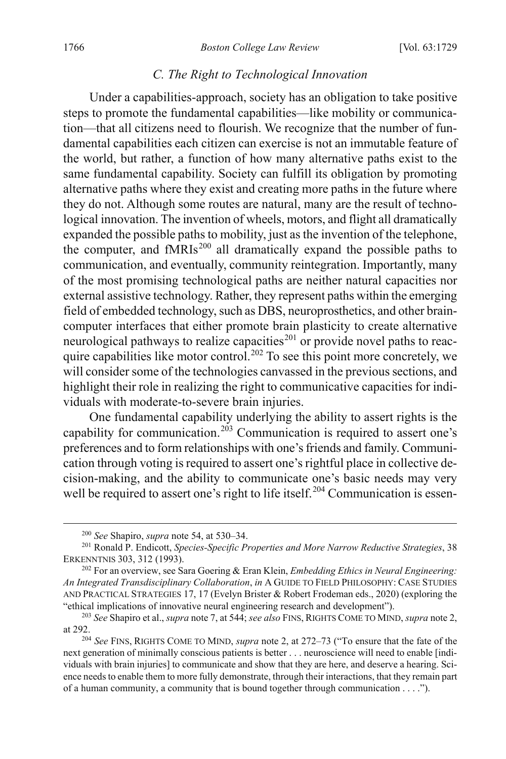### *C. The Right to Technological Innovation*

Under a capabilities-approach, society has an obligation to take positive steps to promote the fundamental capabilities—like mobility or communication—that all citizens need to flourish. We recognize that the number of fundamental capabilities each citizen can exercise is not an immutable feature of the world, but rather, a function of how many alternative paths exist to the same fundamental capability. Society can fulfill its obligation by promoting alternative paths where they exist and creating more paths in the future where they do not. Although some routes are natural, many are the result of technological innovation. The invention of wheels, motors, and flight all dramatically expanded the possible paths to mobility, just as the invention of the telephone, the computer, and fMRIs[200] all dramatically expand the possible paths to communication, and eventually, community reintegration. Importantly, many of the most promising technological paths are neither natural capacities nor external assistive technology. Rather, they represent paths within the emerging field of embedded technology, such as DBS, neuroprosthetics, and other brain-computer interfaces that either promote brain plasticity to create alternative neurological pathways to realize capacities[201] or provide novel paths to reacquire capabilities like motor control.[202] To see this point more concretely, we will consider some of the technologies canvassed in the previous sections, and highlight their role in realizing the right to communicative capacities for individuals with moderate-to-severe brain injuries.

One fundamental capability underlying the ability to assert rights is the capability for communication.[203] Communication is required to assert one's preferences and to form relationships with one's friends and family. Communication through voting is required to assert one's rightful place in collective decision-making, and the ability to communicate one's basic needs may very well be required to assert one's right to life itself.[204] Communication is essen-

---

[200] *See* Shapiro, *supra* note 54, at 530–34.

[201] Ronald P. Endicott, *Species-Specific Properties and More Narrow Reductive Strategies*, 38 ERKENNTNIS 303, 312 (1993).

[202] For an overview, see Sara Goering & Eran Klein, *Embedding Ethics in Neural Engineering: An Integrated Transdisciplinary Collaboration*, *in* A GUIDE TO FIELD PHILOSOPHY: CASE STUDIES AND PRACTICAL STRATEGIES 17, 17 (Evelyn Brister & Robert Frodeman eds., 2020) (exploring the "ethical implications of innovative neural engineering research and development").

[203] *See* Shapiro et al., *supra* note 7, at 544; *see also* FINS, RIGHTS COME TO MIND, *supra* note 2, at 292.

[204] *See* FINS, RIGHTS COME TO MIND, *supra* note 2, at 272–73 ("To ensure that the fate of the next generation of minimally conscious patients is better . . . neuroscience will need to enable [individuals with brain injuries] to communicate and show that they are here, and deserve a hearing. Science needs to enable them to more fully demonstrate, through their interactions, that they remain part of a human community, a community that is bound together through communication . . . .").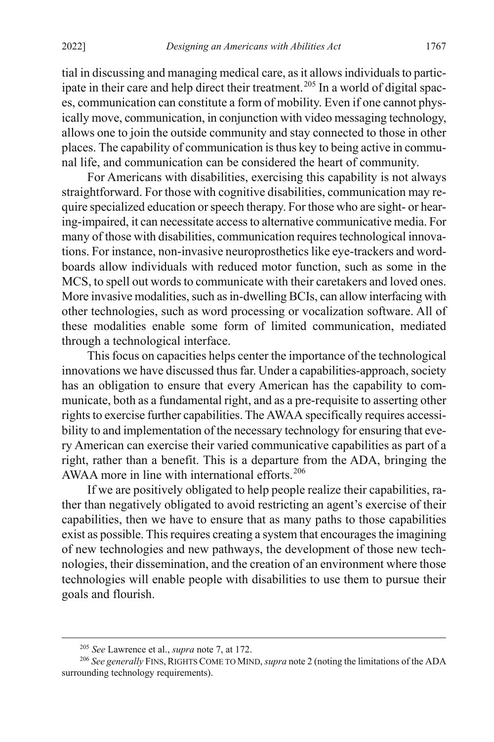tial in discussing and managing medical care, as it allows individuals to participate in their care and help direct their treatment.[205] In a world of digital spaces, communication can constitute a form of mobility. Even if one cannot physically move, communication, in conjunction with video messaging technology, allows one to join the outside community and stay connected to those in other places. The capability of communication is thus key to being active in communal life, and communication can be considered the heart of community.

For Americans with disabilities, exercising this capability is not always straightforward. For those with cognitive disabilities, communication may require specialized education or speech therapy. For those who are sight- or hearing-impaired, it can necessitate access to alternative communicative media. For many of those with disabilities, communication requires technological innovations. For instance, non-invasive neuroprosthetics like eye-trackers and word-boards allow individuals with reduced motor function, such as some in the MCS, to spell out words to communicate with their caretakers and loved ones. More invasive modalities, such as in-dwelling BCIs, can allow interfacing with other technologies, such as word processing or vocalization software. All of these modalities enable some form of limited communication, mediated through a technological interface.

This focus on capacities helps center the importance of the technological innovations we have discussed thus far. Under a capabilities-approach, society has an obligation to ensure that every American has the capability to communicate, both as a fundamental right, and as a pre-requisite to asserting other rights to exercise further capabilities. The AWAA specifically requires accessibility to and implementation of the necessary technology for ensuring that every American can exercise their varied communicative capabilities as part of a right, rather than a benefit. This is a departure from the ADA, bringing the AWAA more in line with international efforts.[206]

If we are positively obligated to help people realize their capabilities, rather than negatively obligated to avoid restricting an agent's exercise of their capabilities, then we have to ensure that as many paths to those capabilities exist as possible. This requires creating a system that encourages the imagining of new technologies and new pathways, the development of those new technologies, their dissemination, and the creation of an environment where those technologies will enable people with disabilities to use them to pursue their goals and flourish.

---

[205] *See* Lawrence et al., *supra* note 7, at 172.

[206] *See generally* FINS, RIGHTS COME TO MIND, *supra* note 2 (noting the limitations of the ADA surrounding technology requirements).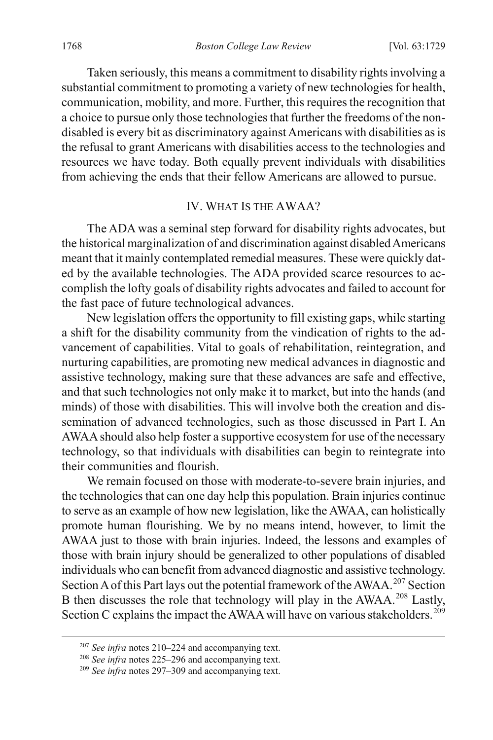Taken seriously, this means a commitment to disability rights involving a substantial commitment to promoting a variety of new technologies for health, communication, mobility, and more. Further, this requires the recognition that a choice to pursue only those technologies that further the freedoms of the non-disabled is every bit as discriminatory against Americans with disabilities as is the refusal to grant Americans with disabilities access to the technologies and resources we have today. Both equally prevent individuals with disabilities from achieving the ends that their fellow Americans are allowed to pursue.

## IV. What Is the AWAA?

The ADA was a seminal step forward for disability rights advocates, but the historical marginalization of and discrimination against disabled Americans meant that it mainly contemplated remedial measures. These were quickly dated by the available technologies. The ADA provided scarce resources to accomplish the lofty goals of disability rights advocates and failed to account for the fast pace of future technological advances.

New legislation offers the opportunity to fill existing gaps, while starting a shift for the disability community from the vindication of rights to the advancement of capabilities. Vital to goals of rehabilitation, reintegration, and nurturing capabilities, are promoting new medical advances in diagnostic and assistive technology, making sure that these advances are safe and effective, and that such technologies not only make it to market, but into the hands (and minds) of those with disabilities. This will involve both the creation and dissemination of advanced technologies, such as those discussed in Part I. An AWAA should also help foster a supportive ecosystem for use of the necessary technology, so that individuals with disabilities can begin to reintegrate into their communities and flourish.

We remain focused on those with moderate-to-severe brain injuries, and the technologies that can one day help this population. Brain injuries continue to serve as an example of how new legislation, like the AWAA, can holistically promote human flourishing. We by no means intend, however, to limit the AWAA just to those with brain injuries. Indeed, the lessons and examples of those with brain injury should be generalized to other populations of disabled individuals who can benefit from advanced diagnostic and assistive technology. Section A of this Part lays out the potential framework of the AWAA.[207] Section B then discusses the role that technology will play in the AWAA.[208] Lastly, Section C explains the impact the AWAA will have on various stakeholders.[209]

---

[207] *See infra* notes 210–224 and accompanying text.

[208] *See infra* notes 225–296 and accompanying text.

[209] *See infra* notes 297–309 and accompanying text.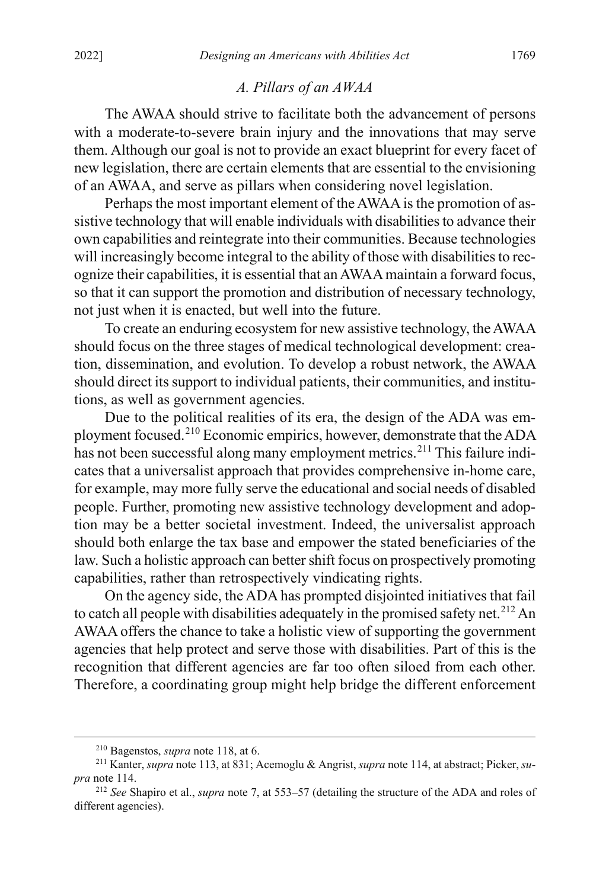### *A. Pillars of an AWAA*

The AWAA should strive to facilitate both the advancement of persons with a moderate-to-severe brain injury and the innovations that may serve them. Although our goal is not to provide an exact blueprint for every facet of new legislation, there are certain elements that are essential to the envisioning of an AWAA, and serve as pillars when considering novel legislation.

Perhaps the most important element of the AWAA is the promotion of assistive technology that will enable individuals with disabilities to advance their own capabilities and reintegrate into their communities. Because technologies will increasingly become integral to the ability of those with disabilities to recognize their capabilities, it is essential that an AWAA maintain a forward focus, so that it can support the promotion and distribution of necessary technology, not just when it is enacted, but well into the future.

To create an enduring ecosystem for new assistive technology, the AWAA should focus on the three stages of medical technological development: creation, dissemination, and evolution. To develop a robust network, the AWAA should direct its support to individual patients, their communities, and institutions, as well as government agencies.

Due to the political realities of its era, the design of the ADA was employment focused.[210] Economic empirics, however, demonstrate that the ADA has not been successful along many employment metrics.[211] This failure indicates that a universalist approach that provides comprehensive in-home care, for example, may more fully serve the educational and social needs of disabled people. Further, promoting new assistive technology development and adoption may be a better societal investment. Indeed, the universalist approach should both enlarge the tax base and empower the stated beneficiaries of the law. Such a holistic approach can better shift focus on prospectively promoting capabilities, rather than retrospectively vindicating rights.

On the agency side, the ADA has prompted disjointed initiatives that fail to catch all people with disabilities adequately in the promised safety net.[212] An AWAA offers the chance to take a holistic view of supporting the government agencies that help protect and serve those with disabilities. Part of this is the recognition that different agencies are far too often siloed from each other. Therefore, a coordinating group might help bridge the different enforcement

[210] Bagenstos, *supra* note 118, at 6.

[211] Kanter, *supra* note 113, at 831; Acemoglu & Angrist, *supra* note 114, at abstract; Picker, *supra* note 114.

[212] *See* Shapiro et al., *supra* note 7, at 553–57 (detailing the structure of the ADA and roles of different agencies).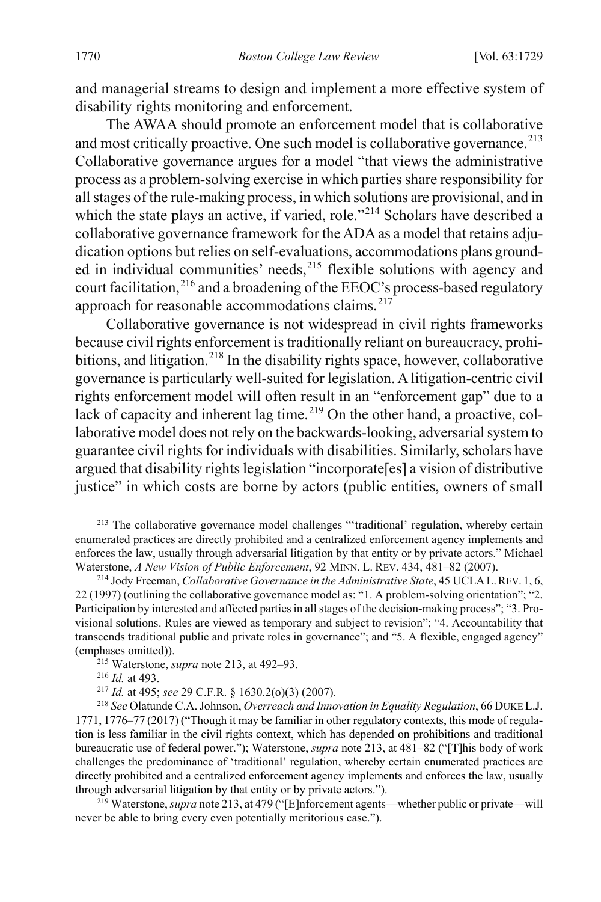and managerial streams to design and implement a more effective system of disability rights monitoring and enforcement.

The AWAA should promote an enforcement model that is collaborative and most critically proactive. One such model is collaborative governance.[213] Collaborative governance argues for a model "that views the administrative process as a problem-solving exercise in which parties share responsibility for all stages of the rule-making process, in which solutions are provisional, and in which the state plays an active, if varied, role."[214] Scholars have described a collaborative governance framework for the ADA as a model that retains adjudication options but relies on self-evaluations, accommodations plans grounded in individual communities' needs,[215] flexible solutions with agency and court facilitation,[216] and a broadening of the EEOC's process-based regulatory approach for reasonable accommodations claims.[217]

Collaborative governance is not widespread in civil rights frameworks because civil rights enforcement is traditionally reliant on bureaucracy, prohibitions, and litigation.[218] In the disability rights space, however, collaborative governance is particularly well-suited for legislation. A litigation-centric civil rights enforcement model will often result in an "enforcement gap" due to a lack of capacity and inherent lag time.[219] On the other hand, a proactive, collaborative model does not rely on the backwards-looking, adversarial system to guarantee civil rights for individuals with disabilities. Similarly, scholars have argued that disability rights legislation "incorporate[es] a vision of distributive justice" in which costs are borne by actors (public entities, owners of small

---

[213] The collaborative governance model challenges "'traditional' regulation, whereby certain enumerated practices are directly prohibited and a centralized enforcement agency implements and enforces the law, usually through adversarial litigation by that entity or by private actors." Michael Waterstone, *A New Vision of Public Enforcement*, 92 MINN. L. REV. 434, 481–82 (2007).

[214] Jody Freeman, *Collaborative Governance in the Administrative State*, 45 UCLA L. REV. 1, 6, 22 (1997) (outlining the collaborative governance model as: "1. A problem-solving orientation"; "2. Participation by interested and affected parties in all stages of the decision-making process"; "3. Provisional solutions. Rules are viewed as temporary and subject to revision"; "4. Accountability that transcends traditional public and private roles in governance"; and "5. A flexible, engaged agency" (emphases omitted)).

[215] Waterstone, *supra* note 213, at 492–93.

[216] *Id.* at 493.

[217] *Id.* at 495; *see* 29 C.F.R. § 1630.2(o)(3) (2007).

[218] *See* Olatunde C.A. Johnson, *Overreach and Innovation in Equality Regulation*, 66 DUKE L.J. 1771, 1776–77 (2017) ("Though it may be familiar in other regulatory contexts, this mode of regulation is less familiar in the civil rights context, which has depended on prohibitions and traditional bureaucratic use of federal power."); Waterstone, *supra* note 213, at 481–82 ("[T]his body of work challenges the predominance of 'traditional' regulation, whereby certain enumerated practices are directly prohibited and a centralized enforcement agency implements and enforces the law, usually through adversarial litigation by that entity or by private actors.").

[219] Waterstone, *supra* note 213, at 479 ("[E]nforcement agents—whether public or private—will never be able to bring every even potentially meritorious case.").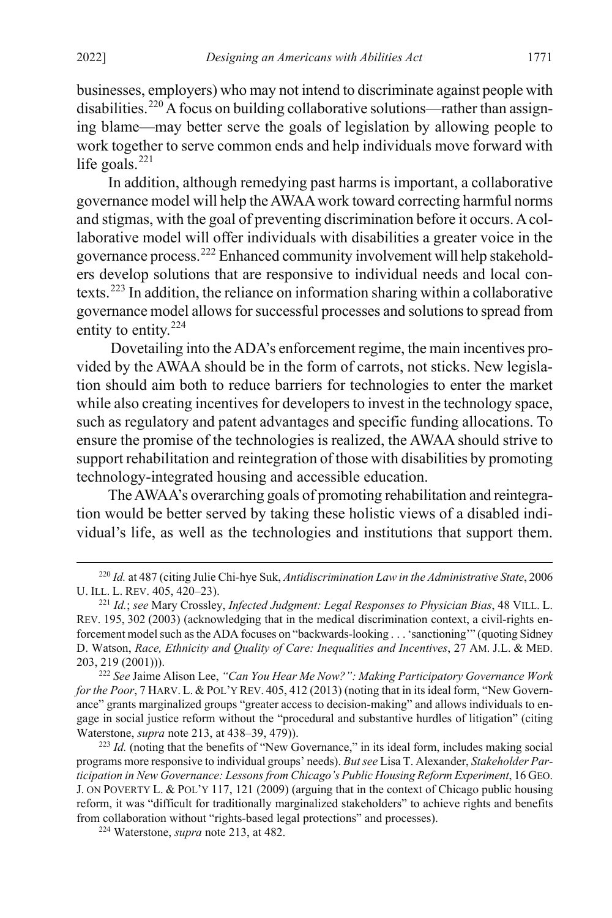businesses, employers) who may not intend to discriminate against people with disabilities.[220] A focus on building collaborative solutions—rather than assigning blame—may better serve the goals of legislation by allowing people to work together to serve common ends and help individuals move forward with life goals.[221]

In addition, although remedying past harms is important, a collaborative governance model will help the AWAA work toward correcting harmful norms and stigmas, with the goal of preventing discrimination before it occurs. A collaborative model will offer individuals with disabilities a greater voice in the governance process.[222] Enhanced community involvement will help stakeholders develop solutions that are responsive to individual needs and local contexts.[223] In addition, the reliance on information sharing within a collaborative governance model allows for successful processes and solutions to spread from entity to entity.[224]

Dovetailing into the ADA's enforcement regime, the main incentives provided by the AWAA should be in the form of carrots, not sticks. New legislation should aim both to reduce barriers for technologies to enter the market while also creating incentives for developers to invest in the technology space, such as regulatory and patent advantages and specific funding allocations. To ensure the promise of the technologies is realized, the AWAA should strive to support rehabilitation and reintegration of those with disabilities by promoting technology-integrated housing and accessible education.

The AWAA's overarching goals of promoting rehabilitation and reintegration would be better served by taking these holistic views of a disabled individual's life, as well as the technologies and institutions that support them.

---

[220] *Id.* at 487 (citing Julie Chi-hye Suk, *Antidiscrimination Law in the Administrative State*, 2006 U. ILL. L. REV. 405, 420–23).

[221] *Id.*; *see* Mary Crossley, *Infected Judgment: Legal Responses to Physician Bias*, 48 VILL. L. REV. 195, 302 (2003) (acknowledging that in the medical discrimination context, a civil-rights enforcement model such as the ADA focuses on "backwards-looking . . . 'sanctioning'" (quoting Sidney D. Watson, *Race, Ethnicity and Quality of Care: Inequalities and Incentives*, 27 AM. J.L. & MED. 203, 219 (2001))).

[222] *See* Jaime Alison Lee, *"Can You Hear Me Now?": Making Participatory Governance Work for the Poor*, 7 HARV. L. & POL'Y REV. 405, 412 (2013) (noting that in its ideal form, "New Governance" grants marginalized groups "greater access to decision-making" and allows individuals to engage in social justice reform without the "procedural and substantive hurdles of litigation" (citing Waterstone, *supra* note 213, at 438–39, 479)).

[223] *Id.* (noting that the benefits of "New Governance," in its ideal form, includes making social programs more responsive to individual groups' needs). *But see* Lisa T. Alexander, *Stakeholder Participation in New Governance: Lessons from Chicago's Public Housing Reform Experiment*, 16 GEO. J. ON POVERTY L. & POL'Y 117, 121 (2009) (arguing that in the context of Chicago public housing reform, it was "difficult for traditionally marginalized stakeholders" to achieve rights and benefits from collaboration without "rights-based legal protections" and processes).

[224] Waterstone, *supra* note 213, at 482.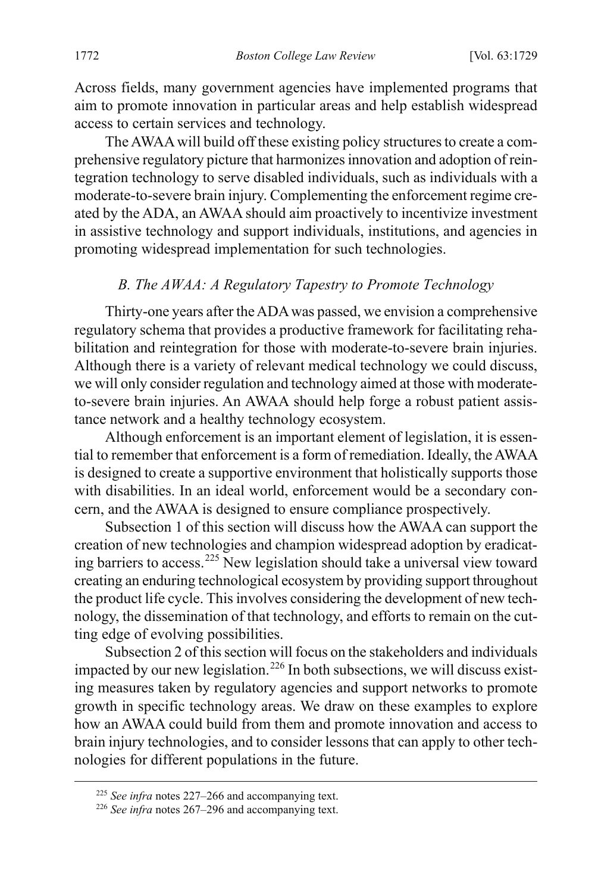Across fields, many government agencies have implemented programs that aim to promote innovation in particular areas and help establish widespread access to certain services and technology.

The AWAA will build off these existing policy structures to create a comprehensive regulatory picture that harmonizes innovation and adoption of reintegration technology to serve disabled individuals, such as individuals with a moderate-to-severe brain injury. Complementing the enforcement regime created by the ADA, an AWAA should aim proactively to incentivize investment in assistive technology and support individuals, institutions, and agencies in promoting widespread implementation for such technologies.

### *B. The AWAA: A Regulatory Tapestry to Promote Technology*

Thirty-one years after the ADA was passed, we envision a comprehensive regulatory schema that provides a productive framework for facilitating rehabilitation and reintegration for those with moderate-to-severe brain injuries. Although there is a variety of relevant medical technology we could discuss, we will only consider regulation and technology aimed at those with moderate-to-severe brain injuries. An AWAA should help forge a robust patient assistance network and a healthy technology ecosystem.

Although enforcement is an important element of legislation, it is essential to remember that enforcement is a form of remediation. Ideally, the AWAA is designed to create a supportive environment that holistically supports those with disabilities. In an ideal world, enforcement would be a secondary concern, and the AWAA is designed to ensure compliance prospectively.

Subsection 1 of this section will discuss how the AWAA can support the creation of new technologies and champion widespread adoption by eradicating barriers to access.[225] New legislation should take a universal view toward creating an enduring technological ecosystem by providing support throughout the product life cycle. This involves considering the development of new technology, the dissemination of that technology, and efforts to remain on the cutting edge of evolving possibilities.

Subsection 2 of this section will focus on the stakeholders and individuals impacted by our new legislation.[226] In both subsections, we will discuss existing measures taken by regulatory agencies and support networks to promote growth in specific technology areas. We draw on these examples to explore how an AWAA could build from them and promote innovation and access to brain injury technologies, and to consider lessons that can apply to other technologies for different populations in the future.

---

[225] *See infra* notes 227–266 and accompanying text.

[226] *See infra* notes 267–296 and accompanying text.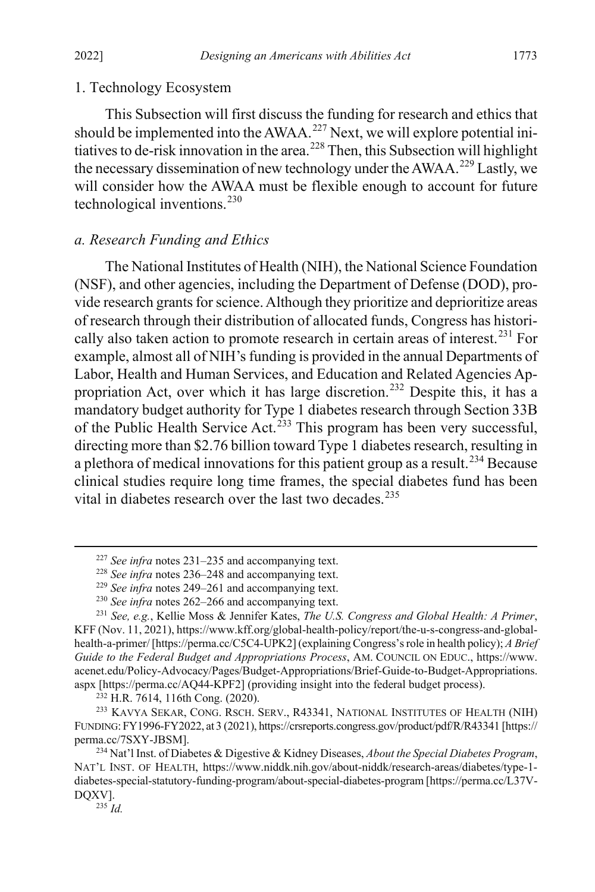### 1. Technology Ecosystem

This Subsection will first discuss the funding for research and ethics that should be implemented into the AWAA.[227] Next, we will explore potential initiatives to de-risk innovation in the area.[228] Then, this Subsection will highlight the necessary dissemination of new technology under the AWAA.[229] Lastly, we will consider how the AWAA must be flexible enough to account for future technological inventions.[230]

#### *a. Research Funding and Ethics*

The National Institutes of Health (NIH), the National Science Foundation (NSF), and other agencies, including the Department of Defense (DOD), provide research grants for science. Although they prioritize and deprioritize areas of research through their distribution of allocated funds, Congress has historically also taken action to promote research in certain areas of interest.[231] For example, almost all of NIH's funding is provided in the annual Departments of Labor, Health and Human Services, and Education and Related Agencies Appropriation Act, over which it has large discretion.[232] Despite this, it has a mandatory budget authority for Type 1 diabetes research through Section 33B of the Public Health Service Act.[233] This program has been very successful, directing more than $2.76 billion toward Type 1 diabetes research, resulting in a plethora of medical innovations for this patient group as a result.[234] Because clinical studies require long time frames, the special diabetes fund has been vital in diabetes research over the last two decades.[235]

---

[227] *See infra* notes 231–235 and accompanying text.

[228] *See infra* notes 236–248 and accompanying text.

[229] *See infra* notes 249–261 and accompanying text.

[230] *See infra* notes 262–266 and accompanying text.

[231] *See, e.g.*, Kellie Moss & Jennifer Kates, *The U.S. Congress and Global Health: A Primer*, KFF (Nov. 11, 2021), https://www.kff.org/global-health-policy/report/the-u-s-congress-and-global-health-a-primer/ [https://perma.cc/C5C4-UPK2] (explaining Congress's role in health policy); *A Brief Guide to the Federal Budget and Appropriations Process*, AM. COUNCIL ON EDUC., https://www.acenet.edu/Policy-Advocacy/Pages/Budget-Appropriations/Brief-Guide-to-Budget-Appropriations.aspx [https://perma.cc/AQ44-KPF2] (providing insight into the federal budget process).

[232] H.R. 7614, 116th Cong. (2020).

[233] KAVYA SEKAR, CONG. RSCH. SERV., R43341, NATIONAL INSTITUTES OF HEALTH (NIH) FUNDING: FY1996-FY2022, at 3 (2021), https://crsreports.congress.gov/product/pdf/R/R43341 [https://perma.cc/7SXY-JBSM].

[234] Nat'l Inst. of Diabetes & Digestive & Kidney Diseases, *About the Special Diabetes Program*, NAT'L INST. OF HEALTH, https://www.niddk.nih.gov/about-niddk/research-areas/diabetes/type-1-diabetes-special-statutory-funding-program/about-special-diabetes-program [https://perma.cc/L37V-DQXV].

[235] *Id.*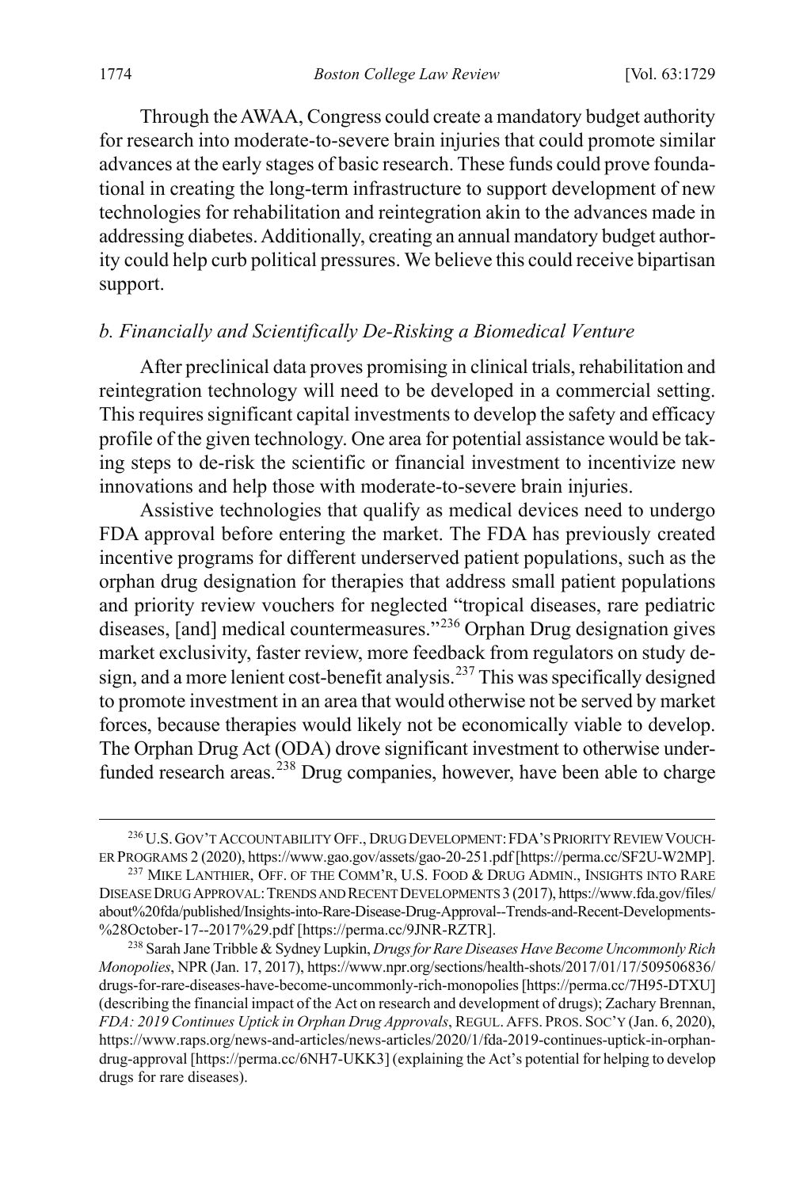Through the AWAA, Congress could create a mandatory budget authority for research into moderate-to-severe brain injuries that could promote similar advances at the early stages of basic research. These funds could prove foundational in creating the long-term infrastructure to support development of new technologies for rehabilitation and reintegration akin to the advances made in addressing diabetes. Additionally, creating an annual mandatory budget authority could help curb political pressures. We believe this could receive bipartisan support.

### *b. Financially and Scientifically De-Risking a Biomedical Venture*

After preclinical data proves promising in clinical trials, rehabilitation and reintegration technology will need to be developed in a commercial setting. This requires significant capital investments to develop the safety and efficacy profile of the given technology. One area for potential assistance would be taking steps to de-risk the scientific or financial investment to incentivize new innovations and help those with moderate-to-severe brain injuries.

Assistive technologies that qualify as medical devices need to undergo FDA approval before entering the market. The FDA has previously created incentive programs for different underserved patient populations, such as the orphan drug designation for therapies that address small patient populations and priority review vouchers for neglected "tropical diseases, rare pediatric diseases, [and] medical countermeasures."[236] Orphan Drug designation gives market exclusivity, faster review, more feedback from regulators on study design, and a more lenient cost-benefit analysis.[237] This was specifically designed to promote investment in an area that would otherwise not be served by market forces, because therapies would likely not be economically viable to develop. The Orphan Drug Act (ODA) drove significant investment to otherwise underfunded research areas.[238] Drug companies, however, have been able to charge

---

[236] U.S. GOV'T ACCOUNTABILITY OFF., DRUG DEVELOPMENT: FDA'S PRIORITY REVIEW VOUCHER PROGRAMS 2 (2020), https://www.gao.gov/assets/gao-20-251.pdf [https://perma.cc/SF2U-W2MP].

[237] MIKE LANTHIER, OFF. OF THE COMM'R, U.S. FOOD & DRUG ADMIN., INSIGHTS INTO RARE DISEASE DRUG APPROVAL: TRENDS AND RECENT DEVELOPMENTS 3 (2017), https://www.fda.gov/files/about%20fda/published/Insights-into-Rare-Disease-Drug-Approval--Trends-and-Recent-Developments-%28October-17--2017%29.pdf [https://perma.cc/9JNR-RZTR].

[238] Sarah Jane Tribble & Sydney Lupkin, *Drugs for Rare Diseases Have Become Uncommonly Rich Monopolies*, NPR (Jan. 17, 2017), https://www.npr.org/sections/health-shots/2017/01/17/509506836/drugs-for-rare-diseases-have-become-uncommonly-rich-monopolies [https://perma.cc/7H95-DTXU] (describing the financial impact of the Act on research and development of drugs); Zachary Brennan, *FDA: 2019 Continues Uptick in Orphan Drug Approvals*, REGUL. AFFS. PROS. SOC'Y (Jan. 6, 2020), https://www.raps.org/news-and-articles/news-articles/2020/1/fda-2019-continues-uptick-in-orphan-drug-approval [https://perma.cc/6NH7-UKK3] (explaining the Act's potential for helping to develop drugs for rare diseases).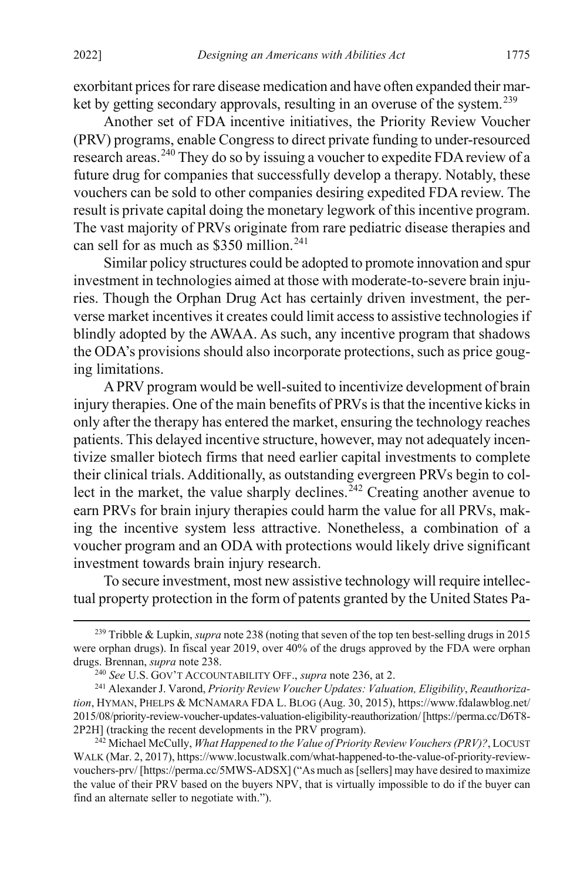exorbitant prices for rare disease medication and have often expanded their market by getting secondary approvals, resulting in an overuse of the system.[239]

Another set of FDA incentive initiatives, the Priority Review Voucher (PRV) programs, enable Congress to direct private funding to under-resourced research areas.[240] They do so by issuing a voucher to expedite FDA review of a future drug for companies that successfully develop a therapy. Notably, these vouchers can be sold to other companies desiring expedited FDA review. The result is private capital doing the monetary legwork of this incentive program. The vast majority of PRVs originate from rare pediatric disease therapies and can sell for as much as $350 million.[241]

Similar policy structures could be adopted to promote innovation and spur investment in technologies aimed at those with moderate-to-severe brain injuries. Though the Orphan Drug Act has certainly driven investment, the perverse market incentives it creates could limit access to assistive technologies if blindly adopted by the AWAA. As such, any incentive program that shadows the ODA's provisions should also incorporate protections, such as price gouging limitations.

A PRV program would be well-suited to incentivize development of brain injury therapies. One of the main benefits of PRVs is that the incentive kicks in only after the therapy has entered the market, ensuring the technology reaches patients. This delayed incentive structure, however, may not adequately incentivize smaller biotech firms that need earlier capital investments to complete their clinical trials. Additionally, as outstanding evergreen PRVs begin to collect in the market, the value sharply declines.[242] Creating another avenue to earn PRVs for brain injury therapies could harm the value for all PRVs, making the incentive system less attractive. Nonetheless, a combination of a voucher program and an ODA with protections would likely drive significant investment towards brain injury research.

To secure investment, most new assistive technology will require intellectual property protection in the form of patents granted by the United States Pa-

---

[239] Tribble & Lupkin, *supra* note 238 (noting that seven of the top ten best-selling drugs in 2015 were orphan drugs). In fiscal year 2019, over 40% of the drugs approved by the FDA were orphan drugs. Brennan, *supra* note 238.

[240] *See* U.S. GOV'T ACCOUNTABILITY OFF., *supra* note 236, at 2.

[241] Alexander J. Varond, *Priority Review Voucher Updates: Valuation, Eligibility, Reauthorization*, HYMAN, PHELPS & MCNAMARA FDA L. BLOG (Aug. 30, 2015), https://www.fdalawblog.net/2015/08/priority-review-voucher-updates-valuation-eligibility-reauthorization/ [https://perma.cc/D6T8-2P2H] (tracking the recent developments in the PRV program).

[242] Michael McCully, *What Happened to the Value of Priority Review Vouchers (PRV)?*, LOCUST WALK (Mar. 2, 2017), https://www.locustwalk.com/what-happened-to-the-value-of-priority-review-vouchers-prv/ [https://perma.cc/5MWS-ADSX] ("As much as [sellers] may have desired to maximize the value of their PRV based on the buyers NPV, that is virtually impossible to do if the buyer can find an alternate seller to negotiate with.").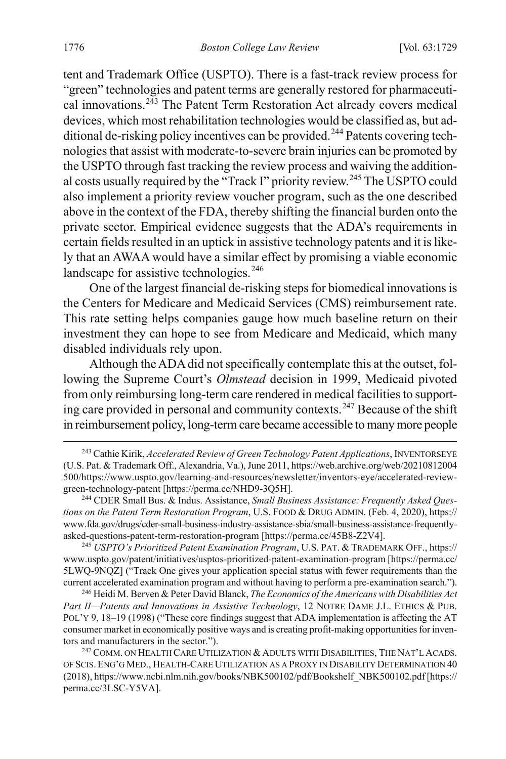tent and Trademark Office (USPTO). There is a fast-track review process for "green" technologies and patent terms are generally restored for pharmaceutical innovations.[243] The Patent Term Restoration Act already covers medical devices, which most rehabilitation technologies would be classified as, but additional de-risking policy incentives can be provided.[244] Patents covering technologies that assist with moderate-to-severe brain injuries can be promoted by the USPTO through fast tracking the review process and waiving the additional costs usually required by the "Track I" priority review.[245] The USPTO could also implement a priority review voucher program, such as the one described above in the context of the FDA, thereby shifting the financial burden onto the private sector. Empirical evidence suggests that the ADA's requirements in certain fields resulted in an uptick in assistive technology patents and it is likely that an AWAA would have a similar effect by promising a viable economic landscape for assistive technologies.[246]

One of the largest financial de-risking steps for biomedical innovations is the Centers for Medicare and Medicaid Services (CMS) reimbursement rate. This rate setting helps companies gauge how much baseline return on their investment they can hope to see from Medicare and Medicaid, which many disabled individuals rely upon.

Although the ADA did not specifically contemplate this at the outset, following the Supreme Court's *Olmstead* decision in 1999, Medicaid pivoted from only reimbursing long-term care rendered in medical facilities to supporting care provided in personal and community contexts.[247] Because of the shift in reimbursement policy, long-term care became accessible to many more people

---

[243] Cathie Kirik, *Accelerated Review of Green Technology Patent Applications*, INVENTORSEYE (U.S. Pat. & Trademark Off., Alexandria, Va.), June 2011, https://web.archive.org/web/20210812004500/https://www.uspto.gov/learning-and-resources/newsletter/inventors-eye/accelerated-review-green-technology-patent [https://perma.cc/NHD9-3Q5H].

[244] CDER Small Bus. & Indus. Assistance, *Small Business Assistance: Frequently Asked Questions on the Patent Term Restoration Program*, U.S. FOOD & DRUG ADMIN. (Feb. 4, 2020), https://www.fda.gov/drugs/cder-small-business-industry-assistance-sbia/small-business-assistance-frequently-asked-questions-patent-term-restoration-program [https://perma.cc/45B8-Z2V4].

[245] *USPTO's Prioritized Patent Examination Program*, U.S. PAT. & TRADEMARK OFF., https://www.uspto.gov/patent/initiatives/usptos-prioritized-patent-examination-program [https://perma.cc/5LWQ-9NQZ] ("Track One gives your application special status with fewer requirements than the current accelerated examination program and without having to perform a pre-examination search.").

[246] Heidi M. Berven & Peter David Blanck, *The Economics of the Americans with Disabilities Act Part II—Patents and Innovations in Assistive Technology*, 12 NOTRE DAME J.L. ETHICS & PUB. POL'Y 9, 18–19 (1998) ("These core findings suggest that ADA implementation is affecting the AT consumer market in economically positive ways and is creating profit-making opportunities for inventors and manufacturers in the sector.").

[247] COMM. ON HEALTH CARE UTILIZATION & ADULTS WITH DISABILITIES, THE NAT'L ACADS. OF SCIS. ENG'G MED., HEALTH-CARE UTILIZATION AS A PROXY IN DISABILITY DETERMINATION 40 (2018), https://www.ncbi.nlm.nih.gov/books/NBK500102/pdf/Bookshelf_NBK500102.pdf [https://perma.cc/3LSC-Y5VA].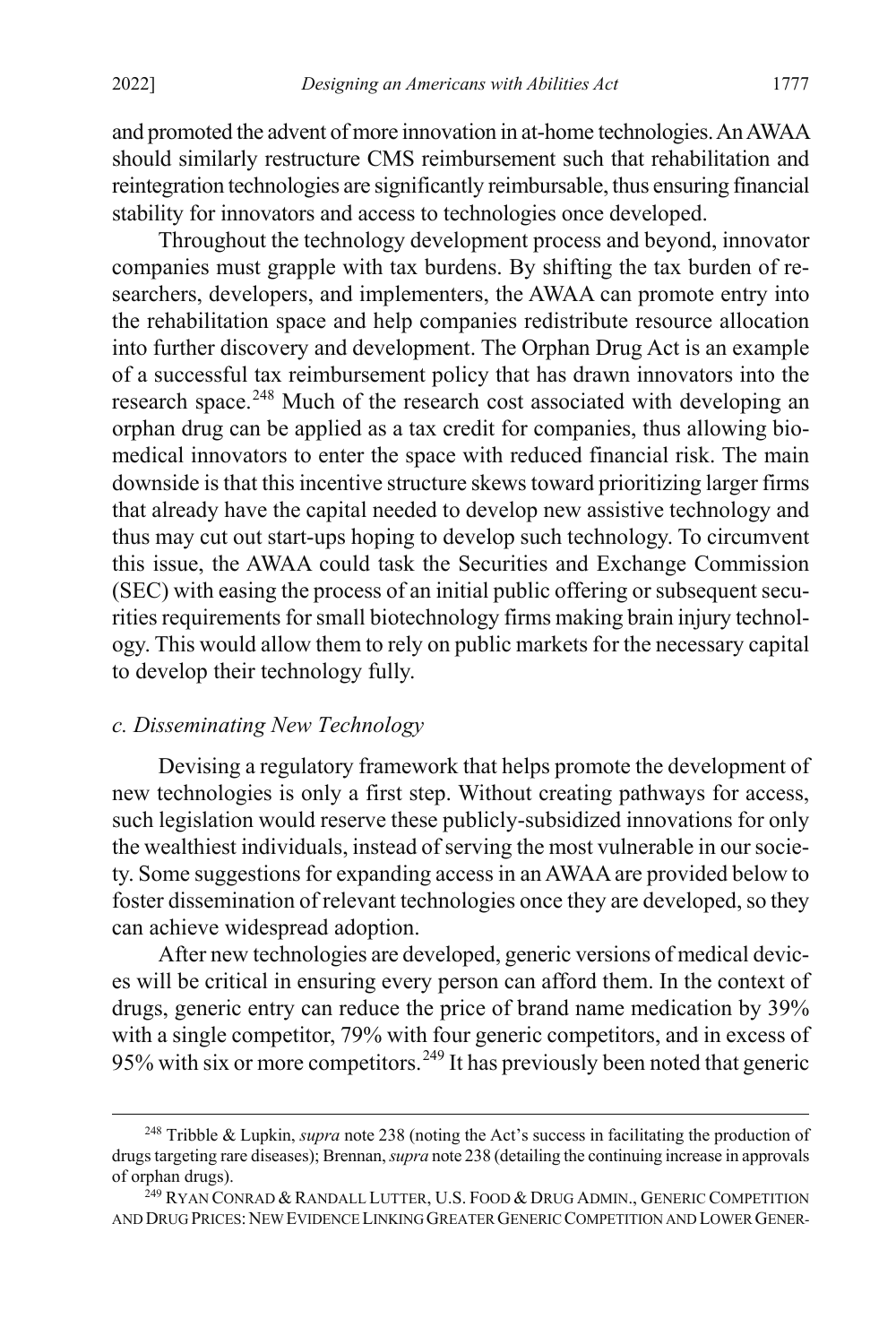and promoted the advent of more innovation in at-home technologies. An AWAA should similarly restructure CMS reimbursement such that rehabilitation and reintegration technologies are significantly reimbursable, thus ensuring financial stability for innovators and access to technologies once developed.

Throughout the technology development process and beyond, innovator companies must grapple with tax burdens. By shifting the tax burden of researchers, developers, and implementers, the AWAA can promote entry into the rehabilitation space and help companies redistribute resource allocation into further discovery and development. The Orphan Drug Act is an example of a successful tax reimbursement policy that has drawn innovators into the research space.[248] Much of the research cost associated with developing an orphan drug can be applied as a tax credit for companies, thus allowing biomedical innovators to enter the space with reduced financial risk. The main downside is that this incentive structure skews toward prioritizing larger firms that already have the capital needed to develop new assistive technology and thus may cut out start-ups hoping to develop such technology. To circumvent this issue, the AWAA could task the Securities and Exchange Commission (SEC) with easing the process of an initial public offering or subsequent securities requirements for small biotechnology firms making brain injury technology. This would allow them to rely on public markets for the necessary capital to develop their technology fully.

### *c. Disseminating New Technology*

Devising a regulatory framework that helps promote the development of new technologies is only a first step. Without creating pathways for access, such legislation would reserve these publicly-subsidized innovations for only the wealthiest individuals, instead of serving the most vulnerable in our society. Some suggestions for expanding access in an AWAA are provided below to foster dissemination of relevant technologies once they are developed, so they can achieve widespread adoption.

After new technologies are developed, generic versions of medical devices will be critical in ensuring every person can afford them. In the context of drugs, generic entry can reduce the price of brand name medication by 39% with a single competitor, 79% with four generic competitors, and in excess of 95% with six or more competitors.[249] It has previously been noted that generic

---

[248] Tribble & Lupkin, *supra* note 238 (noting the Act's success in facilitating the production of drugs targeting rare diseases); Brennan, *supra* note 238 (detailing the continuing increase in approvals of orphan drugs).

[249] RYAN CONRAD & RANDALL LUTTER, U.S. FOOD & DRUG ADMIN., GENERIC COMPETITION AND DRUG PRICES: NEW EVIDENCE LINKING GREATER GENERIC COMPETITION AND LOWER GENER-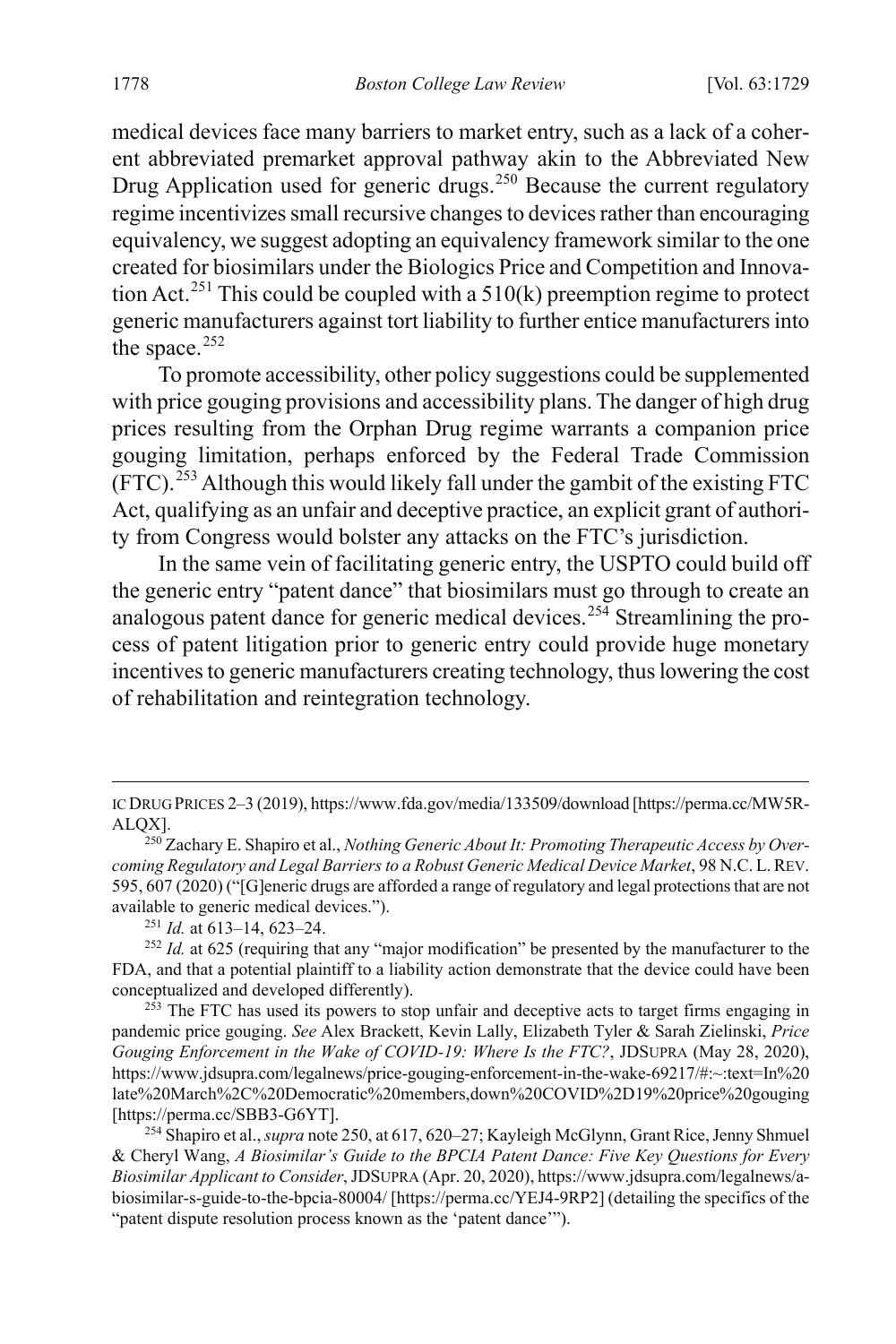medical devices face many barriers to market entry, such as a lack of a coherent abbreviated premarket approval pathway akin to the Abbreviated New Drug Application used for generic drugs.[250] Because the current regulatory regime incentivizes small recursive changes to devices rather than encouraging equivalency, we suggest adopting an equivalency framework similar to the one created for biosimilars under the Biologics Price and Competition and Innovation Act.[251] This could be coupled with a 510(k) preemption regime to protect generic manufacturers against tort liability to further entice manufacturers into the space.[252]

To promote accessibility, other policy suggestions could be supplemented with price gouging provisions and accessibility plans. The danger of high drug prices resulting from the Orphan Drug regime warrants a companion price gouging limitation, perhaps enforced by the Federal Trade Commission (FTC).[253] Although this would likely fall under the gambit of the existing FTC Act, qualifying as an unfair and deceptive practice, an explicit grant of authority from Congress would bolster any attacks on the FTC's jurisdiction.

In the same vein of facilitating generic entry, the USPTO could build off the generic entry "patent dance" that biosimilars must go through to create an analogous patent dance for generic medical devices.[254] Streamlining the process of patent litigation prior to generic entry could provide huge monetary incentives to generic manufacturers creating technology, thus lowering the cost of rehabilitation and reintegration technology.

---

IC DRUG PRICES 2–3 (2019), https://www.fda.gov/media/133509/download [https://perma.cc/MW5R-ALQX].

[250] Zachary E. Shapiro et al., *Nothing Generic About It: Promoting Therapeutic Access by Overcoming Regulatory and Legal Barriers to a Robust Generic Medical Device Market*, 98 N.C. L. REV. 595, 607 (2020) ("[G]eneric drugs are afforded a range of regulatory and legal protections that are not available to generic medical devices.").

[251] *Id.* at 613–14, 623–24.

[252] *Id.* at 625 (requiring that any "major modification" be presented by the manufacturer to the FDA, and that a potential plaintiff to a liability action demonstrate that the device could have been conceptualized and developed differently).

[253] The FTC has used its powers to stop unfair and deceptive acts to target firms engaging in pandemic price gouging. *See* Alex Brackett, Kevin Lally, Elizabeth Tyler & Sarah Zielinski, *Price Gouging Enforcement in the Wake of COVID-19: Where Is the FTC?*, JDSUPRA (May 28, 2020), https://www.jdsupra.com/legalnews/price-gouging-enforcement-in-the-wake-69217/#:~:text=In%20late%20March%2C%20Democratic%20members,down%20COVID%2D19%20price%20gouging [https://perma.cc/SBB3-G6YT].

[254] Shapiro et al., *supra* note 250, at 617, 620–27; Kayleigh McGlynn, Grant Rice, Jenny Shmuel & Cheryl Wang, *A Biosimilar's Guide to the BPCIA Patent Dance: Five Key Questions for Every Biosimilar Applicant to Consider*, JDSUPRA (Apr. 20, 2020), https://www.jdsupra.com/legalnews/a-biosimilar-s-guide-to-the-bpcia-80004/ [https://perma.cc/YEJ4-9RP2] (detailing the specifics of the "patent dispute resolution process known as the 'patent dance'").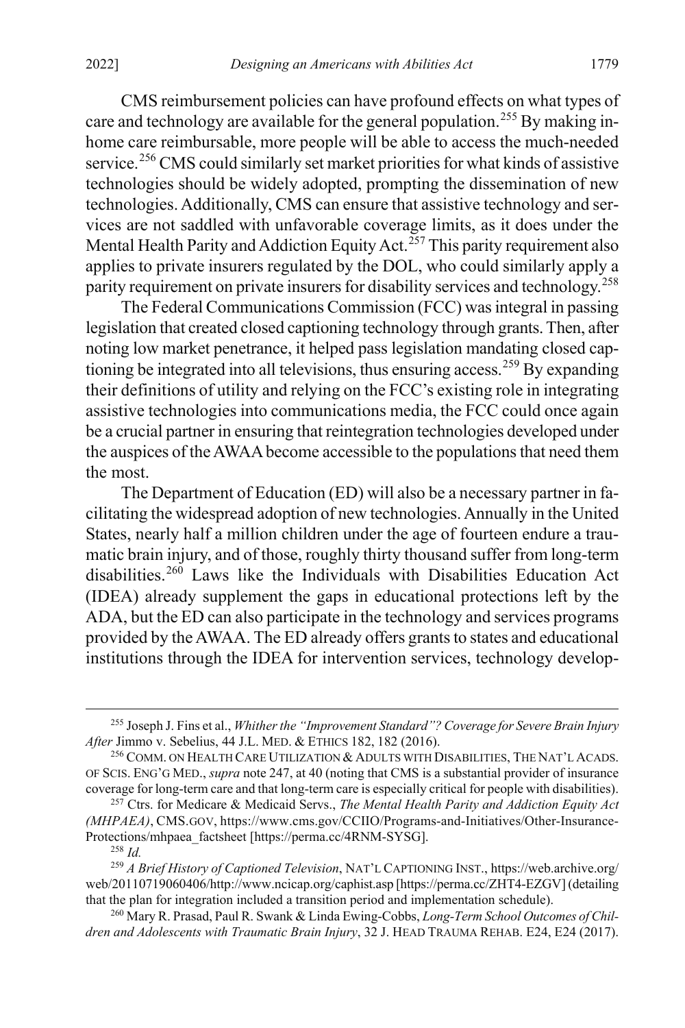CMS reimbursement policies can have profound effects on what types of care and technology are available for the general population.[255] By making in-home care reimbursable, more people will be able to access the much-needed service.[256] CMS could similarly set market priorities for what kinds of assistive technologies should be widely adopted, prompting the dissemination of new technologies. Additionally, CMS can ensure that assistive technology and services are not saddled with unfavorable coverage limits, as it does under the Mental Health Parity and Addiction Equity Act.[257] This parity requirement also applies to private insurers regulated by the DOL, who could similarly apply a parity requirement on private insurers for disability services and technology.[258]

The Federal Communications Commission (FCC) was integral in passing legislation that created closed captioning technology through grants. Then, after noting low market penetrance, it helped pass legislation mandating closed captioning be integrated into all televisions, thus ensuring access.[259] By expanding their definitions of utility and relying on the FCC's existing role in integrating assistive technologies into communications media, the FCC could once again be a crucial partner in ensuring that reintegration technologies developed under the auspices of the AWAA become accessible to the populations that need them the most.

The Department of Education (ED) will also be a necessary partner in facilitating the widespread adoption of new technologies. Annually in the United States, nearly half a million children under the age of fourteen endure a traumatic brain injury, and of those, roughly thirty thousand suffer from long-term disabilities.[260] Laws like the Individuals with Disabilities Education Act (IDEA) already supplement the gaps in educational protections left by the ADA, but the ED can also participate in the technology and services programs provided by the AWAA. The ED already offers grants to states and educational institutions through the IDEA for intervention services, technology develop-

---

[255] Joseph J. Fins et al., *Whither the "Improvement Standard"? Coverage for Severe Brain Injury After* Jimmo v. Sebelius, 44 J.L. MED. & ETHICS 182, 182 (2016).

[256] COMM. ON HEALTH CARE UTILIZATION & ADULTS WITH DISABILITIES, THE NAT'L ACADS. OF SCIS. ENG'G MED., *supra* note 247, at 40 (noting that CMS is a substantial provider of insurance coverage for long-term care and that long-term care is especially critical for people with disabilities).

[257] Ctrs. for Medicare & Medicaid Servs., *The Mental Health Parity and Addiction Equity Act (MHPAEA)*, CMS.GOV, https://www.cms.gov/CCIIO/Programs-and-Initiatives/Other-Insurance-Protections/mhpaea_factsheet [https://perma.cc/4RNM-SYSG].

[258] *Id.*

[259] *A Brief History of Captioned Television*, NAT'L CAPTIONING INST., https://web.archive.org/web/20110719060406/http://www.ncicap.org/caphist.asp [https://perma.cc/ZHT4-EZGV] (detailing that the plan for integration included a transition period and implementation schedule).

[260] Mary R. Prasad, Paul R. Swank & Linda Ewing-Cobbs, *Long-Term School Outcomes of Children and Adolescents with Traumatic Brain Injury*, 32 J. HEAD TRAUMA REHAB. E24, E24 (2017).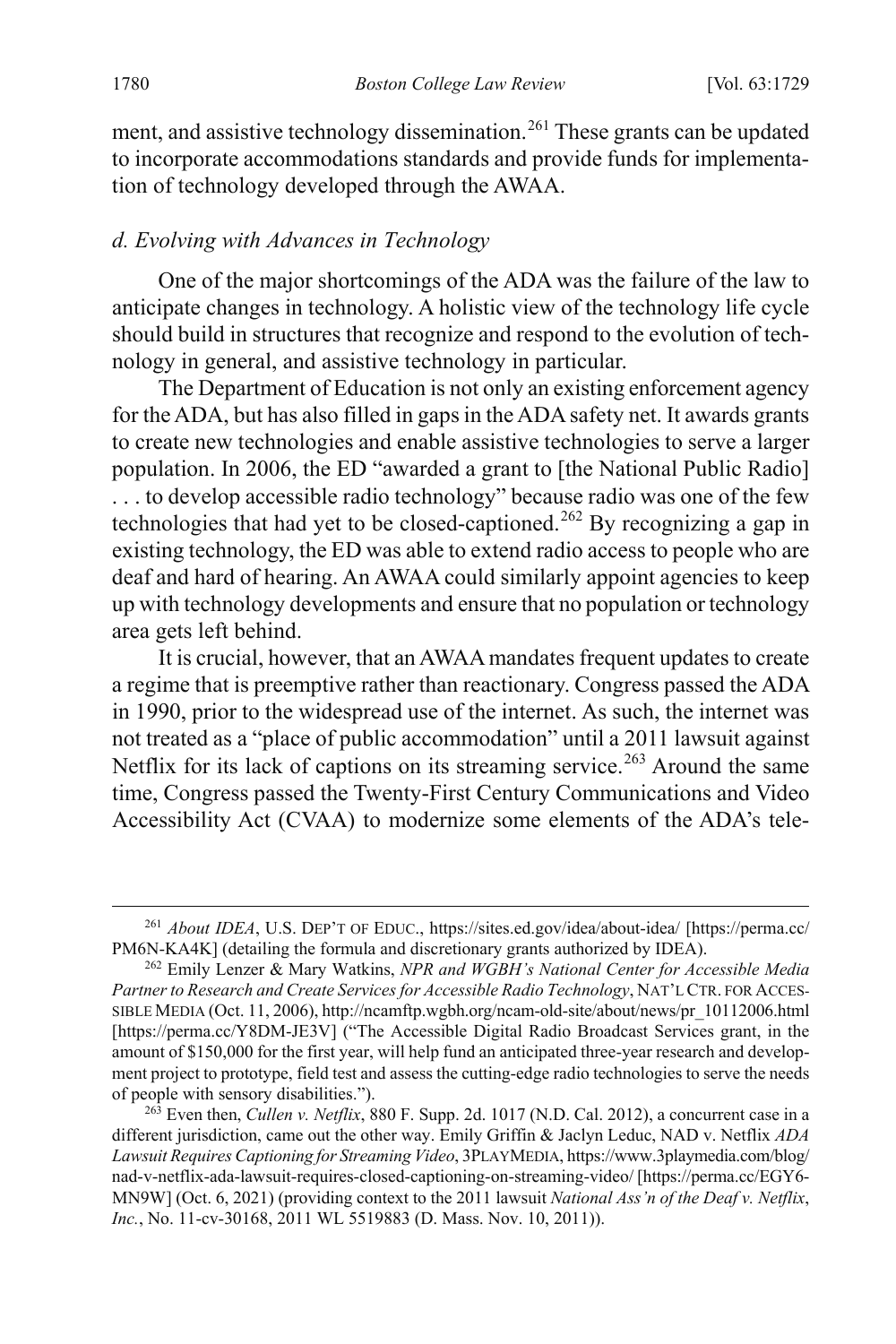ment, and assistive technology dissemination.[261] These grants can be updated to incorporate accommodations standards and provide funds for implementation of technology developed through the AWAA.

### *d. Evolving with Advances in Technology*

One of the major shortcomings of the ADA was the failure of the law to anticipate changes in technology. A holistic view of the technology life cycle should build in structures that recognize and respond to the evolution of technology in general, and assistive technology in particular.

The Department of Education is not only an existing enforcement agency for the ADA, but has also filled in gaps in the ADA safety net. It awards grants to create new technologies and enable assistive technologies to serve a larger population. In 2006, the ED "awarded a grant to [the National Public Radio] . . . to develop accessible radio technology" because radio was one of the few technologies that had yet to be closed-captioned.[262] By recognizing a gap in existing technology, the ED was able to extend radio access to people who are deaf and hard of hearing. An AWAA could similarly appoint agencies to keep up with technology developments and ensure that no population or technology area gets left behind.

It is crucial, however, that an AWAA mandates frequent updates to create a regime that is preemptive rather than reactionary. Congress passed the ADA in 1990, prior to the widespread use of the internet. As such, the internet was not treated as a "place of public accommodation" until a 2011 lawsuit against Netflix for its lack of captions on its streaming service.[263] Around the same time, Congress passed the Twenty-First Century Communications and Video Accessibility Act (CVAA) to modernize some elements of the ADA's tele-

---

[261] *About IDEA*, U.S. DEP'T OF EDUC., https://sites.ed.gov/idea/about-idea/ [https://perma.cc/PM6N-KA4K] (detailing the formula and discretionary grants authorized by IDEA).

[262] Emily Lenzer & Mary Watkins, *NPR and WGBH's National Center for Accessible Media Partner to Research and Create Services for Accessible Radio Technology*, NAT'L CTR. FOR ACCESSIBLE MEDIA (Oct. 11, 2006), http://ncamftp.wgbh.org/ncam-old-site/about/news/pr_10112006.html [https://perma.cc/Y8DM-JE3V] ("The Accessible Digital Radio Broadcast Services grant, in the amount of $150,000 for the first year, will help fund an anticipated three-year research and development project to prototype, field test and assess the cutting-edge radio technologies to serve the needs of people with sensory disabilities.").

[263] Even then, *Cullen v. Netflix*, 880 F. Supp. 2d. 1017 (N.D. Cal. 2012), a concurrent case in a different jurisdiction, came out the other way. Emily Griffin & Jaclyn Leduc, NAD v. Netflix *ADA Lawsuit Requires Captioning for Streaming Video*, 3PLAYMEDIA, https://www.3playmedia.com/blog/nad-v-netflix-ada-lawsuit-requires-closed-captioning-on-streaming-video/ [https://perma.cc/EGY6-MN9W] (Oct. 6, 2021) (providing context to the 2011 lawsuit *National Ass'n of the Deaf v. Netflix, Inc.*, No. 11-cv-30168, 2011 WL 5519883 (D. Mass. Nov. 10, 2011)).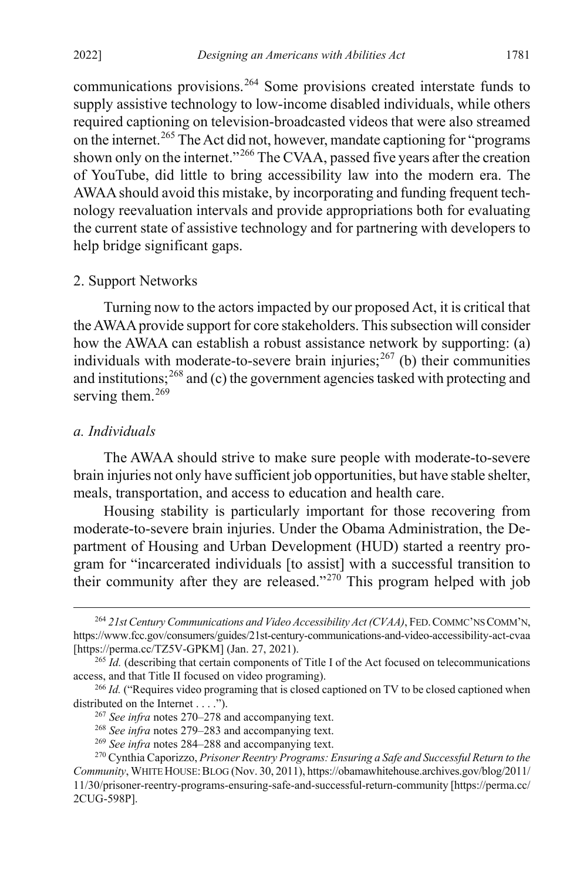communications provisions.[264] Some provisions created interstate funds to supply assistive technology to low-income disabled individuals, while others required captioning on television-broadcasted videos that were also streamed on the internet.[265] The Act did not, however, mandate captioning for "programs shown only on the internet."[266] The CVAA, passed five years after the creation of YouTube, did little to bring accessibility law into the modern era. The AWAA should avoid this mistake, by incorporating and funding frequent technology reevaluation intervals and provide appropriations both for evaluating the current state of assistive technology and for partnering with developers to help bridge significant gaps.

### 2. Support Networks

Turning now to the actors impacted by our proposed Act, it is critical that the AWAA provide support for core stakeholders. This subsection will consider how the AWAA can establish a robust assistance network by supporting: (a) individuals with moderate-to-severe brain injuries;[267] (b) their communities and institutions;[268] and (c) the government agencies tasked with protecting and serving them.[269]

#### *a. Individuals*

The AWAA should strive to make sure people with moderate-to-severe brain injuries not only have sufficient job opportunities, but have stable shelter, meals, transportation, and access to education and health care.

Housing stability is particularly important for those recovering from moderate-to-severe brain injuries. Under the Obama Administration, the Department of Housing and Urban Development (HUD) started a reentry program for "incarcerated individuals [to assist] with a successful transition to their community after they are released."[270] This program helped with job

---

[264] *21st Century Communications and Video Accessibility Act (CVAA)*, FED. COMMC'NS COMM'N, https://www.fcc.gov/consumers/guides/21st-century-communications-and-video-accessibility-act-cvaa [https://perma.cc/TZ5V-GPKM] (Jan. 27, 2021).

[265] *Id.* (describing that certain components of Title I of the Act focused on telecommunications access, and that Title II focused on video programing).

[266] *Id.* ("Requires video programing that is closed captioned on TV to be closed captioned when distributed on the Internet . . . .").

[267] *See infra* notes 270–278 and accompanying text.

[268] *See infra* notes 279–283 and accompanying text.

[269] *See infra* notes 284–288 and accompanying text.

[270] Cynthia Caporizzo, *Prisoner Reentry Programs: Ensuring a Safe and Successful Return to the Community*, WHITE HOUSE: BLOG (Nov. 30, 2011), https://obamawhitehouse.archives.gov/blog/2011/11/30/prisoner-reentry-programs-ensuring-safe-and-successful-return-community [https://perma.cc/2CUG-598P].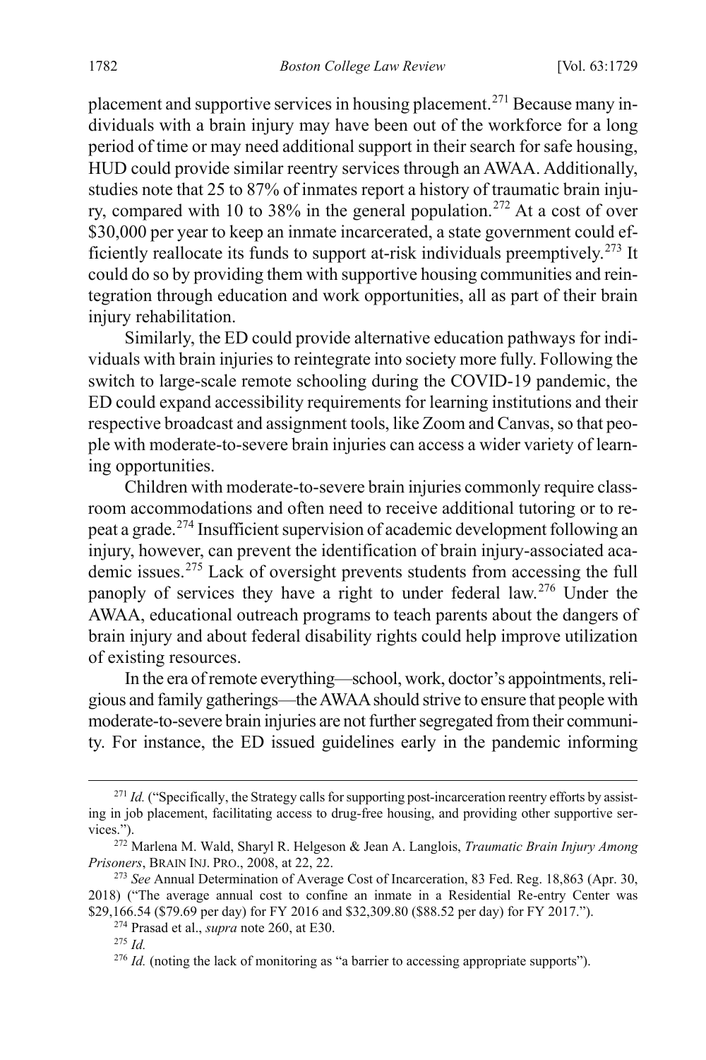placement and supportive services in housing placement.[271] Because many individuals with a brain injury may have been out of the workforce for a long period of time or may need additional support in their search for safe housing, HUD could provide similar reentry services through an AWAA. Additionally, studies note that 25 to 87% of inmates report a history of traumatic brain injury, compared with 10 to 38% in the general population.[272] At a cost of over $30,000 per year to keep an inmate incarcerated, a state government could efficiently reallocate its funds to support at-risk individuals preemptively.[273] It could do so by providing them with supportive housing communities and reintegration through education and work opportunities, all as part of their brain injury rehabilitation.

Similarly, the ED could provide alternative education pathways for individuals with brain injuries to reintegrate into society more fully. Following the switch to large-scale remote schooling during the COVID-19 pandemic, the ED could expand accessibility requirements for learning institutions and their respective broadcast and assignment tools, like Zoom and Canvas, so that people with moderate-to-severe brain injuries can access a wider variety of learning opportunities.

Children with moderate-to-severe brain injuries commonly require classroom accommodations and often need to receive additional tutoring or to repeat a grade.[274] Insufficient supervision of academic development following an injury, however, can prevent the identification of brain injury-associated academic issues.[275] Lack of oversight prevents students from accessing the full panoply of services they have a right to under federal law.[276] Under the AWAA, educational outreach programs to teach parents about the dangers of brain injury and about federal disability rights could help improve utilization of existing resources.

In the era of remote everything—school, work, doctor's appointments, religious and family gatherings—the AWAA should strive to ensure that people with moderate-to-severe brain injuries are not further segregated from their community. For instance, the ED issued guidelines early in the pandemic informing

---

[271] *Id.* ("Specifically, the Strategy calls for supporting post-incarceration reentry efforts by assisting in job placement, facilitating access to drug-free housing, and providing other supportive services.").

[272] Marlena M. Wald, Sharyl R. Helgeson & Jean A. Langlois, *Traumatic Brain Injury Among Prisoners*, BRAIN INJ. PRO., 2008, at 22, 22.

[273] *See* Annual Determination of Average Cost of Incarceration, 83 Fed. Reg. 18,863 (Apr. 30, 2018) ("The average annual cost to confine an inmate in a Residential Re-entry Center was $29,166.54 ($79.69 per day) for FY 2016 and $32,309.80 ($88.52 per day) for FY 2017.").

[274] Prasad et al., *supra* note 260, at E30.

[275] *Id.*

[276] *Id.* (noting the lack of monitoring as "a barrier to accessing appropriate supports").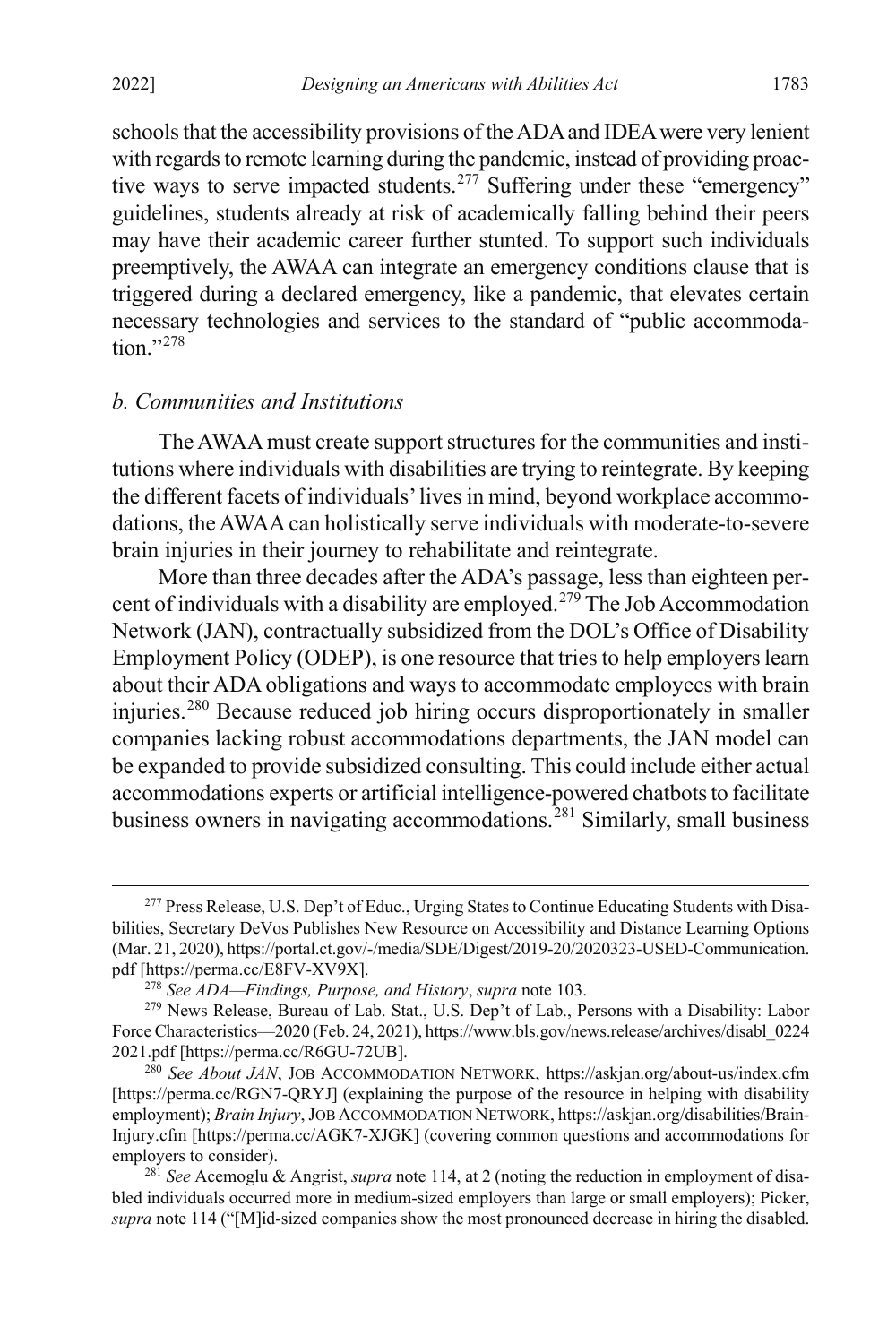schools that the accessibility provisions of the ADA and IDEA were very lenient with regards to remote learning during the pandemic, instead of providing proactive ways to serve impacted students.[277] Suffering under these "emergency" guidelines, students already at risk of academically falling behind their peers may have their academic career further stunted. To support such individuals preemptively, the AWAA can integrate an emergency conditions clause that is triggered during a declared emergency, like a pandemic, that elevates certain necessary technologies and services to the standard of "public accommodation."[278]

### *b. Communities and Institutions*

The AWAA must create support structures for the communities and institutions where individuals with disabilities are trying to reintegrate. By keeping the different facets of individuals' lives in mind, beyond workplace accommodations, the AWAA can holistically serve individuals with moderate-to-severe brain injuries in their journey to rehabilitate and reintegrate.

More than three decades after the ADA's passage, less than eighteen percent of individuals with a disability are employed.[279] The Job Accommodation Network (JAN), contractually subsidized from the DOL's Office of Disability Employment Policy (ODEP), is one resource that tries to help employers learn about their ADA obligations and ways to accommodate employees with brain injuries.[280] Because reduced job hiring occurs disproportionately in smaller companies lacking robust accommodations departments, the JAN model can be expanded to provide subsidized consulting. This could include either actual accommodations experts or artificial intelligence-powered chatbots to facilitate business owners in navigating accommodations.[281] Similarly, small business

---

[277] Press Release, U.S. Dep't of Educ., Urging States to Continue Educating Students with Disabilities, Secretary DeVos Publishes New Resource on Accessibility and Distance Learning Options (Mar. 21, 2020), https://portal.ct.gov/-/media/SDE/Digest/2019-20/2020323-USED-Communication.pdf [https://perma.cc/E8FV-XV9X].

[278] *See ADA—Findings, Purpose, and History*, *supra* note 103.

[279] News Release, Bureau of Lab. Stat., U.S. Dep't of Lab., Persons with a Disability: Labor Force Characteristics—2020 (Feb. 24, 2021), https://www.bls.gov/news.release/archives/disabl_02242021.pdf [https://perma.cc/R6GU-72UB].

[280] *See About JAN*, JOB ACCOMMODATION NETWORK, https://askjan.org/about-us/index.cfm [https://perma.cc/RGN7-QRYJ] (explaining the purpose of the resource in helping with disability employment); *Brain Injury*, JOB ACCOMMODATION NETWORK, https://askjan.org/disabilities/Brain-Injury.cfm [https://perma.cc/AGK7-XJGK] (covering common questions and accommodations for employers to consider).

[281] *See* Acemoglu & Angrist, *supra* note 114, at 2 (noting the reduction in employment of disabled individuals occurred more in medium-sized employers than large or small employers); Picker, *supra* note 114 ("[M]id-sized companies show the most pronounced decrease in hiring the disabled.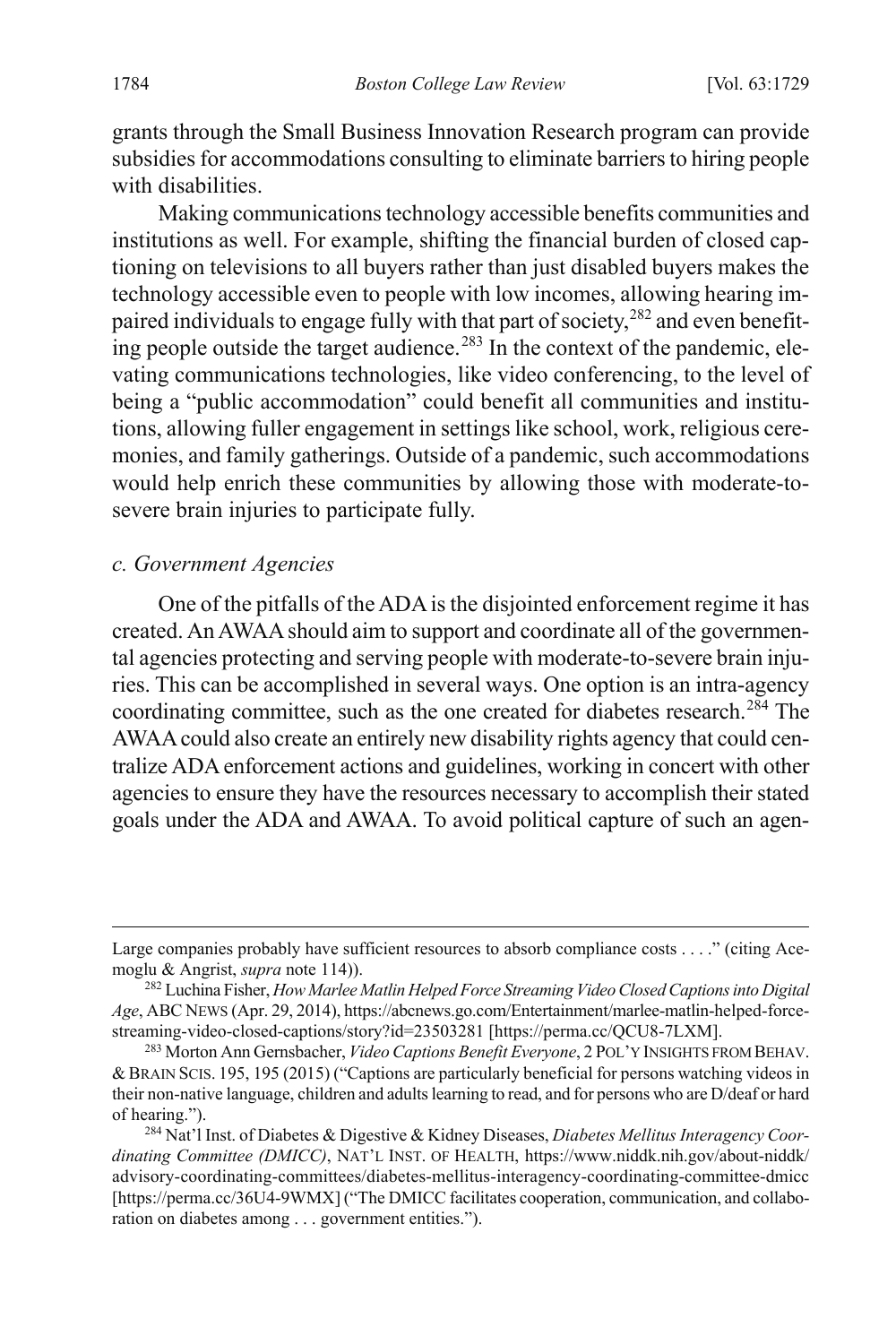grants through the Small Business Innovation Research program can provide subsidies for accommodations consulting to eliminate barriers to hiring people with disabilities.

Making communications technology accessible benefits communities and institutions as well. For example, shifting the financial burden of closed captioning on televisions to all buyers rather than just disabled buyers makes the technology accessible even to people with low incomes, allowing hearing impaired individuals to engage fully with that part of society,[282] and even benefiting people outside the target audience.[283] In the context of the pandemic, elevating communications technologies, like video conferencing, to the level of being a "public accommodation" could benefit all communities and institutions, allowing fuller engagement in settings like school, work, religious ceremonies, and family gatherings. Outside of a pandemic, such accommodations would help enrich these communities by allowing those with moderate-to-severe brain injuries to participate fully.

### *c. Government Agencies*

One of the pitfalls of the ADA is the disjointed enforcement regime it has created. An AWAA should aim to support and coordinate all of the governmental agencies protecting and serving people with moderate-to-severe brain injuries. This can be accomplished in several ways. One option is an intra-agency coordinating committee, such as the one created for diabetes research.[284] The AWAA could also create an entirely new disability rights agency that could centralize ADA enforcement actions and guidelines, working in concert with other agencies to ensure they have the resources necessary to accomplish their stated goals under the ADA and AWAA. To avoid political capture of such an agen-

---

Large companies probably have sufficient resources to absorb compliance costs . . . ." (citing Acemoglu & Angrist, *supra* note 114)).

[282] Luchina Fisher, *How Marlee Matlin Helped Force Streaming Video Closed Captions into Digital Age*, ABC NEWS (Apr. 29, 2014), https://abcnews.go.com/Entertainment/marlee-matlin-helped-force-streaming-video-closed-captions/story?id=23503281 [https://perma.cc/QCU8-7LXM].

[283] Morton Ann Gernsbacher, *Video Captions Benefit Everyone*, 2 POL'Y INSIGHTS FROM BEHAV. & BRAIN SCIS. 195, 195 (2015) ("Captions are particularly beneficial for persons watching videos in their non-native language, children and adults learning to read, and for persons who are D/deaf or hard of hearing.").

[284] Nat'l Inst. of Diabetes & Digestive & Kidney Diseases, *Diabetes Mellitus Interagency Coordinating Committee (DMICC)*, NAT'L INST. OF HEALTH, https://www.niddk.nih.gov/about-niddk/advisory-coordinating-committees/diabetes-mellitus-interagency-coordinating-committee-dmicc [https://perma.cc/36U4-9WMX] ("The DMICC facilitates cooperation, communication, and collaboration on diabetes among . . . government entities.").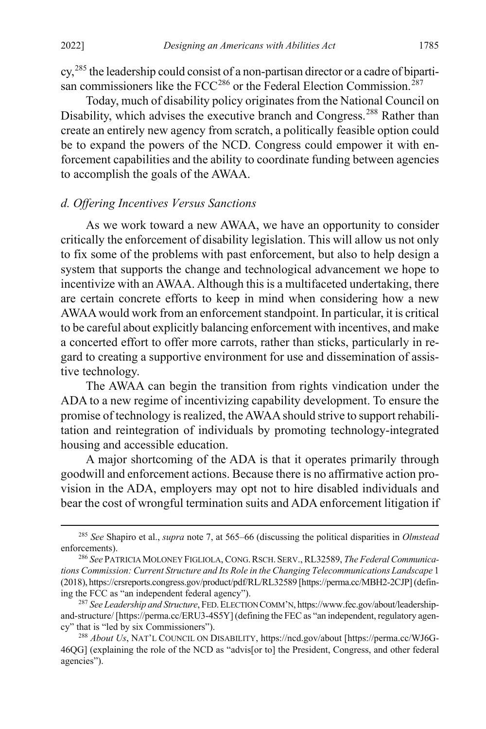cy,[285] the leadership could consist of a non-partisan director or a cadre of bipartisan commissioners like the FCC[286] or the Federal Election Commission.[287]

Today, much of disability policy originates from the National Council on Disability, which advises the executive branch and Congress.[288] Rather than create an entirely new agency from scratch, a politically feasible option could be to expand the powers of the NCD. Congress could empower it with enforcement capabilities and the ability to coordinate funding between agencies to accomplish the goals of the AWAA.

#### *d. Offering Incentives Versus Sanctions*

As we work toward a new AWAA, we have an opportunity to consider critically the enforcement of disability legislation. This will allow us not only to fix some of the problems with past enforcement, but also to help design a system that supports the change and technological advancement we hope to incentivize with an AWAA. Although this is a multifaceted undertaking, there are certain concrete efforts to keep in mind when considering how a new AWAA would work from an enforcement standpoint. In particular, it is critical to be careful about explicitly balancing enforcement with incentives, and make a concerted effort to offer more carrots, rather than sticks, particularly in regard to creating a supportive environment for use and dissemination of assistive technology.

The AWAA can begin the transition from rights vindication under the ADA to a new regime of incentivizing capability development. To ensure the promise of technology is realized, the AWAA should strive to support rehabilitation and reintegration of individuals by promoting technology-integrated housing and accessible education.

A major shortcoming of the ADA is that it operates primarily through goodwill and enforcement actions. Because there is no affirmative action provision in the ADA, employers may opt not to hire disabled individuals and bear the cost of wrongful termination suits and ADA enforcement litigation if

---

[285] *See* Shapiro et al., *supra* note 7, at 565–66 (discussing the political disparities in *Olmstead* enforcements).

[286] *See* PATRICIA MOLONEY FIGLIOLA, CONG. RSCH. SERV., RL32589, *The Federal Communications Commission: Current Structure and Its Role in the Changing Telecommunications Landscape* 1 (2018), https://crsreports.congress.gov/product/pdf/RL/RL32589 [https://perma.cc/MBH2-2CJP] (defining the FCC as "an independent federal agency").

[287] *See Leadership and Structure*, FED. ELECTION COMM'N, https://www.fec.gov/about/leadership-and-structure/ [https://perma.cc/ERU3-4S5Y] (defining the FEC as "an independent, regulatory agency" that is "led by six Commissioners").

[288] *About Us*, NAT'L COUNCIL ON DISABILITY, https://ncd.gov/about [https://perma.cc/WJ6G-46QG] (explaining the role of the NCD as "advis[or to] the President, Congress, and other federal agencies").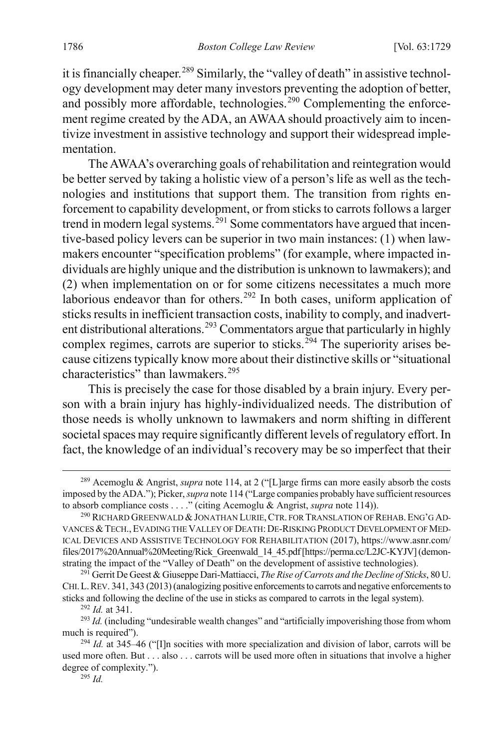it is financially cheaper.[289] Similarly, the "valley of death" in assistive technology development may deter many investors preventing the adoption of better, and possibly more affordable, technologies.[290] Complementing the enforcement regime created by the ADA, an AWAA should proactively aim to incentivize investment in assistive technology and support their widespread implementation.

The AWAA's overarching goals of rehabilitation and reintegration would be better served by taking a holistic view of a person's life as well as the technologies and institutions that support them. The transition from rights enforcement to capability development, or from sticks to carrots follows a larger trend in modern legal systems.[291] Some commentators have argued that incentive-based policy levers can be superior in two main instances: (1) when lawmakers encounter "specification problems" (for example, where impacted individuals are highly unique and the distribution is unknown to lawmakers); and (2) when implementation on or for some citizens necessitates a much more laborious endeavor than for others.[292] In both cases, uniform application of sticks results in inefficient transaction costs, inability to comply, and inadvertent distributional alterations.[293] Commentators argue that particularly in highly complex regimes, carrots are superior to sticks.[294] The superiority arises because citizens typically know more about their distinctive skills or "situational characteristics" than lawmakers.[295]

This is precisely the case for those disabled by a brain injury. Every person with a brain injury has highly-individualized needs. The distribution of those needs is wholly unknown to lawmakers and norm shifting in different societal spaces may require significantly different levels of regulatory effort. In fact, the knowledge of an individual's recovery may be so imperfect that their

---

[289] Acemoglu & Angrist, *supra* note 114, at 2 ("[L]arge firms can more easily absorb the costs imposed by the ADA."); Picker, *supra* note 114 ("Large companies probably have sufficient resources to absorb compliance costs . . . ." (citing Acemoglu & Angrist, *supra* note 114)).

[290] RICHARD GREENWALD & JONATHAN LURIE, CTR. FOR TRANSLATION OF REHAB. ENG'G ADVANCES & TECH., EVADING THE VALLEY OF DEATH: DE-RISKING PRODUCT DEVELOPMENT OF MEDICAL DEVICES AND ASSISTIVE TECHNOLOGY FOR REHABILITATION (2017), https://www.asnr.com/files/2017%20Annual%20Meeting/Rick_Greenwald_14_45.pdf [https://perma.cc/L2JC-KYJV] (demonstrating the impact of the "Valley of Death" on the development of assistive technologies).

[291] Gerrit De Geest & Giuseppe Dari-Mattiacci, *The Rise of Carrots and the Decline of Sticks*, 80 U. CHI. L. REV. 341, 343 (2013) (analogizing positive enforcements to carrots and negative enforcements to sticks and following the decline of the use in sticks as compared to carrots in the legal system).

[292] *Id.* at 341.

[293] *Id.* (including "undesirable wealth changes" and "artificially impoverishing those from whom much is required").

[294] *Id.* at 345–46 ("[I]n socities with more specialization and division of labor, carrots will be used more often. But . . . also . . . carrots will be used more often in situations that involve a higher degree of complexity.").

[295] *Id.*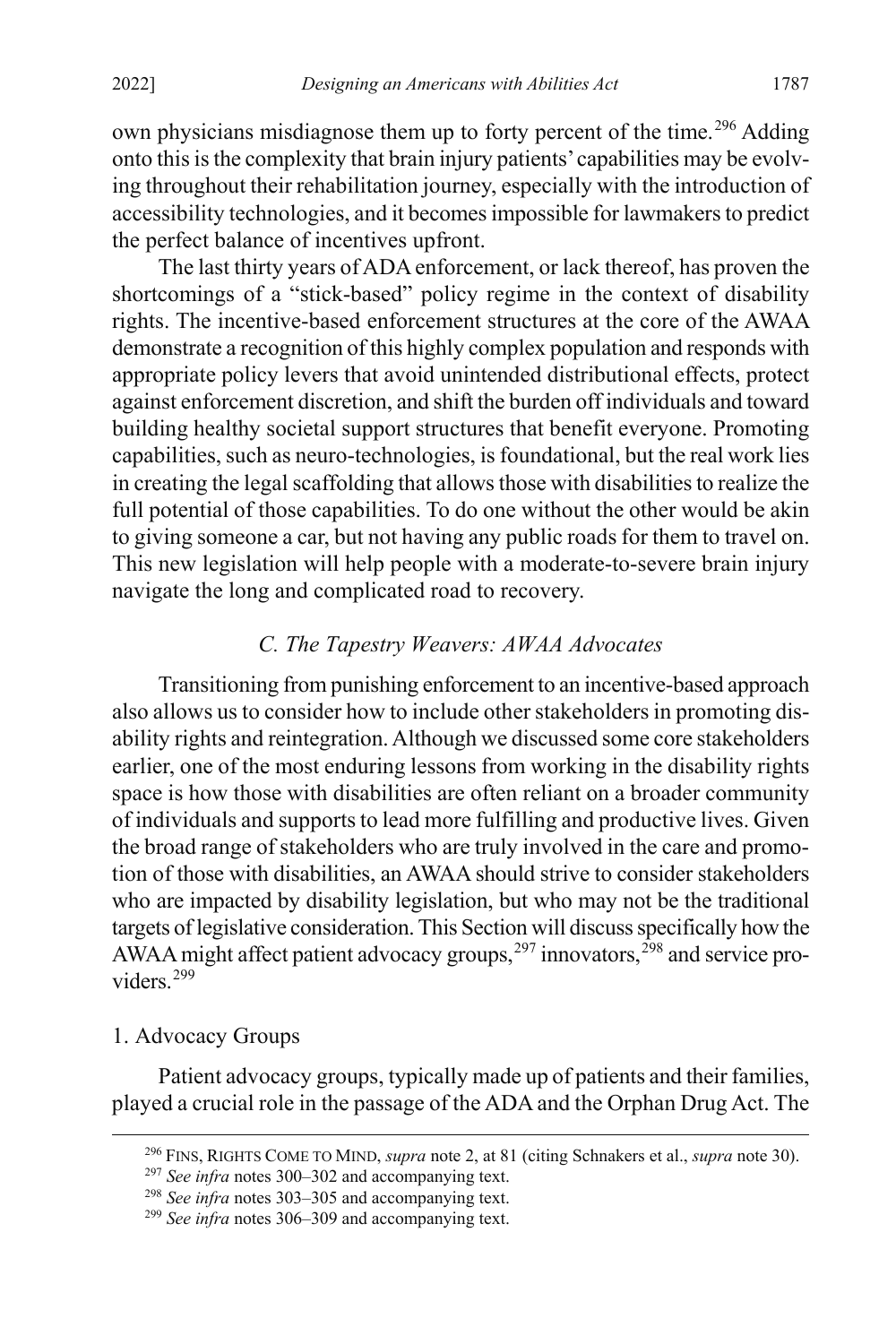own physicians misdiagnose them up to forty percent of the time.[296] Adding onto this is the complexity that brain injury patients' capabilities may be evolving throughout their rehabilitation journey, especially with the introduction of accessibility technologies, and it becomes impossible for lawmakers to predict the perfect balance of incentives upfront.

The last thirty years of ADA enforcement, or lack thereof, has proven the shortcomings of a "stick-based" policy regime in the context of disability rights. The incentive-based enforcement structures at the core of the AWAA demonstrate a recognition of this highly complex population and responds with appropriate policy levers that avoid unintended distributional effects, protect against enforcement discretion, and shift the burden off individuals and toward building healthy societal support structures that benefit everyone. Promoting capabilities, such as neuro-technologies, is foundational, but the real work lies in creating the legal scaffolding that allows those with disabilities to realize the full potential of those capabilities. To do one without the other would be akin to giving someone a car, but not having any public roads for them to travel on. This new legislation will help people with a moderate-to-severe brain injury navigate the long and complicated road to recovery.

### *C. The Tapestry Weavers: AWAA Advocates*

Transitioning from punishing enforcement to an incentive-based approach also allows us to consider how to include other stakeholders in promoting disability rights and reintegration. Although we discussed some core stakeholders earlier, one of the most enduring lessons from working in the disability rights space is how those with disabilities are often reliant on a broader community of individuals and supports to lead more fulfilling and productive lives. Given the broad range of stakeholders who are truly involved in the care and promotion of those with disabilities, an AWAA should strive to consider stakeholders who are impacted by disability legislation, but who may not be the traditional targets of legislative consideration. This Section will discuss specifically how the AWAA might affect patient advocacy groups,[297] innovators,[298] and service providers.[299]

#### 1. Advocacy Groups

Patient advocacy groups, typically made up of patients and their families, played a crucial role in the passage of the ADA and the Orphan Drug Act. The

---

[296] FINS, RIGHTS COME TO MIND, *supra* note 2, at 81 (citing Schnakers et al., *supra* note 30).

[297] *See infra* notes 300–302 and accompanying text.

[298] *See infra* notes 303–305 and accompanying text.

[299] *See infra* notes 306–309 and accompanying text.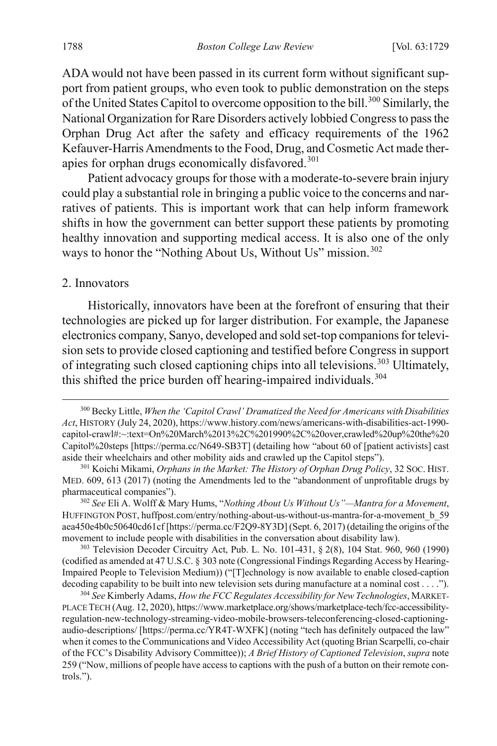ADA would not have been passed in its current form without significant support from patient groups, who even took to public demonstration on the steps of the United States Capitol to overcome opposition to the bill.[300] Similarly, the National Organization for Rare Disorders actively lobbied Congress to pass the Orphan Drug Act after the safety and efficacy requirements of the 1962 Kefauver-Harris Amendments to the Food, Drug, and Cosmetic Act made therapies for orphan drugs economically disfavored.[301]

Patient advocacy groups for those with a moderate-to-severe brain injury could play a substantial role in bringing a public voice to the concerns and narratives of patients. This is important work that can help inform framework shifts in how the government can better support these patients by promoting healthy innovation and supporting medical access. It is also one of the only ways to honor the "Nothing About Us, Without Us" mission.[302]

2. Innovators

Historically, innovators have been at the forefront of ensuring that their technologies are picked up for larger distribution. For example, the Japanese electronics company, Sanyo, developed and sold set-top companions for television sets to provide closed captioning and testified before Congress in support of integrating such closed captioning chips into all televisions.[303] Ultimately, this shifted the price burden off hearing-impaired individuals.[304]

---

[300] Becky Little, *When the 'Capitol Crawl' Dramatized the Need for Americans with Disabilities Act*, HISTORY (July 24, 2020), https://www.history.com/news/americans-with-disabilities-act-1990-capitol-crawl#:~:text=On%20March%2013%2C%201990%2C%20over,crawled%20up%20the%20Capitol%20steps [https://perma.cc/N649-SB3T] (detailing how "about 60 of [patient activists] cast aside their wheelchairs and other mobility aids and crawled up the Capitol steps").

[301] Koichi Mikami, *Orphans in the Market: The History of Orphan Drug Policy*, 32 SOC. HIST. MED. 609, 613 (2017) (noting the Amendments led to the "abandonment of unprofitable drugs by pharmaceutical companies").

[302] *See* Eli A. Wolff & Mary Hums, "*Nothing About Us Without Us"—Mantra for a Movement*, HUFFINGTON POST, huffpost.com/entry/nothing-about-us-without-us-mantra-for-a-movement_b_59aea450e4b0c50640cd61cf [https://perma.cc/F2Q9-8Y3D] (Sept. 6, 2017) (detailing the origins of the movement to include people with disabilities in the conversation about disability law).

[303] Television Decoder Circuitry Act, Pub. L. No. 101-431, § 2(8), 104 Stat. 960, 960 (1990) (codified as amended at 47 U.S.C. § 303 note (Congressional Findings Regarding Access by Hearing-Impaired People to Television Medium)) ("[T]echnology is now available to enable closed-caption decoding capability to be built into new television sets during manufacture at a nominal cost . . . .").

[304] *See* Kimberly Adams, *How the FCC Regulates Accessibility for New Technologies*, MARKETPLACE TECH (Aug. 12, 2020), https://www.marketplace.org/shows/marketplace-tech/fcc-accessibility-regulation-new-technology-streaming-video-mobile-browsers-teleconferencing-closed-captioning-audio-descriptions/ [https://perma.cc/YR4T-WXFK] (noting "tech has definitely outpaced the law" when it comes to the Communications and Video Accessibility Act (quoting Brian Scarpelli, co-chair of the FCC's Disability Advisory Committee)); *A Brief History of Captioned Television*, *supra* note 259 ("Now, millions of people have access to captions with the push of a button on their remote controls.").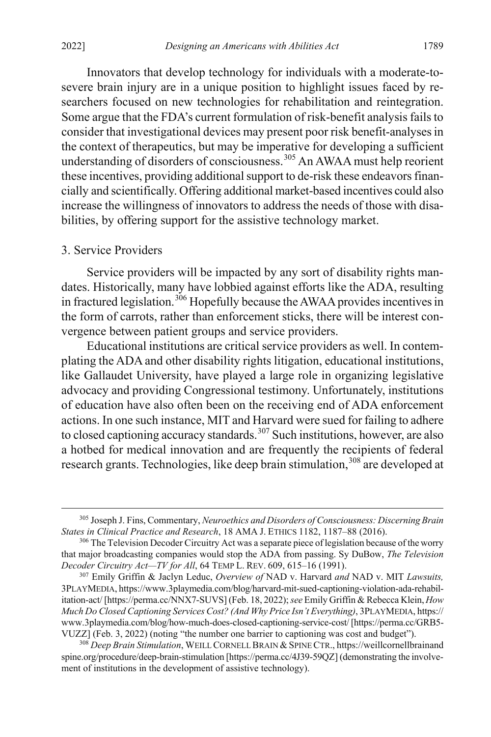Innovators that develop technology for individuals with a moderate-to-severe brain injury are in a unique position to highlight issues faced by researchers focused on new technologies for rehabilitation and reintegration. Some argue that the FDA's current formulation of risk-benefit analysis fails to consider that investigational devices may present poor risk benefit-analyses in the context of therapeutics, but may be imperative for developing a sufficient understanding of disorders of consciousness.[305] An AWAA must help reorient these incentives, providing additional support to de-risk these endeavors financially and scientifically. Offering additional market-based incentives could also increase the willingness of innovators to address the needs of those with disabilities, by offering support for the assistive technology market.

### 3. Service Providers

Service providers will be impacted by any sort of disability rights mandates. Historically, many have lobbied against efforts like the ADA, resulting in fractured legislation.[306] Hopefully because the AWAA provides incentives in the form of carrots, rather than enforcement sticks, there will be interest convergence between patient groups and service providers.

Educational institutions are critical service providers as well. In contemplating the ADA and other disability rights litigation, educational institutions, like Gallaudet University, have played a large role in organizing legislative advocacy and providing Congressional testimony. Unfortunately, institutions of education have also often been on the receiving end of ADA enforcement actions. In one such instance, MIT and Harvard were sued for failing to adhere to closed captioning accuracy standards.[307] Such institutions, however, are also a hotbed for medical innovation and are frequently the recipients of federal research grants. Technologies, like deep brain stimulation,[308] are developed at

---

[305] Joseph J. Fins, Commentary, *Neuroethics and Disorders of Consciousness: Discerning Brain States in Clinical Practice and Research*, 18 AMA J. ETHICS 1182, 1187–88 (2016).

[306] The Television Decoder Circuitry Act was a separate piece of legislation because of the worry that major broadcasting companies would stop the ADA from passing. Sy DuBow, *The Television Decoder Circuitry Act—TV for All*, 64 TEMP L. REV. 609, 615–16 (1991).

[307] Emily Griffin & Jaclyn Leduc, *Overview of* NAD v. Harvard *and* NAD v. MIT *Lawsuits,* 3PLAYMEDIA, https://www.3playmedia.com/blog/harvard-mit-sued-captioning-violation-ada-rehabilitation-act/ [https://perma.cc/NNX7-SUVS] (Feb. 18, 2022); *see* Emily Griffin & Rebecca Klein, *How Much Do Closed Captioning Services Cost? (And Why Price Isn't Everything)*, 3PLAYMEDIA, https://www.3playmedia.com/blog/how-much-does-closed-captioning-service-cost/ [https://perma.cc/GRB5-VUZZ] (Feb. 3, 2022) (noting "the number one barrier to captioning was cost and budget").

[308] *Deep Brain Stimulation*, WEILL CORNELL BRAIN & SPINE CTR., https://weillcornellbrainandspine.org/procedure/deep-brain-stimulation [https://perma.cc/4J39-59QZ] (demonstrating the involvement of institutions in the development of assistive technology).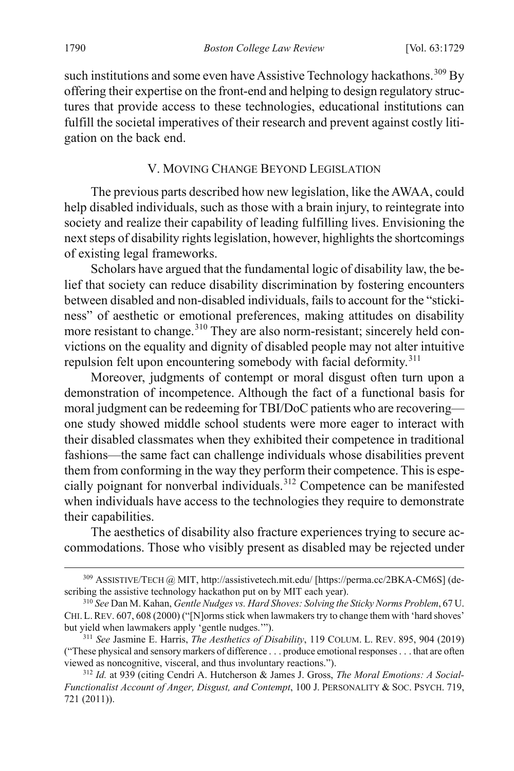such institutions and some even have Assistive Technology hackathons.[309] By offering their expertise on the front-end and helping to design regulatory structures that provide access to these technologies, educational institutions can fulfill the societal imperatives of their research and prevent against costly litigation on the back end.

## V. MOVING CHANGE BEYOND LEGISLATION

The previous parts described how new legislation, like the AWAA, could help disabled individuals, such as those with a brain injury, to reintegrate into society and realize their capability of leading fulfilling lives. Envisioning the next steps of disability rights legislation, however, highlights the shortcomings of existing legal frameworks.

Scholars have argued that the fundamental logic of disability law, the belief that society can reduce disability discrimination by fostering encounters between disabled and non-disabled individuals, fails to account for the "stickiness" of aesthetic or emotional preferences, making attitudes on disability more resistant to change.[310] They are also norm-resistant; sincerely held convictions on the equality and dignity of disabled people may not alter intuitive repulsion felt upon encountering somebody with facial deformity.[311]

Moreover, judgments of contempt or moral disgust often turn upon a demonstration of incompetence. Although the fact of a functional basis for moral judgment can be redeeming for TBI/DoC patients who are recovering—one study showed middle school students were more eager to interact with their disabled classmates when they exhibited their competence in traditional fashions—the same fact can challenge individuals whose disabilities prevent them from conforming in the way they perform their competence. This is especially poignant for nonverbal individuals.[312] Competence can be manifested when individuals have access to the technologies they require to demonstrate their capabilities.

The aesthetics of disability also fracture experiences trying to secure accommodations. Those who visibly present as disabled may be rejected under

---

[309] ASSISTIVE/TECH @ MIT, http://assistivetech.mit.edu/ [https://perma.cc/2BKA-CM6S] (describing the assistive technology hackathon put on by MIT each year).

[310] *See* Dan M. Kahan, *Gentle Nudges vs. Hard Shoves: Solving the Sticky Norms Problem*, 67 U. CHI. L. REV. 607, 608 (2000) ("[N]orms stick when lawmakers try to change them with 'hard shoves' but yield when lawmakers apply 'gentle nudges.'").

[311] *See* Jasmine E. Harris, *The Aesthetics of Disability*, 119 COLUM. L. REV. 895, 904 (2019) ("These physical and sensory markers of difference . . . produce emotional responses . . . that are often viewed as noncognitive, visceral, and thus involuntary reactions.").

[312] *Id.* at 939 (citing Cendri A. Hutcherson & James J. Gross, *The Moral Emotions: A Social-Functionalist Account of Anger, Disgust, and Contempt*, 100 J. PERSONALITY & SOC. PSYCH. 719, 721 (2011)).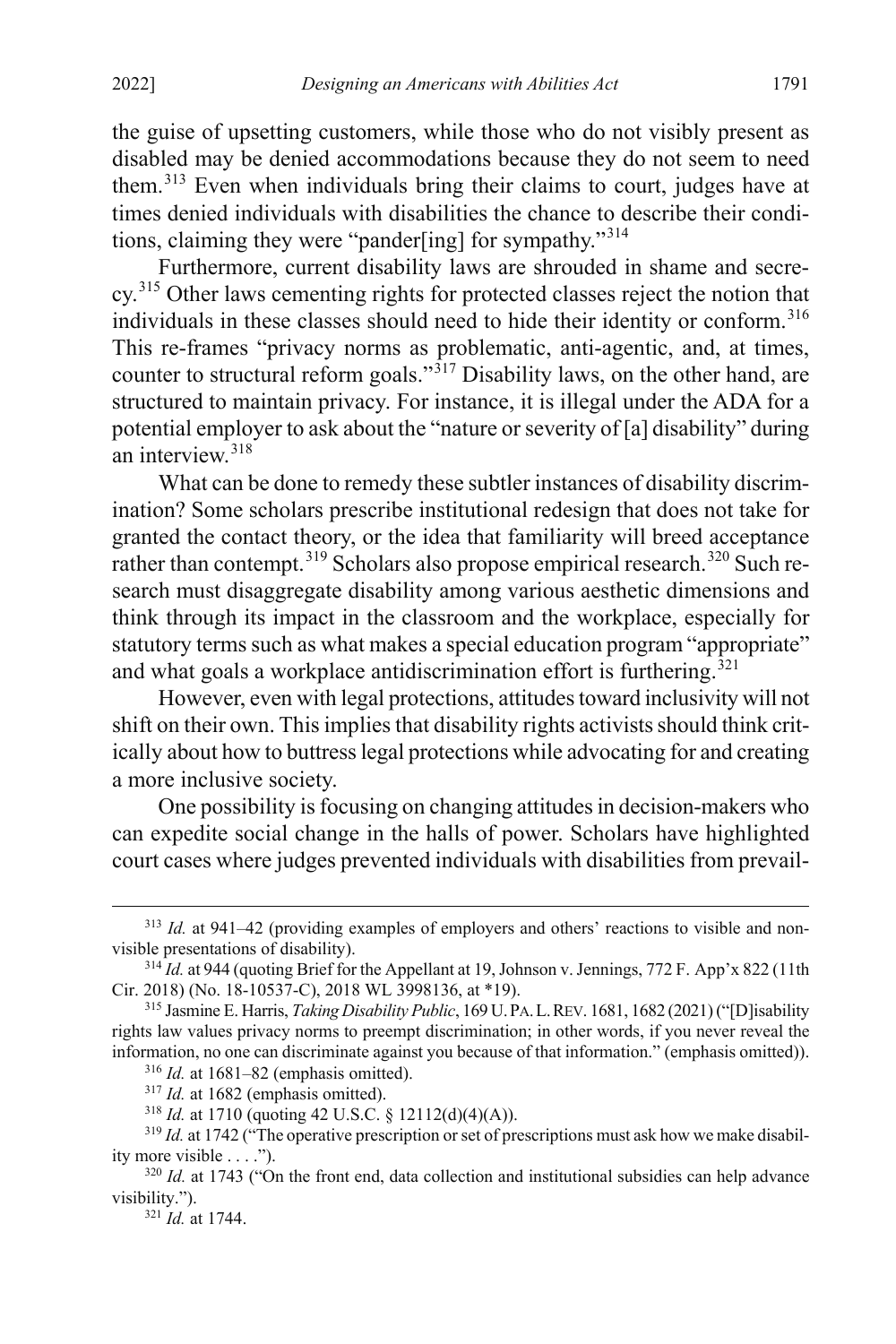the guise of upsetting customers, while those who do not visibly present as disabled may be denied accommodations because they do not seem to need them.[313] Even when individuals bring their claims to court, judges have at times denied individuals with disabilities the chance to describe their conditions, claiming they were "pander[ing] for sympathy."[314]

Furthermore, current disability laws are shrouded in shame and secrecy.[315] Other laws cementing rights for protected classes reject the notion that individuals in these classes should need to hide their identity or conform.[316] This re-frames "privacy norms as problematic, anti-agentic, and, at times, counter to structural reform goals."[317] Disability laws, on the other hand, are structured to maintain privacy. For instance, it is illegal under the ADA for a potential employer to ask about the "nature or severity of [a] disability" during an interview.[318]

What can be done to remedy these subtler instances of disability discrimination? Some scholars prescribe institutional redesign that does not take for granted the contact theory, or the idea that familiarity will breed acceptance rather than contempt.[319] Scholars also propose empirical research.[320] Such research must disaggregate disability among various aesthetic dimensions and think through its impact in the classroom and the workplace, especially for statutory terms such as what makes a special education program "appropriate" and what goals a workplace antidiscrimination effort is furthering.[321]

However, even with legal protections, attitudes toward inclusivity will not shift on their own. This implies that disability rights activists should think critically about how to buttress legal protections while advocating for and creating a more inclusive society.

One possibility is focusing on changing attitudes in decision-makers who can expedite social change in the halls of power. Scholars have highlighted court cases where judges prevented individuals with disabilities from prevail-

---

[313] *Id.* at 941–42 (providing examples of employers and others' reactions to visible and non-visible presentations of disability).

[314] *Id.* at 944 (quoting Brief for the Appellant at 19, Johnson v. Jennings, 772 F. App'x 822 (11th Cir. 2018) (No. 18-10537-C), 2018 WL 3998136, at *19).

[315] Jasmine E. Harris, *Taking Disability Public*, 169 U. PA. L. REV. 1681, 1682 (2021) ("[D]isability rights law values privacy norms to preempt discrimination; in other words, if you never reveal the information, no one can discriminate against you because of that information." (emphasis omitted)).

[316] *Id.* at 1681–82 (emphasis omitted).

[317] *Id.* at 1682 (emphasis omitted).

[318] *Id.* at 1710 (quoting 42 U.S.C. § 12112(d)(4)(A)).

[319] *Id.* at 1742 ("The operative prescription or set of prescriptions must ask how we make disability more visible . . . .").

[320] *Id.* at 1743 ("On the front end, data collection and institutional subsidies can help advance visibility.").

[321] *Id.* at 1744.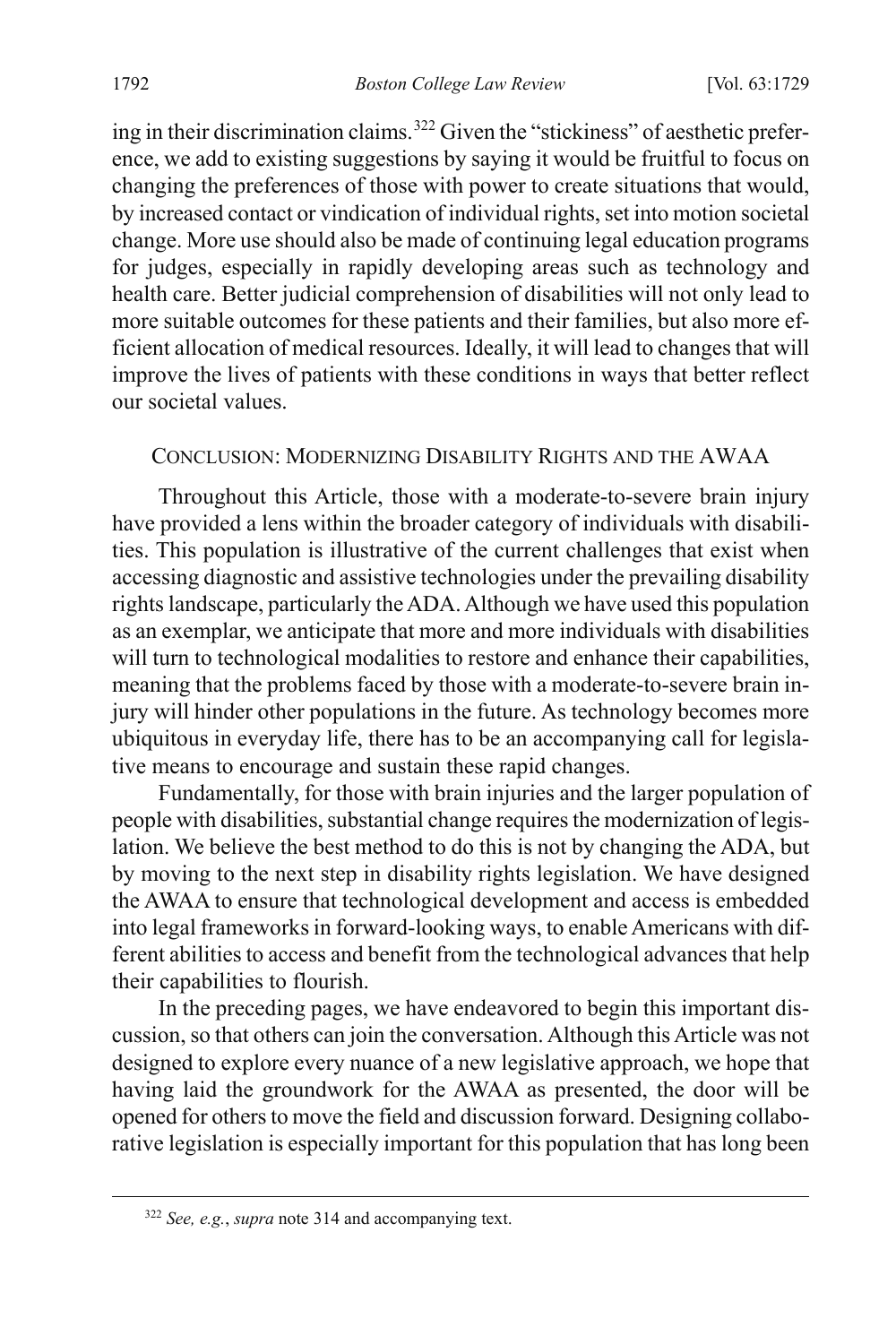ing in their discrimination claims.[322] Given the "stickiness" of aesthetic preference, we add to existing suggestions by saying it would be fruitful to focus on changing the preferences of those with power to create situations that would, by increased contact or vindication of individual rights, set into motion societal change. More use should also be made of continuing legal education programs for judges, especially in rapidly developing areas such as technology and health care. Better judicial comprehension of disabilities will not only lead to more suitable outcomes for these patients and their families, but also more efficient allocation of medical resources. Ideally, it will lead to changes that will improve the lives of patients with these conditions in ways that better reflect our societal values.

## CONCLUSION: MODERNIZING DISABILITY RIGHTS AND THE AWAA

Throughout this Article, those with a moderate-to-severe brain injury have provided a lens within the broader category of individuals with disabilities. This population is illustrative of the current challenges that exist when accessing diagnostic and assistive technologies under the prevailing disability rights landscape, particularly the ADA. Although we have used this population as an exemplar, we anticipate that more and more individuals with disabilities will turn to technological modalities to restore and enhance their capabilities, meaning that the problems faced by those with a moderate-to-severe brain injury will hinder other populations in the future. As technology becomes more ubiquitous in everyday life, there has to be an accompanying call for legislative means to encourage and sustain these rapid changes.

Fundamentally, for those with brain injuries and the larger population of people with disabilities, substantial change requires the modernization of legislation. We believe the best method to do this is not by changing the ADA, but by moving to the next step in disability rights legislation. We have designed the AWAA to ensure that technological development and access is embedded into legal frameworks in forward-looking ways, to enable Americans with different abilities to access and benefit from the technological advances that help their capabilities to flourish.

In the preceding pages, we have endeavored to begin this important discussion, so that others can join the conversation. Although this Article was not designed to explore every nuance of a new legislative approach, we hope that having laid the groundwork for the AWAA as presented, the door will be opened for others to move the field and discussion forward. Designing collaborative legislation is especially important for this population that has long been

[322] *See, e.g.*, *supra* note 314 and accompanying text.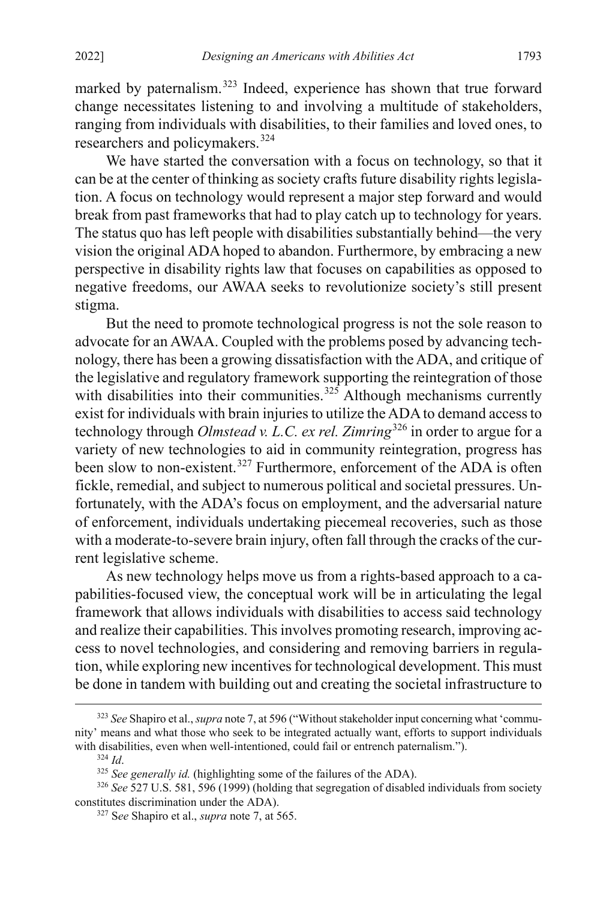marked by paternalism.[323] Indeed, experience has shown that true forward change necessitates listening to and involving a multitude of stakeholders, ranging from individuals with disabilities, to their families and loved ones, to researchers and policymakers.[324]

We have started the conversation with a focus on technology, so that it can be at the center of thinking as society crafts future disability rights legislation. A focus on technology would represent a major step forward and would break from past frameworks that had to play catch up to technology for years. The status quo has left people with disabilities substantially behind—the very vision the original ADA hoped to abandon. Furthermore, by embracing a new perspective in disability rights law that focuses on capabilities as opposed to negative freedoms, our AWAA seeks to revolutionize society's still present stigma.

But the need to promote technological progress is not the sole reason to advocate for an AWAA. Coupled with the problems posed by advancing technology, there has been a growing dissatisfaction with the ADA, and critique of the legislative and regulatory framework supporting the reintegration of those with disabilities into their communities.[325] Although mechanisms currently exist for individuals with brain injuries to utilize the ADA to demand access to technology through *Olmstead v. L.C. ex rel. Zimring*[326] in order to argue for a variety of new technologies to aid in community reintegration, progress has been slow to non-existent.[327] Furthermore, enforcement of the ADA is often fickle, remedial, and subject to numerous political and societal pressures. Unfortunately, with the ADA's focus on employment, and the adversarial nature of enforcement, individuals undertaking piecemeal recoveries, such as those with a moderate-to-severe brain injury, often fall through the cracks of the current legislative scheme.

As new technology helps move us from a rights-based approach to a capabilities-focused view, the conceptual work will be in articulating the legal framework that allows individuals with disabilities to access said technology and realize their capabilities. This involves promoting research, improving access to novel technologies, and considering and removing barriers in regulation, while exploring new incentives for technological development. This must be done in tandem with building out and creating the societal infrastructure to

[323] *See* Shapiro et al., *supra* note 7, at 596 ("Without stakeholder input concerning what 'community' means and what those who seek to be integrated actually want, efforts to support individuals with disabilities, even when well-intentioned, could fail or entrench paternalism.").

[324] *Id*.

[325] *See generally id.* (highlighting some of the failures of the ADA).

[326] *See* 527 U.S. 581, 596 (1999) (holding that segregation of disabled individuals from society constitutes discrimination under the ADA).

[327] S*ee* Shapiro et al., *supra* note 7, at 565.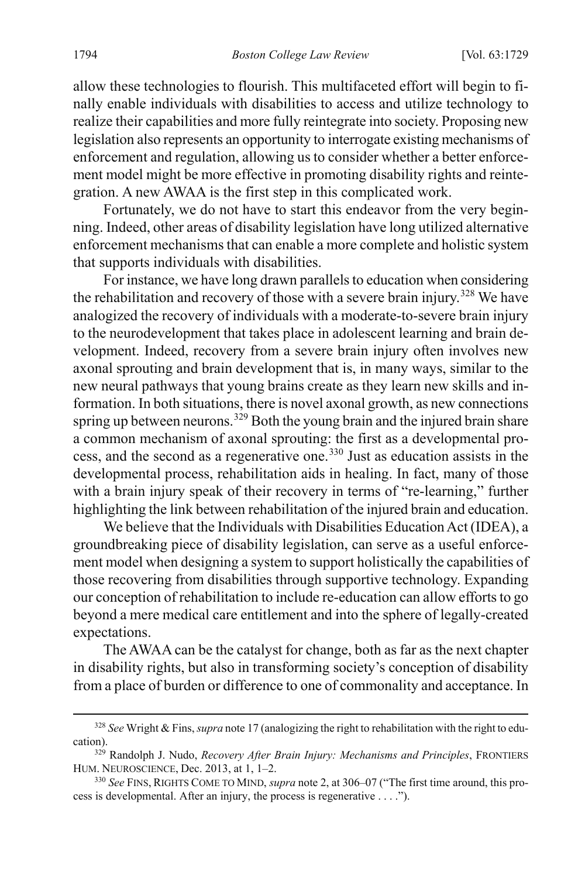allow these technologies to flourish. This multifaceted effort will begin to finally enable individuals with disabilities to access and utilize technology to realize their capabilities and more fully reintegrate into society. Proposing new legislation also represents an opportunity to interrogate existing mechanisms of enforcement and regulation, allowing us to consider whether a better enforcement model might be more effective in promoting disability rights and reintegration. A new AWAA is the first step in this complicated work.

Fortunately, we do not have to start this endeavor from the very beginning. Indeed, other areas of disability legislation have long utilized alternative enforcement mechanisms that can enable a more complete and holistic system that supports individuals with disabilities.

For instance, we have long drawn parallels to education when considering the rehabilitation and recovery of those with a severe brain injury.[328] We have analogized the recovery of individuals with a moderate-to-severe brain injury to the neurodevelopment that takes place in adolescent learning and brain development. Indeed, recovery from a severe brain injury often involves new axonal sprouting and brain development that is, in many ways, similar to the new neural pathways that young brains create as they learn new skills and information. In both situations, there is novel axonal growth, as new connections spring up between neurons.[329] Both the young brain and the injured brain share a common mechanism of axonal sprouting: the first as a developmental process, and the second as a regenerative one.[330] Just as education assists in the developmental process, rehabilitation aids in healing. In fact, many of those with a brain injury speak of their recovery in terms of "re-learning," further highlighting the link between rehabilitation of the injured brain and education.

We believe that the Individuals with Disabilities Education Act (IDEA), a groundbreaking piece of disability legislation, can serve as a useful enforcement model when designing a system to support holistically the capabilities of those recovering from disabilities through supportive technology. Expanding our conception of rehabilitation to include re-education can allow efforts to go beyond a mere medical care entitlement and into the sphere of legally-created expectations.

The AWAA can be the catalyst for change, both as far as the next chapter in disability rights, but also in transforming society's conception of disability from a place of burden or difference to one of commonality and acceptance. In

---

[328] *See* Wright & Fins, *supra* note 17 (analogizing the right to rehabilitation with the right to education).

[329] Randolph J. Nudo, *Recovery After Brain Injury: Mechanisms and Principles*, FRONTIERS HUM. NEUROSCIENCE, Dec. 2013, at 1, 1–2.

[330] *See* FINS, RIGHTS COME TO MIND, *supra* note 2, at 306–07 ("The first time around, this process is developmental. After an injury, the process is regenerative . . . .").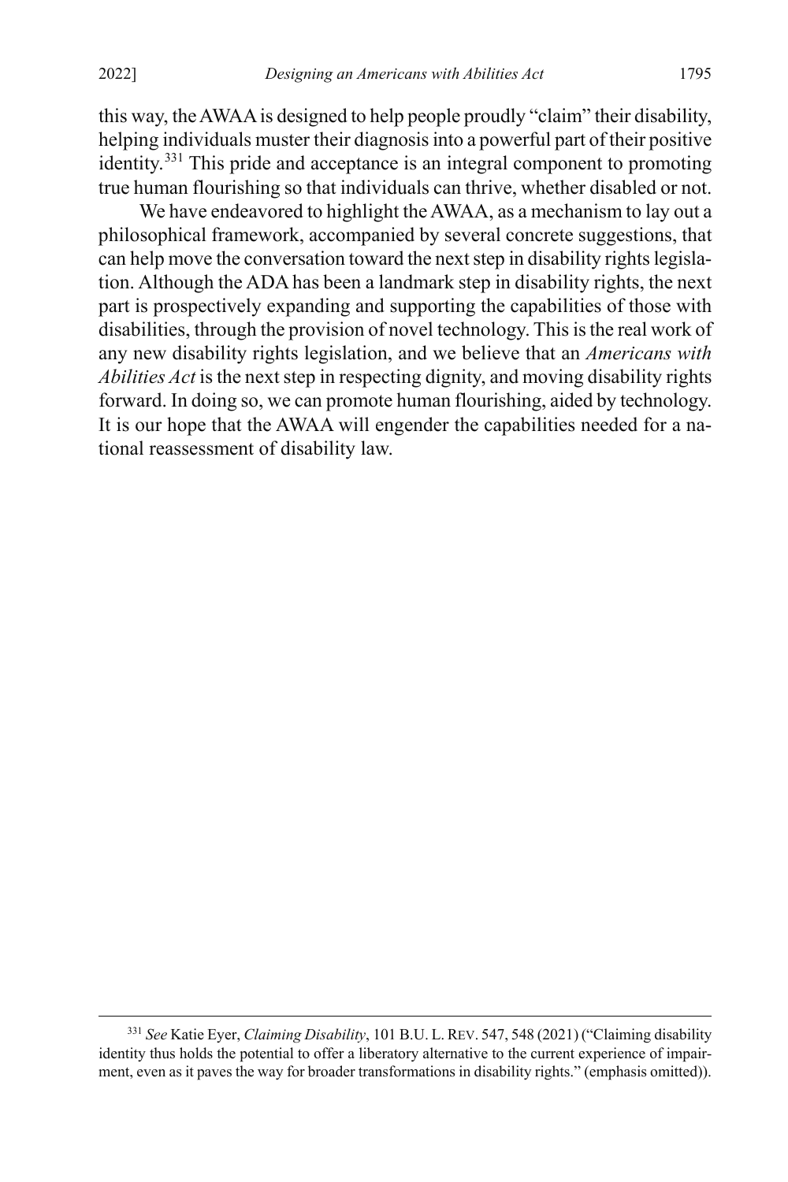this way, the AWAA is designed to help people proudly "claim" their disability, helping individuals muster their diagnosis into a powerful part of their positive identity.[331] This pride and acceptance is an integral component to promoting true human flourishing so that individuals can thrive, whether disabled or not.

We have endeavored to highlight the AWAA, as a mechanism to lay out a philosophical framework, accompanied by several concrete suggestions, that can help move the conversation toward the next step in disability rights legislation. Although the ADA has been a landmark step in disability rights, the next part is prospectively expanding and supporting the capabilities of those with disabilities, through the provision of novel technology. This is the real work of any new disability rights legislation, and we believe that an *Americans with Abilities Act* is the next step in respecting dignity, and moving disability rights forward. In doing so, we can promote human flourishing, aided by technology. It is our hope that the AWAA will engender the capabilities needed for a national reassessment of disability law.

---

[331] *See* Katie Eyer, *Claiming Disability*, 101 B.U. L. REV. 547, 548 (2021) ("Claiming disability identity thus holds the potential to offer a liberatory alternative to the current experience of impairment, even as it paves the way for broader transformations in disability rights." (emphasis omitted)).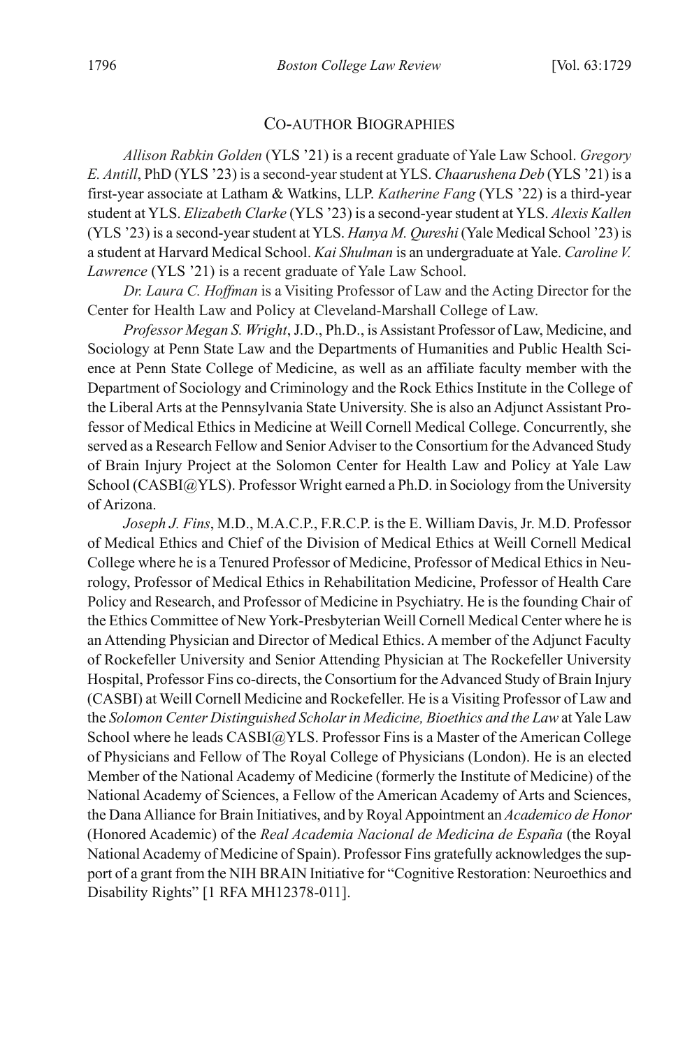## Co-author Biographies

*Allison Rabkin Golden* (YLS '21) is a recent graduate of Yale Law School. *Gregory E. Antill*, PhD (YLS '23) is a second-year student at YLS. *Chaarushena Deb* (YLS '21) is a first-year associate at Latham & Watkins, LLP. *Katherine Fang* (YLS '22) is a third-year student at YLS. *Elizabeth Clarke* (YLS '23) is a second-year student at YLS. *Alexis Kallen* (YLS '23) is a second-year student at YLS. *Hanya M. Qureshi* (Yale Medical School '23) is a student at Harvard Medical School. *Kai Shulman* is an undergraduate at Yale. *Caroline V. Lawrence* (YLS '21) is a recent graduate of Yale Law School.

*Dr. Laura C. Hoffman* is a Visiting Professor of Law and the Acting Director for the Center for Health Law and Policy at Cleveland-Marshall College of Law.

*Professor Megan S. Wright*, J.D., Ph.D., is Assistant Professor of Law, Medicine, and Sociology at Penn State Law and the Departments of Humanities and Public Health Science at Penn State College of Medicine, as well as an affiliate faculty member with the Department of Sociology and Criminology and the Rock Ethics Institute in the College of the Liberal Arts at the Pennsylvania State University. She is also an Adjunct Assistant Professor of Medical Ethics in Medicine at Weill Cornell Medical College. Concurrently, she served as a Research Fellow and Senior Adviser to the Consortium for the Advanced Study of Brain Injury Project at the Solomon Center for Health Law and Policy at Yale Law School (CASBI@YLS). Professor Wright earned a Ph.D. in Sociology from the University of Arizona.

*Joseph J. Fins*, M.D., M.A.C.P., F.R.C.P. is the E. William Davis, Jr. M.D. Professor of Medical Ethics and Chief of the Division of Medical Ethics at Weill Cornell Medical College where he is a Tenured Professor of Medicine, Professor of Medical Ethics in Neurology, Professor of Medical Ethics in Rehabilitation Medicine, Professor of Health Care Policy and Research, and Professor of Medicine in Psychiatry. He is the founding Chair of the Ethics Committee of New York-Presbyterian Weill Cornell Medical Center where he is an Attending Physician and Director of Medical Ethics. A member of the Adjunct Faculty of Rockefeller University and Senior Attending Physician at The Rockefeller University Hospital, Professor Fins co-directs, the Consortium for the Advanced Study of Brain Injury (CASBI) at Weill Cornell Medicine and Rockefeller. He is a Visiting Professor of Law and the *Solomon Center Distinguished Scholar in Medicine, Bioethics and the Law* at Yale Law School where he leads CASBI@YLS. Professor Fins is a Master of the American College of Physicians and Fellow of The Royal College of Physicians (London). He is an elected Member of the National Academy of Medicine (formerly the Institute of Medicine) of the National Academy of Sciences, a Fellow of the American Academy of Arts and Sciences, the Dana Alliance for Brain Initiatives, and by Royal Appointment an *Academico de Honor* (Honored Academic) of the *Real Academia Nacional de Medicina de España* (the Royal National Academy of Medicine of Spain). Professor Fins gratefully acknowledges the support of a grant from the NIH BRAIN Initiative for "Cognitive Restoration: Neuroethics and Disability Rights" [1 RFA MH12378-011].